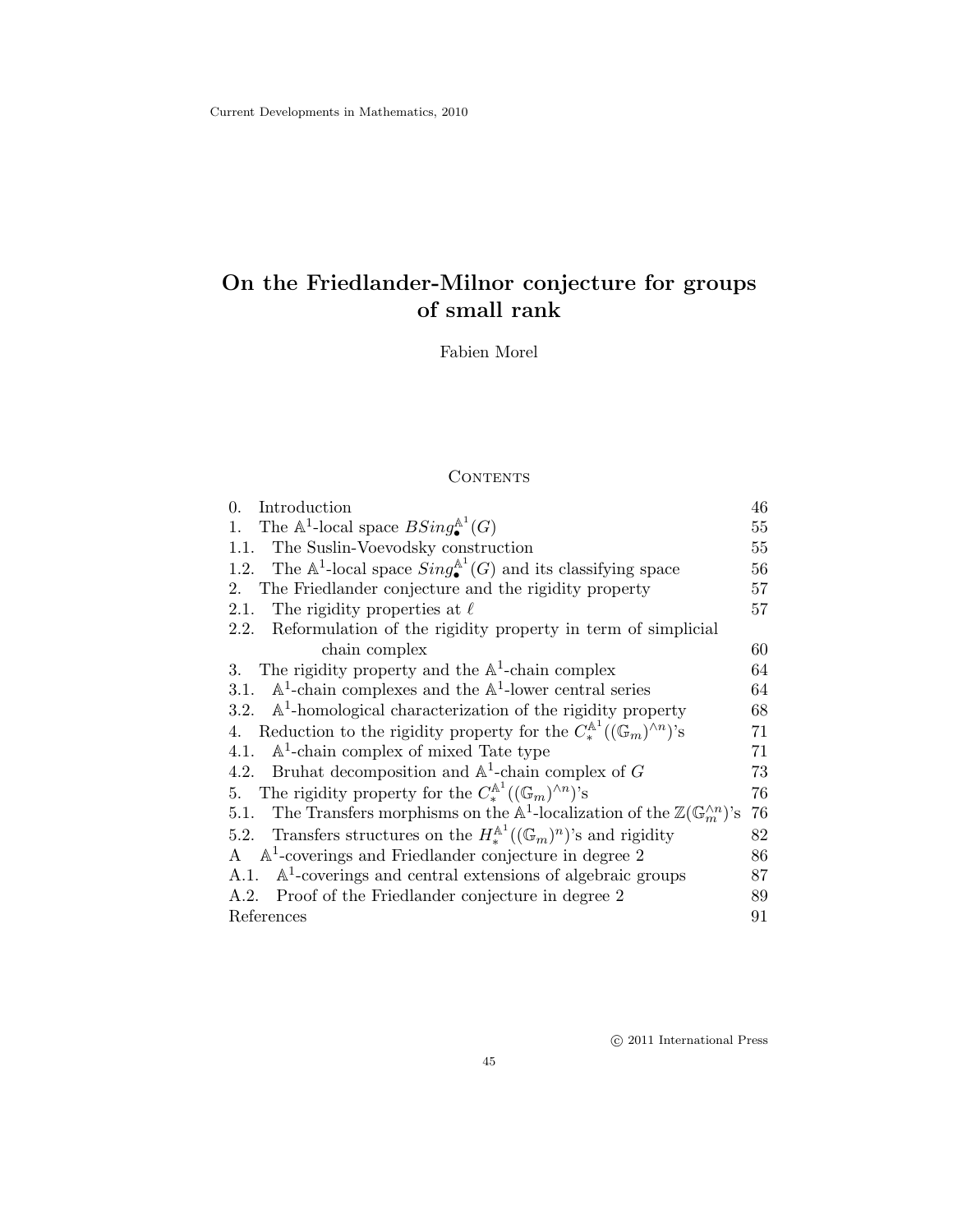# On the Friedlander-Milnor conjecture for groups of small rank

Fabien Morel

## Contents

| | |
|---|---|
| 0. Introduction | 46 |
| 1. The $\mathbb{A}^1$-local space $BSing_\bullet^{\mathbb{A}^1}(G)$ | 55 |
| 1.1. The Suslin-Voevodsky construction | 55 |
| 1.2. The $\mathbb{A}^1$-local space $Sing_\bullet^{\mathbb{A}^1}(G)$ and its classifying space | 56 |
| 2. The Friedlander conjecture and the rigidity property | 57 |
| 2.1. The rigidity properties at $\ell$ | 57 |
| 2.2. Reformulation of the rigidity property in term of simplicial chain complex | 60 |
| 3. The rigidity property and the $\mathbb{A}^1$-chain complex | 64 |
| 3.1. $\mathbb{A}^1$-chain complexes and the $\mathbb{A}^1$-lower central series | 64 |
| 3.2. $\mathbb{A}^1$-homological characterization of the rigidity property | 68 |
| 4. Reduction to the rigidity property for the $C_*^{\mathbb{A}^1}((\mathbb{G}_m)^{\wedge n})$'s | 71 |
| 4.1. $\mathbb{A}^1$-chain complex of mixed Tate type | 71 |
| 4.2. Bruhat decomposition and $\mathbb{A}^1$-chain complex of $G$ | 73 |
| 5. The rigidity property for the $C_*^{\mathbb{A}^1}((\mathbb{G}_m)^{\wedge n})$'s | 76 |
| 5.1. The Transfers morphisms on the $\mathbb{A}^1$-localization of the $\mathbb{Z}(\mathbb{G}_m^{\wedge n})$'s | 76 |
| 5.2. Transfers structures on the $H_*^{\mathbb{A}^1}((\mathbb{G}_m)^n)$'s and rigidity | 82 |
| A $\mathbb{A}^1$-coverings and Friedlander conjecture in degree 2 | 86 |
| A.1. $\mathbb{A}^1$-coverings and central extensions of algebraic groups | 87 |
| A.2. Proof of the Friedlander conjecture in degree 2 | 89 |
| References | 91 |

© 2011 International Press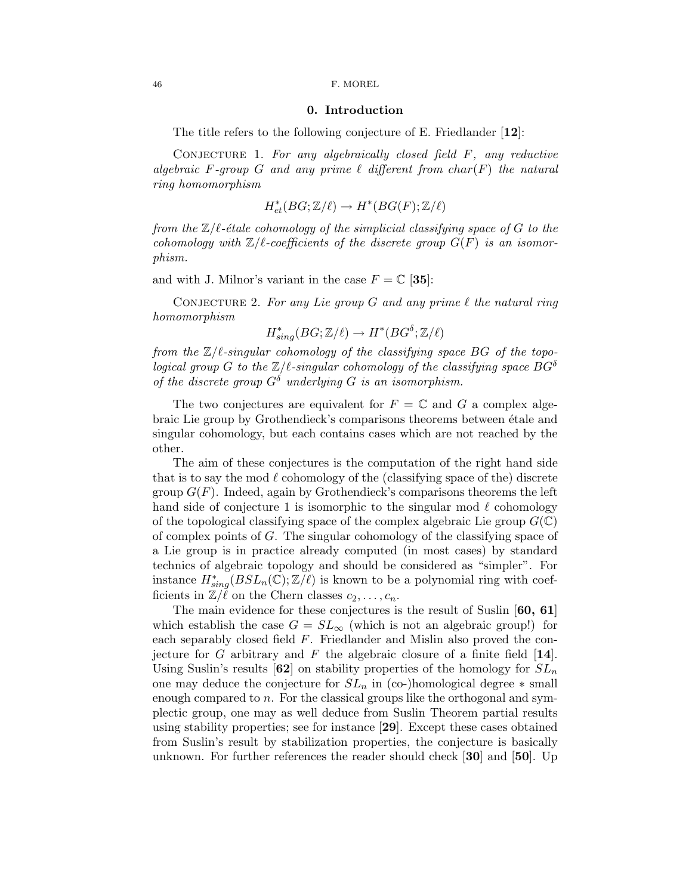## 0. Introduction

The title refers to the following conjecture of E. Friedlander [**12**]:

Conjecture 1. *For any algebraically closed field $F$, any reductive algebraic $F$-group $G$ and any prime $\ell$ different from $char(F)$ the natural ring homomorphism*

$$H^*_{et}(BG;\mathbb{Z}/\ell) \to H^*(BG(F);\mathbb{Z}/\ell)$$

*from the $\mathbb{Z}/\ell$-étale cohomology of the simplicial classifying space of $G$ to the cohomology with $\mathbb{Z}/\ell$-coefficients of the discrete group $G(F)$ is an isomorphism.*

and with J. Milnor's variant in the case $F = \mathbb{C}$ [**35**]:

Conjecture 2. *For any Lie group $G$ and any prime $\ell$ the natural ring homomorphism*

$$H^*_{sing}(BG;\mathbb{Z}/\ell) \to H^*(BG^\delta;\mathbb{Z}/\ell)$$

*from the $\mathbb{Z}/\ell$-singular cohomology of the classifying space $BG$ of the topological group $G$ to the $\mathbb{Z}/\ell$-singular cohomology of the classifying space $BG^\delta$ of the discrete group $G^\delta$ underlying $G$ is an isomorphism.*

The two conjectures are equivalent for $F = \mathbb{C}$ and $G$ a complex algebraic Lie group by Grothendieck's comparisons theorems between étale and singular cohomology, but each contains cases which are not reached by the other.

The aim of these conjectures is the computation of the right hand side that is to say the mod $\ell$ cohomology of the (classifying space of the) discrete group $G(F)$. Indeed, again by Grothendieck's comparisons theorems the left hand side of conjecture 1 is isomorphic to the singular mod $\ell$ cohomology of the topological classifying space of the complex algebraic Lie group $G(\mathbb{C})$ of complex points of $G$. The singular cohomology of the classifying space of a Lie group is in practice already computed (in most cases) by standard technics of algebraic topology and should be considered as "simpler". For instance $H^*_{sing}(BSL_n(\mathbb{C});\mathbb{Z}/\ell)$ is known to be a polynomial ring with coefficients in $\mathbb{Z}/\ell$ on the Chern classes $c_2, \dots, c_n$.

The main evidence for these conjectures is the result of Suslin [**60, 61**] which establish the case $G = SL_\infty$ (which is not an algebraic group!) for each separably closed field $F$. Friedlander and Mislin also proved the conjecture for $G$ arbitrary and $F$ the algebraic closure of a finite field [**14**]. Using Suslin's results [**62**] on stability properties of the homology for $SL_n$ one may deduce the conjecture for $SL_n$ in (co-)homological degree $*$ small enough compared to $n$. For the classical groups like the orthogonal and symplectic group, one may as well deduce from Suslin Theorem partial results using stability properties; see for instance [**29**]. Except these cases obtained from Suslin's result by stabilization properties, the conjecture is basically unknown. For further references the reader should check [**30**] and [**50**]. Up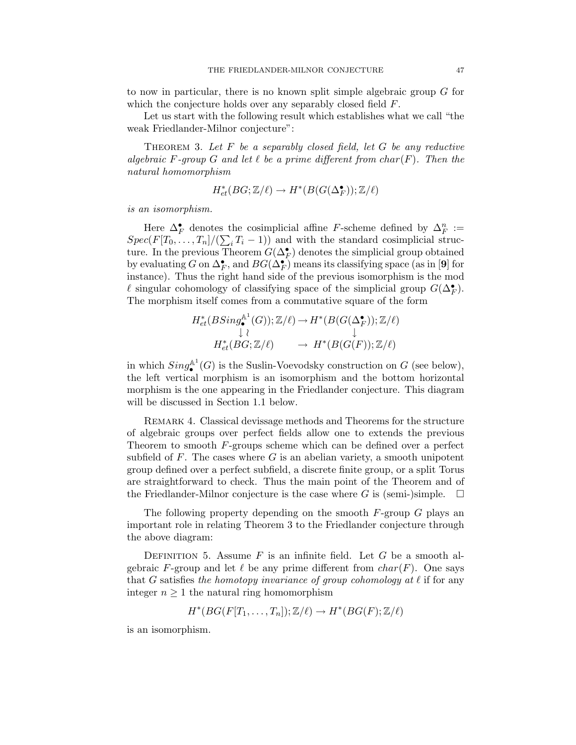to now in particular, there is no known split simple algebraic group $G$ for which the conjecture holds over any separably closed field $F$.

Let us start with the following result which establishes what we call "the weak Friedlander-Milnor conjecture":

THEOREM 3. *Let $F$ be a separably closed field, let $G$ be any reductive algebraic $F$-group $G$ and let $\ell$ be a prime different from $char(F)$. Then the natural homomorphism*

$$H^*_{et}(BG;\mathbb{Z}/\ell) \to H^*(B(G(\Delta^\bullet_F));\mathbb{Z}/\ell)$$

*is an isomorphism.*

Here $\Delta^\bullet_F$ denotes the cosimplicial affine $F$-scheme defined by $\Delta^n_F := Spec(F[T_0,\dots,T_n]/(\sum_i T_i - 1))$ and with the standard cosimplicial structure. In the previous Theorem $G(\Delta^\bullet_F)$ denotes the simplicial group obtained by evaluating $G$ on $\Delta^\bullet_F$, and $BG(\Delta^\bullet_F)$ means its classifying space (as in [**9**] for instance). Thus the right hand side of the previous isomorphism is the mod $\ell$ singular cohomology of classifying space of the simplicial group $G(\Delta^\bullet_F)$. The morphism itself comes from a commutative square of the form

$$\begin{array}{ccc} H^*_{et}(BSing^{\mathbb{A}^1}_\bullet(G));\mathbb{Z}/\ell) & \to & H^*(B(G(\Delta^\bullet_F));\mathbb{Z}/\ell) \\ \downarrow \wr & & \downarrow \\ H^*_{et}(BG;\mathbb{Z}/\ell) & \to & H^*(B(G(F));\mathbb{Z}/\ell) \end{array}$$

in which $Sing^{\mathbb{A}^1}_\bullet(G)$ is the Suslin-Voevodsky construction on $G$ (see below), the left vertical morphism is an isomorphism and the bottom horizontal morphism is the one appearing in the Friedlander conjecture. This diagram will be discussed in Section 1.1 below.

REMARK 4. Classical devissage methods and Theorems for the structure of algebraic groups over perfect fields allow one to extends the previous Theorem to smooth $F$-groups scheme which can be defined over a perfect subfield of $F$. The cases where $G$ is an abelian variety, a smooth unipotent group defined over a perfect subfield, a discrete finite group, or a split Torus are straightforward to check. Thus the main point of the Theorem and of the Friedlander-Milnor conjecture is the case where $G$ is (semi-)simple. □

The following property depending on the smooth $F$-group $G$ plays an important role in relating Theorem 3 to the Friedlander conjecture through the above diagram:

DEFINITION 5. Assume $F$ is an infinite field. Let $G$ be a smooth algebraic $F$-group and let $\ell$ be any prime different from $char(F)$. One says that $G$ satisfies *the homotopy invariance of group cohomology at $\ell$* if for any integer $n \geq 1$ the natural ring homomorphism

$$H^*(BG(F[T_1,\dots,T_n]);\mathbb{Z}/\ell) \to H^*(BG(F);\mathbb{Z}/\ell)$$

is an isomorphism.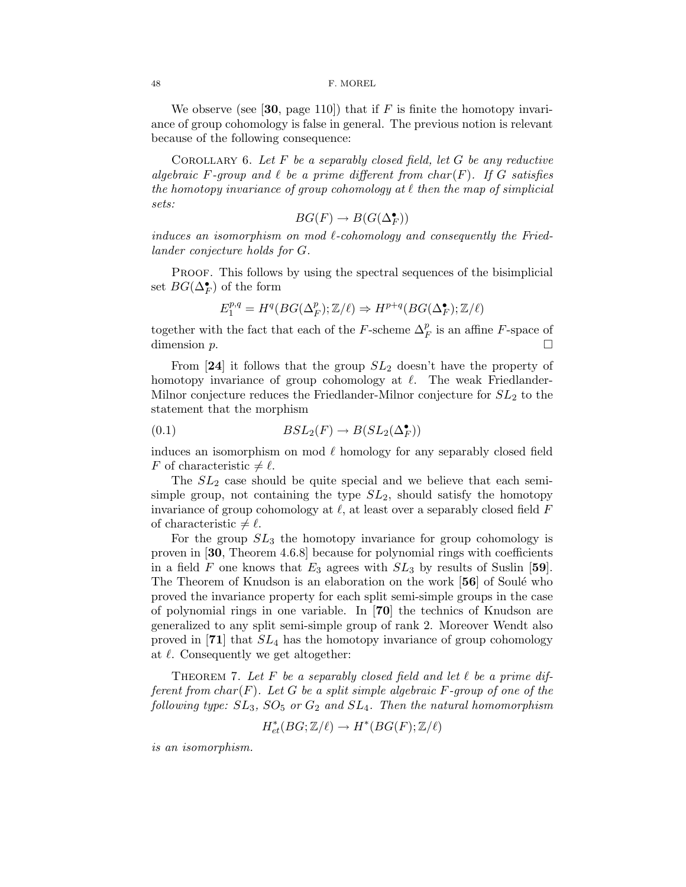We observe (see [**30**, page 110]) that if $F$ is finite the homotopy invariance of group cohomology is false in general. The previous notion is relevant because of the following consequence:

Corollary 6. *Let $F$ be a separably closed field, let $G$ be any reductive algebraic $F$-group and $\ell$ be a prime different from $char(F)$. If $G$ satisfies the homotopy invariance of group cohomology at $\ell$ then the map of simplicial sets:*

$$BG(F) \to B(G(\Delta_F^\bullet))$$

*induces an isomorphism on mod $\ell$-cohomology and consequently the Friedlander conjecture holds for $G$.*

Proof. This follows by using the spectral sequences of the bisimplicial set $BG(\Delta_F^\bullet)$ of the form

$$E_1^{p,q} = H^q(BG(\Delta_F^p);\mathbb{Z}/\ell) \Rightarrow H^{p+q}(BG(\Delta_F^\bullet);\mathbb{Z}/\ell)$$

together with the fact that each of the $F$-scheme $\Delta_F^p$ is an affine $F$-space of dimension $p$. □

From [**24**] it follows that the group $SL_2$ doesn't have the property of homotopy invariance of group cohomology at $\ell$. The weak Friedlander-Milnor conjecture reduces the Friedlander-Milnor conjecture for $SL_2$ to the statement that the morphism

$$BSL_2(F) \to B(SL_2(\Delta_F^\bullet)) \tag{0.1}$$

induces an isomorphism on mod $\ell$ homology for any separably closed field $F$ of characteristic $\neq \ell$.

The $SL_2$ case should be quite special and we believe that each semi-simple group, not containing the type $SL_2$, should satisfy the homotopy invariance of group cohomology at $\ell$, at least over a separably closed field $F$ of characteristic $\neq \ell$.

For the group $SL_3$ the homotopy invariance for group cohomology is proven in [**30**, Theorem 4.6.8] because for polynomial rings with coefficients in a field $F$ one knows that $E_3$ agrees with $SL_3$ by results of Suslin [**59**]. The Theorem of Knudson is an elaboration on the work [**56**] of Soulé who proved the invariance property for each split semi-simple groups in the case of polynomial rings in one variable. In [**70**] the technics of Knudson are generalized to any split semi-simple group of rank 2. Moreover Wendt also proved in [**71**] that $SL_4$ has the homotopy invariance of group cohomology at $\ell$. Consequently we get altogether:

Theorem 7. *Let $F$ be a separably closed field and let $\ell$ be a prime different from $char(F)$. Let $G$ be a split simple algebraic $F$-group of one of the following type: $SL_3$, $SO_5$ or $G_2$ and $SL_4$. Then the natural homomorphism*

$$H^*_{et}(BG;\mathbb{Z}/\ell) \to H^*(BG(F);\mathbb{Z}/\ell)$$

*is an isomorphism.*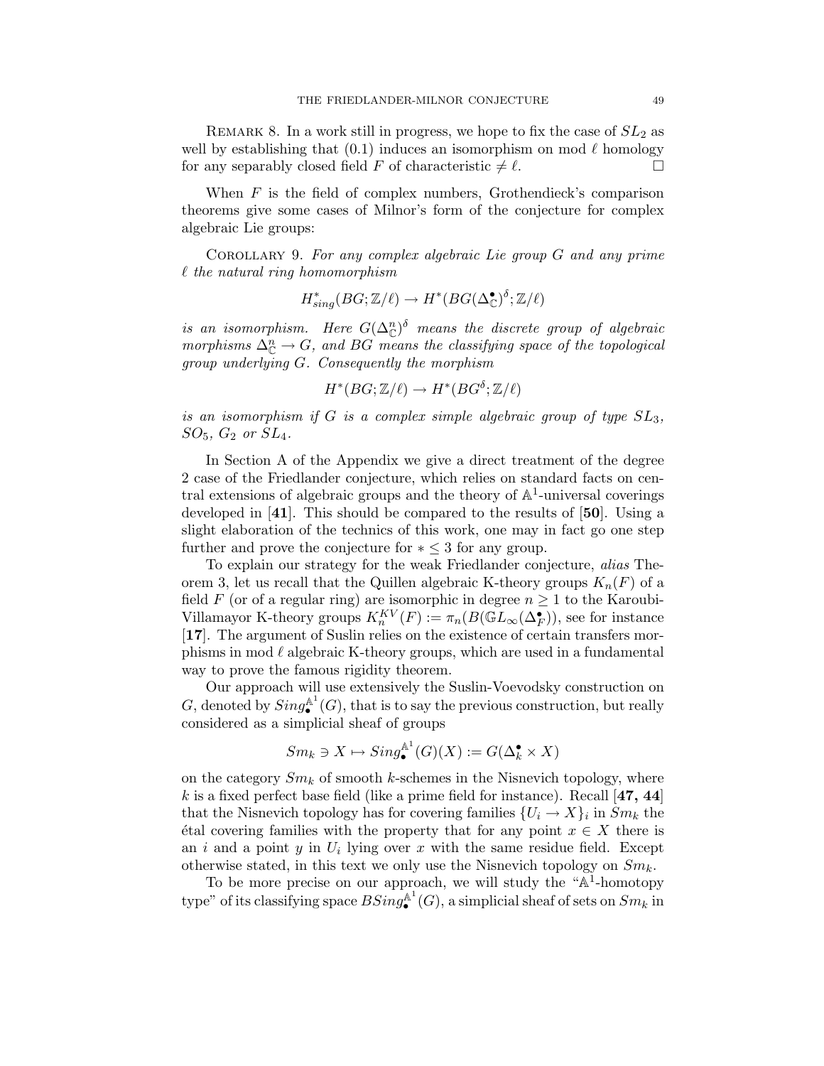Remark 8. In a work still in progress, we hope to fix the case of $SL_2$ as well by establishing that (0.1) induces an isomorphism on mod $\ell$ homology for any separably closed field $F$ of characteristic $\neq \ell$. □

When $F$ is the field of complex numbers, Grothendieck's comparison theorems give some cases of Milnor's form of the conjecture for complex algebraic Lie groups:

Corollary 9. *For any complex algebraic Lie group $G$ and any prime $\ell$ the natural ring homomorphism*

$$H^*_{sing}(BG;\mathbb{Z}/\ell) \to H^*(BG(\Delta^\bullet_{\mathbb{C}})^\delta;\mathbb{Z}/\ell)$$

*is an isomorphism. Here $G(\Delta^n_{\mathbb{C}})^\delta$ means the discrete group of algebraic morphisms $\Delta^n_{\mathbb{C}} \to G$, and $BG$ means the classifying space of the topological group underlying $G$. Consequently the morphism*

$$H^*(BG;\mathbb{Z}/\ell) \to H^*(BG^\delta;\mathbb{Z}/\ell)$$

*is an isomorphism if $G$ is a complex simple algebraic group of type $SL_3$, $SO_5$, $G_2$ or $SL_4$.*

In Section A of the Appendix we give a direct treatment of the degree 2 case of the Friedlander conjecture, which relies on standard facts on central extensions of algebraic groups and the theory of $\mathbb{A}^1$-universal coverings developed in [**41**]. This should be compared to the results of [**50**]. Using a slight elaboration of the technics of this work, one may in fact go one step further and prove the conjecture for $* \leq 3$ for any group.

To explain our strategy for the weak Friedlander conjecture, *alias* Theorem 3, let us recall that the Quillen algebraic K-theory groups $K_n(F)$ of a field $F$ (or of a regular ring) are isomorphic in degree $n \geq 1$ to the Karoubi-Villamayor K-theory groups $K^{KV}_n(F) := \pi_n(B(\mathbb{G}L_\infty(\Delta^\bullet_F))$, see for instance [**17**]. The argument of Suslin relies on the existence of certain transfers morphisms in mod $\ell$ algebraic K-theory groups, which are used in a fundamental way to prove the famous rigidity theorem.

Our approach will use extensively the Suslin-Voevodsky construction on $G$, denoted by $Sing^{\mathbb{A}^1}_\bullet(G)$, that is to say the previous construction, but really considered as a simplicial sheaf of groups

$$Sm_k \ni X \mapsto Sing^{\mathbb{A}^1}_\bullet(G)(X) := G(\Delta^\bullet_k \times X)$$

on the category $Sm_k$ of smooth $k$-schemes in the Nisnevich topology, where $k$ is a fixed perfect base field (like a prime field for instance). Recall [**47, 44**] that the Nisnevich topology has for covering families $\{U_i \to X\}_i$ in $Sm_k$ the étal covering families with the property that for any point $x \in X$ there is an $i$ and a point $y$ in $U_i$ lying over $x$ with the same residue field. Except otherwise stated, in this text we only use the Nisnevich topology on $Sm_k$.

To be more precise on our approach, we will study the "$\mathbb{A}^1$-homotopy type" of its classifying space $BSing^{\mathbb{A}^1}_\bullet(G)$, a simplicial sheaf of sets on $Sm_k$ in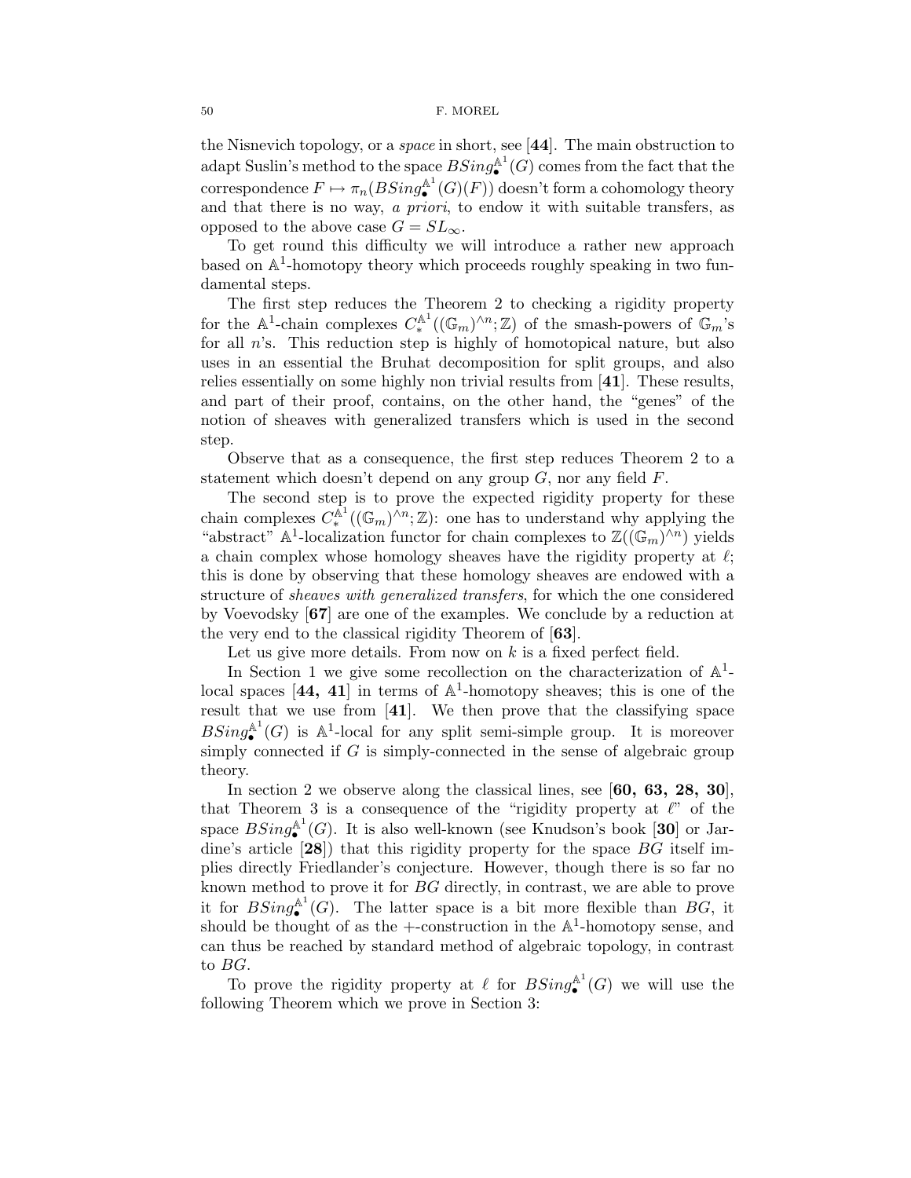the Nisnevich topology, or a *space* in short, see [**44**]. The main obstruction to adapt Suslin's method to the space $BSing_\bullet^{\mathbb{A}^1}(G)$ comes from the fact that the correspondence $F \mapsto \pi_n(BSing_\bullet^{\mathbb{A}^1}(G)(F))$ doesn't form a cohomology theory and that there is no way, *a priori*, to endow it with suitable transfers, as opposed to the above case $G = SL_\infty$.

To get round this difficulty we will introduce a rather new approach based on $\mathbb{A}^1$-homotopy theory which proceeds roughly speaking in two fundamental steps.

The first step reduces the Theorem 2 to checking a rigidity property for the $\mathbb{A}^1$-chain complexes $C_*^{\mathbb{A}^1}((\mathbb{G}_m)^{\wedge n};\mathbb{Z})$ of the smash-powers of $\mathbb{G}_m$'s for all $n$'s. This reduction step is highly of homotopical nature, but also uses in an essential the Bruhat decomposition for split groups, and also relies essentially on some highly non trivial results from [**41**]. These results, and part of their proof, contains, on the other hand, the "genes" of the notion of sheaves with generalized transfers which is used in the second step.

Observe that as a consequence, the first step reduces Theorem 2 to a statement which doesn't depend on any group $G$, nor any field $F$.

The second step is to prove the expected rigidity property for these chain complexes $C_*^{\mathbb{A}^1}((\mathbb{G}_m)^{\wedge n};\mathbb{Z})$: one has to understand why applying the "abstract" $\mathbb{A}^1$-localization functor for chain complexes to $\mathbb{Z}((\mathbb{G}_m)^{\wedge n})$ yields a chain complex whose homology sheaves have the rigidity property at $\ell$; this is done by observing that these homology sheaves are endowed with a structure of *sheaves with generalized transfers*, for which the one considered by Voevodsky [**67**] are one of the examples. We conclude by a reduction at the very end to the classical rigidity Theorem of [**63**].

Let us give more details. From now on $k$ is a fixed perfect field.

In Section 1 we give some recollection on the characterization of $\mathbb{A}^1$-local spaces [**44, 41**] in terms of $\mathbb{A}^1$-homotopy sheaves; this is one of the result that we use from [**41**]. We then prove that the classifying space $BSing_\bullet^{\mathbb{A}^1}(G)$ is $\mathbb{A}^1$-local for any split semi-simple group. It is moreover simply connected if $G$ is simply-connected in the sense of algebraic group theory.

In section 2 we observe along the classical lines, see [**60, 63, 28, 30**], that Theorem 3 is a consequence of the "rigidity property at $\ell$" of the space $BSing_\bullet^{\mathbb{A}^1}(G)$. It is also well-known (see Knudson's book [**30**] or Jardine's article [**28**]) that this rigidity property for the space $BG$ itself implies directly Friedlander's conjecture. However, though there is so far no known method to prove it for $BG$ directly, in contrast, we are able to prove it for $BSing_\bullet^{\mathbb{A}^1}(G)$. The latter space is a bit more flexible than $BG$, it should be thought of as the $+$-construction in the $\mathbb{A}^1$-homotopy sense, and can thus be reached by standard method of algebraic topology, in contrast to $BG$.

To prove the rigidity property at $\ell$ for $BSing_\bullet^{\mathbb{A}^1}(G)$ we will use the following Theorem which we prove in Section 3: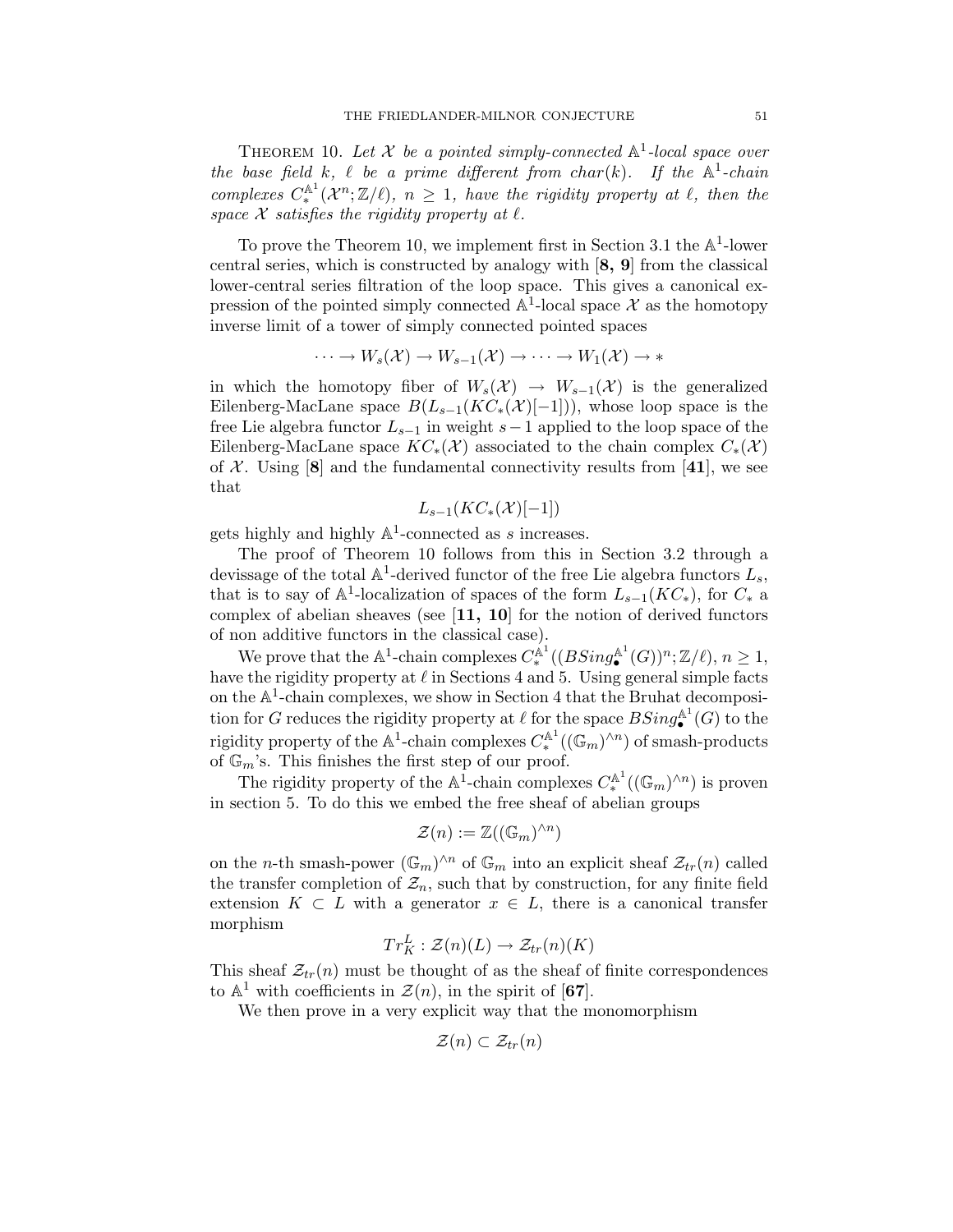**Theorem 10.** *Let $\mathcal{X}$ be a pointed simply-connected $\mathbb{A}^1$-local space over the base field $k$, $\ell$ be a prime different from $char(k)$. If the $\mathbb{A}^1$-chain complexes $C_*^{\mathbb{A}^1}(\mathcal{X}^n;\mathbb{Z}/\ell)$, $n \geq 1$, have the rigidity property at $\ell$, then the space $\mathcal{X}$ satisfies the rigidity property at $\ell$.*

To prove the Theorem 10, we implement first in Section 3.1 the $\mathbb{A}^1$-lower central series, which is constructed by analogy with [**8, 9**] from the classical lower-central series filtration of the loop space. This gives a canonical expression of the pointed simply connected $\mathbb{A}^1$-local space $\mathcal{X}$ as the homotopy inverse limit of a tower of simply connected pointed spaces

$$\cdots \to W_s(\mathcal{X}) \to W_{s-1}(\mathcal{X}) \to \cdots \to W_1(\mathcal{X}) \to *$$

in which the homotopy fiber of $W_s(\mathcal{X}) \to W_{s-1}(\mathcal{X})$ is the generalized Eilenberg-MacLane space $B(L_{s-1}(KC_*(\mathcal{X})[-1]))$, whose loop space is the free Lie algebra functor $L_{s-1}$ in weight $s-1$ applied to the loop space of the Eilenberg-MacLane space $KC_*(\mathcal{X})$ associated to the chain complex $C_*(\mathcal{X})$ of $\mathcal{X}$. Using [**8**] and the fundamental connectivity results from [**41**], we see that

$$L_{s-1}(KC_*(\mathcal{X})[-1])$$

gets highly and highly $\mathbb{A}^1$-connected as $s$ increases.

The proof of Theorem 10 follows from this in Section 3.2 through a devissage of the total $\mathbb{A}^1$-derived functor of the free Lie algebra functors $L_s$, that is to say of $\mathbb{A}^1$-localization of spaces of the form $L_{s-1}(KC_*)$, for $C_*$ a complex of abelian sheaves (see [**11, 10**] for the notion of derived functors of non additive functors in the classical case).

We prove that the $\mathbb{A}^1$-chain complexes $C_*^{\mathbb{A}^1}((BSing_\bullet^{\mathbb{A}^1}(G))^n;\mathbb{Z}/\ell)$, $n \geq 1$, have the rigidity property at $\ell$ in Sections 4 and 5. Using general simple facts on the $\mathbb{A}^1$-chain complexes, we show in Section 4 that the Bruhat decomposition for $G$ reduces the rigidity property at $\ell$ for the space $BSing_\bullet^{\mathbb{A}^1}(G)$ to the rigidity property of the $\mathbb{A}^1$-chain complexes $C_*^{\mathbb{A}^1}((\mathbb{G}_m)^{\wedge n})$ of smash-products of $\mathbb{G}_m$'s. This finishes the first step of our proof.

The rigidity property of the $\mathbb{A}^1$-chain complexes $C_*^{\mathbb{A}^1}((\mathbb{G}_m)^{\wedge n})$ is proven in section 5. To do this we embed the free sheaf of abelian groups

$$\mathcal{Z}(n) := \mathbb{Z}((\mathbb{G}_m)^{\wedge n})$$

on the $n$-th smash-power $(\mathbb{G}_m)^{\wedge n}$ of $\mathbb{G}_m$ into an explicit sheaf $\mathcal{Z}_{tr}(n)$ called the transfer completion of $\mathcal{Z}_n$, such that by construction, for any finite field extension $K \subset L$ with a generator $x \in L$, there is a canonical transfer morphism

$$Tr_K^L : \mathcal{Z}(n)(L) \to \mathcal{Z}_{tr}(n)(K)$$

This sheaf $\mathcal{Z}_{tr}(n)$ must be thought of as the sheaf of finite correspondences to $\mathbb{A}^1$ with coefficients in $\mathcal{Z}(n)$, in the spirit of [**67**].

We then prove in a very explicit way that the monomorphism

$$\mathcal{Z}(n) \subset \mathcal{Z}_{tr}(n)$$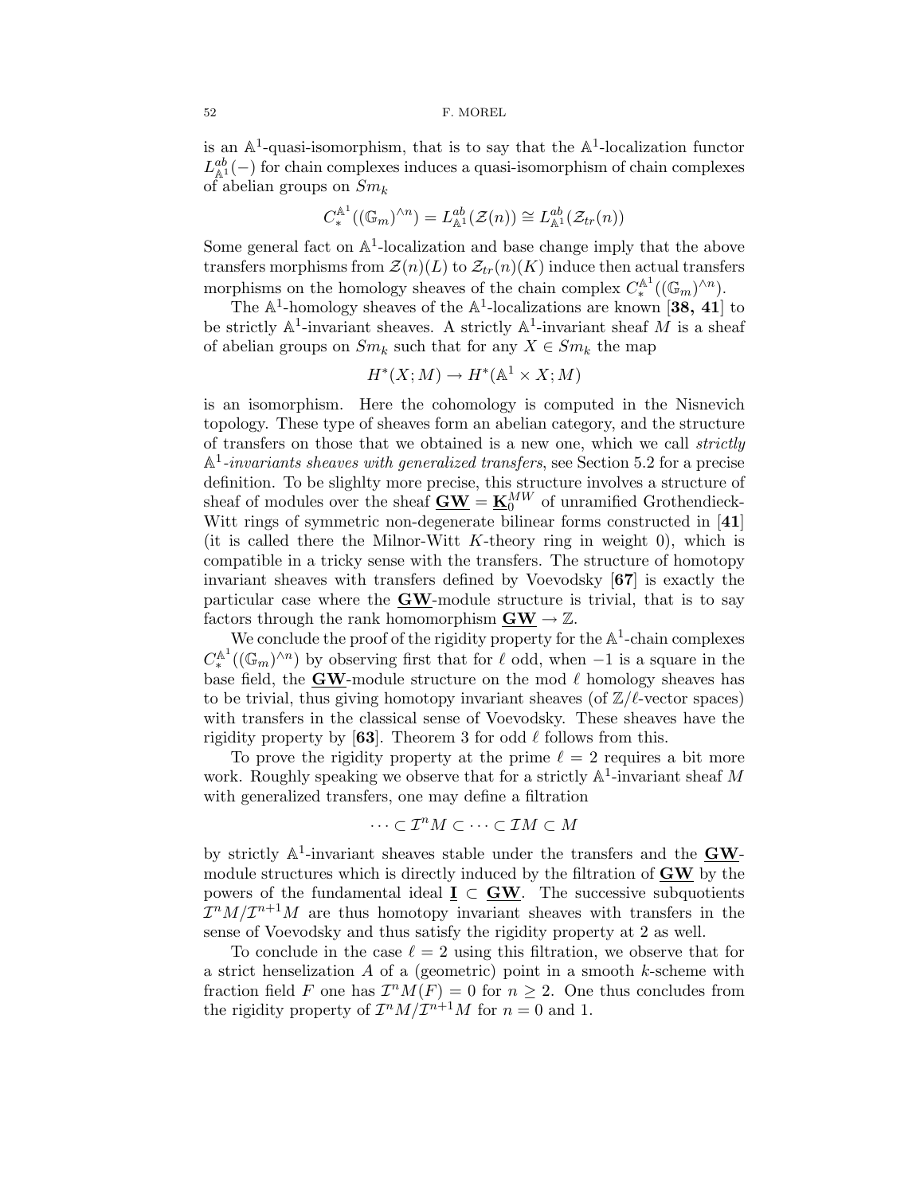is an $\mathbb{A}^1$-quasi-isomorphism, that is to say that the $\mathbb{A}^1$-localization functor $L^{ab}_{\mathbb{A}^1}(-)$ for chain complexes induces a quasi-isomorphism of chain complexes of abelian groups on $Sm_k$

$$C_*^{\mathbb{A}^1}((\mathbb{G}_m)^{\wedge n}) = L^{ab}_{\mathbb{A}^1}(\mathcal{Z}(n)) \cong L^{ab}_{\mathbb{A}^1}(\mathcal{Z}_{tr}(n))$$

Some general fact on $\mathbb{A}^1$-localization and base change imply that the above transfers morphisms from $\mathcal{Z}(n)(L)$ to $\mathcal{Z}_{tr}(n)(K)$ induce then actual transfers morphisms on the homology sheaves of the chain complex $C_*^{\mathbb{A}^1}((\mathbb{G}_m)^{\wedge n})$.

The $\mathbb{A}^1$-homology sheaves of the $\mathbb{A}^1$-localizations are known [**38, 41**] to be strictly $\mathbb{A}^1$-invariant sheaves. A strictly $\mathbb{A}^1$-invariant sheaf $M$ is a sheaf of abelian groups on $Sm_k$ such that for any $X \in Sm_k$ the map

$$H^*(X; M) \to H^*(\mathbb{A}^1 \times X; M)$$

is an isomorphism. Here the cohomology is computed in the Nisnevich topology. These type of sheaves form an abelian category, and the structure of transfers on those that we obtained is a new one, which we call *strictly $\mathbb{A}^1$-invariants sheaves with generalized transfers*, see Section 5.2 for a precise definition. To be slighlty more precise, this structure involves a structure of sheaf of modules over the sheaf $\underline{\mathbf{GW}} = \underline{\mathbf{K}}_0^{MW}$ of unramified Grothendieck-Witt rings of symmetric non-degenerate bilinear forms constructed in [**41**] (it is called there the Milnor-Witt $K$-theory ring in weight 0), which is compatible in a tricky sense with the transfers. The structure of homotopy invariant sheaves with transfers defined by Voevodsky [**67**] is exactly the particular case where the $\underline{\mathbf{GW}}$-module structure is trivial, that is to say factors through the rank homomorphism $\underline{\mathbf{GW}} \to \mathbb{Z}$.

We conclude the proof of the rigidity property for the $\mathbb{A}^1$-chain complexes $C_*^{\mathbb{A}^1}((\mathbb{G}_m)^{\wedge n})$ by observing first that for $\ell$ odd, when $-1$ is a square in the base field, the $\underline{\mathbf{GW}}$-module structure on the mod $\ell$ homology sheaves has to be trivial, thus giving homotopy invariant sheaves (of $\mathbb{Z}/\ell$-vector spaces) with transfers in the classical sense of Voevodsky. These sheaves have the rigidity property by [**63**]. Theorem 3 for odd $\ell$ follows from this.

To prove the rigidity property at the prime $\ell = 2$ requires a bit more work. Roughly speaking we observe that for a strictly $\mathbb{A}^1$-invariant sheaf $M$ with generalized transfers, one may define a filtration

$$\cdots \subset \mathcal{I}^n M \subset \cdots \subset \mathcal{I} M \subset M$$

by strictly $\mathbb{A}^1$-invariant sheaves stable under the transfers and the $\underline{\mathbf{GW}}$-module structures which is directly induced by the filtration of $\underline{\mathbf{GW}}$ by the powers of the fundamental ideal $\underline{\mathbf{I}} \subset \underline{\mathbf{GW}}$. The successive subquotients $\mathcal{I}^n M/\mathcal{I}^{n+1} M$ are thus homotopy invariant sheaves with transfers in the sense of Voevodsky and thus satisfy the rigidity property at 2 as well.

To conclude in the case $\ell = 2$ using this filtration, we observe that for a strict henselization $A$ of a (geometric) point in a smooth $k$-scheme with fraction field $F$ one has $\mathcal{I}^n M(F) = 0$ for $n \geq 2$. One thus concludes from the rigidity property of $\mathcal{I}^n M/\mathcal{I}^{n+1} M$ for $n = 0$ and 1.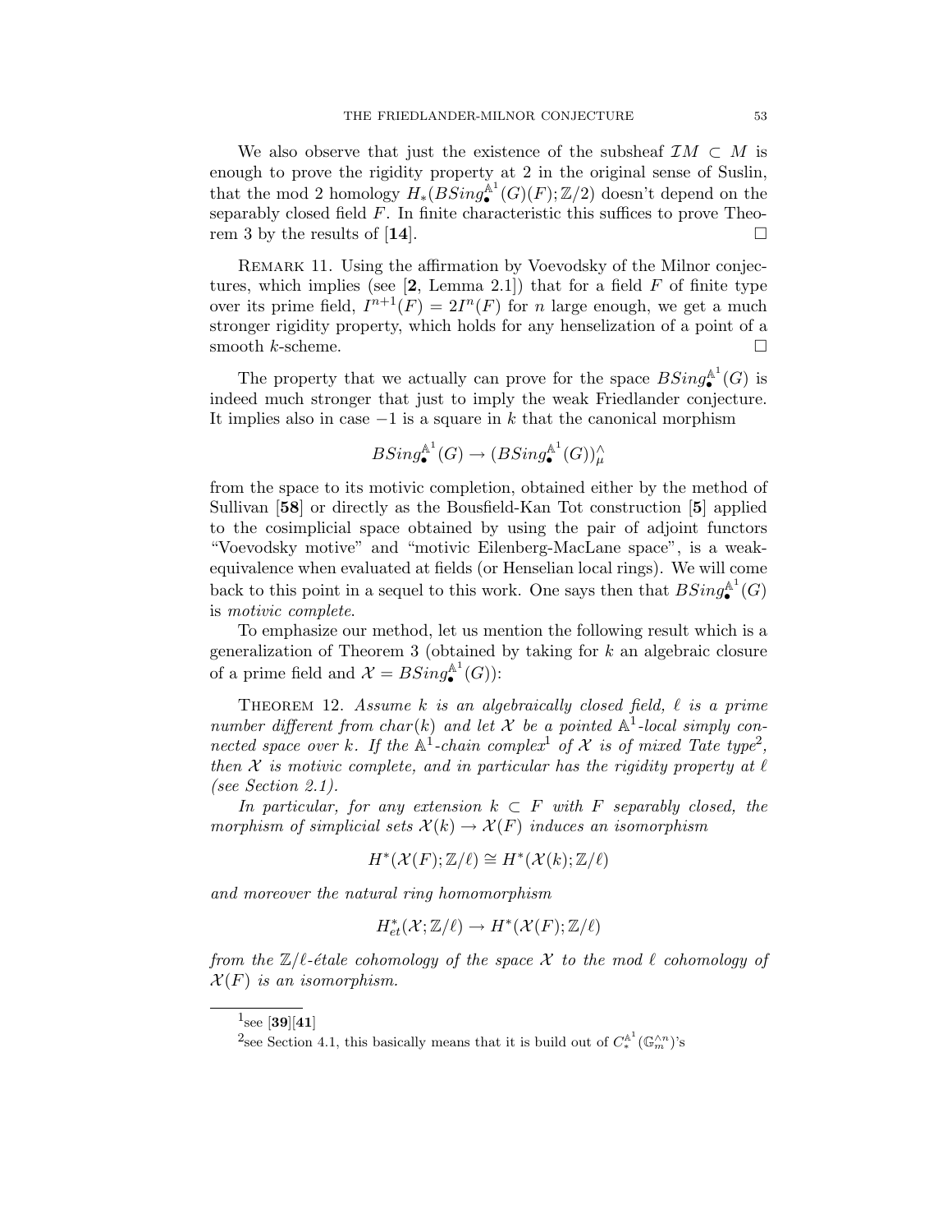We also observe that just the existence of the subsheaf $\mathcal{I}M \subset M$ is enough to prove the rigidity property at 2 in the original sense of Suslin, that the mod 2 homology $H_*(BSing_\bullet^{\mathbb{A}^1}(G)(F);\mathbb{Z}/2)$ doesn't depend on the separably closed field $F$. In finite characteristic this suffices to prove Theorem 3 by the results of [**14**]. $\square$

Remark 11. Using the affirmation by Voevodsky of the Milnor conjectures, which implies (see [**2**, Lemma 2.1]) that for a field $F$ of finite type over its prime field, $I^{n+1}(F) = 2I^n(F)$ for $n$ large enough, we get a much stronger rigidity property, which holds for any henselization of a point of a smooth $k$-scheme. $\square$

The property that we actually can prove for the space $BSing_\bullet^{\mathbb{A}^1}(G)$ is indeed much stronger that just to imply the weak Friedlander conjecture. It implies also in case $-1$ is a square in $k$ that the canonical morphism

$$BSing_\bullet^{\mathbb{A}^1}(G) \to (BSing_\bullet^{\mathbb{A}^1}(G))^\wedge_\mu$$

from the space to its motivic completion, obtained either by the method of Sullivan [**58**] or directly as the Bousfield-Kan Tot construction [**5**] applied to the cosimplicial space obtained by using the pair of adjoint functors "Voevodsky motive" and "motivic Eilenberg-MacLane space", is a weak-equivalence when evaluated at fields (or Henselian local rings). We will come back to this point in a sequel to this work. One says then that $BSing_\bullet^{\mathbb{A}^1}(G)$ is *motivic complete*.

To emphasize our method, let us mention the following result which is a generalization of Theorem 3 (obtained by taking for $k$ an algebraic closure of a prime field and $\mathcal{X} = BSing_\bullet^{\mathbb{A}^1}(G)$):

Theorem 12. *Assume $k$ is an algebraically closed field, $\ell$ is a prime number different from $char(k)$ and let $\mathcal{X}$ be a pointed $\mathbb{A}^1$-local simply connected space over $k$. If the $\mathbb{A}^1$-chain complex[1] of $\mathcal{X}$ is of mixed Tate type[2], then $\mathcal{X}$ is motivic complete, and in particular has the rigidity property at $\ell$ (see Section 2.1).*

*In particular, for any extension $k \subset F$ with $F$ separably closed, the morphism of simplicial sets $\mathcal{X}(k) \to \mathcal{X}(F)$ induces an isomorphism*

$$H^*(\mathcal{X}(F);\mathbb{Z}/\ell) \cong H^*(\mathcal{X}(k);\mathbb{Z}/\ell)$$

*and moreover the natural ring homomorphism*

$$H^*_{et}(\mathcal{X};\mathbb{Z}/\ell) \to H^*(\mathcal{X}(F);\mathbb{Z}/\ell)$$

*from the $\mathbb{Z}/\ell$-étale cohomology of the space $\mathcal{X}$ to the mod $\ell$ cohomology of $\mathcal{X}(F)$ is an isomorphism.*

---

[1] see [**39**][**41**]

[2] see Section 4.1, this basically means that it is build out of $C_*^{\mathbb{A}^1}(\mathbb{G}_m^{\wedge n})$'s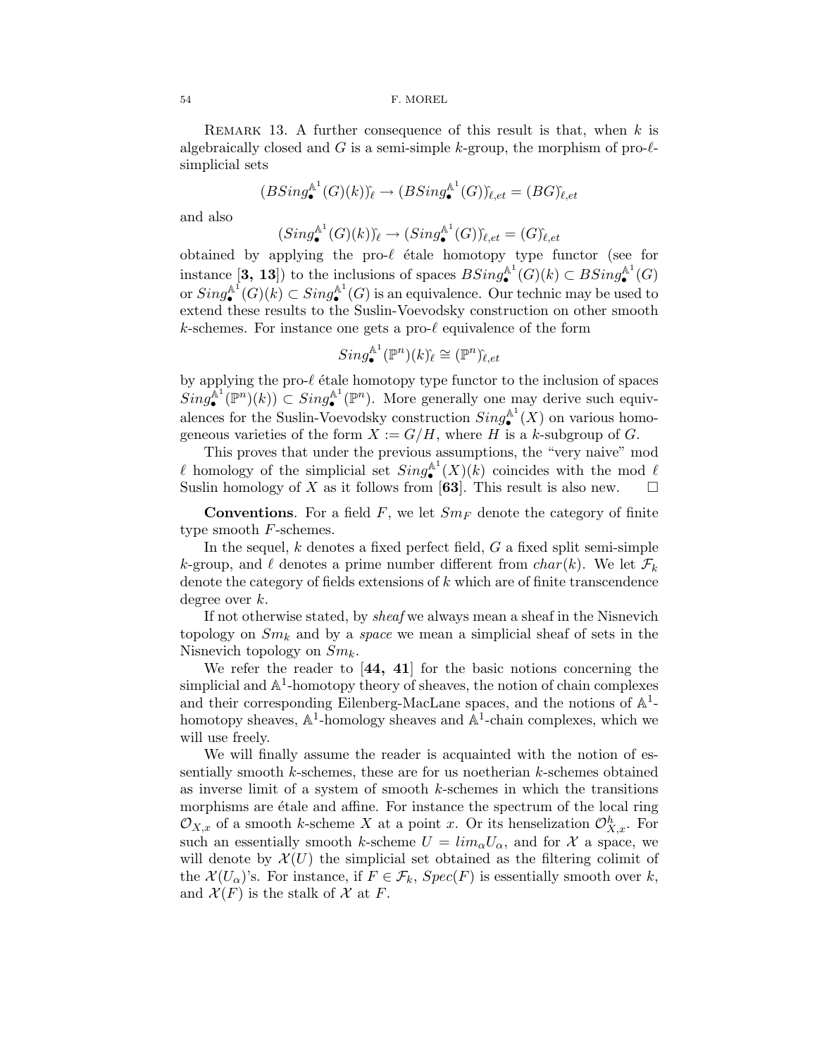REMARK 13. A further consequence of this result is that, when $k$ is algebraically closed and $G$ is a semi-simple $k$-group, the morphism of pro-$\ell$-simplicial sets

$$(BSing_\bullet^{\mathbb{A}^1}(G)(k))\hat{}_\ell \to (BSing_\bullet^{\mathbb{A}^1}(G))\hat{}_{\ell,et} = (BG)\hat{}_{\ell,et}$$

and also

$$(Sing_\bullet^{\mathbb{A}^1}(G)(k))\hat{}_\ell \to (Sing_\bullet^{\mathbb{A}^1}(G))\hat{}_{\ell,et} = (G)\hat{}_{\ell,et}$$

obtained by applying the pro-$\ell$ étale homotopy type functor (see for instance [**3, 13**]) to the inclusions of spaces $BSing_\bullet^{\mathbb{A}^1}(G)(k) \subset BSing_\bullet^{\mathbb{A}^1}(G)$ or $Sing_\bullet^{\mathbb{A}^1}(G)(k) \subset Sing_\bullet^{\mathbb{A}^1}(G)$ is an equivalence. Our technic may be used to extend these results to the Suslin-Voevodsky construction on other smooth $k$-schemes. For instance one gets a pro-$\ell$ equivalence of the form

$$Sing_\bullet^{\mathbb{A}^1}(\mathbb{P}^n)(k)\hat{}_\ell \cong (\mathbb{P}^n)\hat{}_{\ell,et}$$

by applying the pro-$\ell$ étale homotopy type functor to the inclusion of spaces $Sing_\bullet^{\mathbb{A}^1}(\mathbb{P}^n)(k)) \subset Sing_\bullet^{\mathbb{A}^1}(\mathbb{P}^n)$. More generally one may derive such equivalences for the Suslin-Voevodsky construction $Sing_\bullet^{\mathbb{A}^1}(X)$ on various homogeneous varieties of the form $X := G/H$, where $H$ is a $k$-subgroup of $G$.

This proves that under the previous assumptions, the "very naive" mod $\ell$ homology of the simplicial set $Sing_\bullet^{\mathbb{A}^1}(X)(k)$ coincides with the mod $\ell$ Suslin homology of $X$ as it follows from [**63**]. This result is also new. $\square$

**Conventions**. For a field $F$, we let $Sm_F$ denote the category of finite type smooth $F$-schemes.

In the sequel, $k$ denotes a fixed perfect field, $G$ a fixed split semi-simple $k$-group, and $\ell$ denotes a prime number different from $char(k)$. We let $\mathcal{F}_k$ denote the category of fields extensions of $k$ which are of finite transcendence degree over $k$.

If not otherwise stated, by *sheaf* we always mean a sheaf in the Nisnevich topology on $Sm_k$ and by a *space* we mean a simplicial sheaf of sets in the Nisnevich topology on $Sm_k$.

We refer the reader to [**44, 41**] for the basic notions concerning the simplicial and $\mathbb{A}^1$-homotopy theory of sheaves, the notion of chain complexes and their corresponding Eilenberg-MacLane spaces, and the notions of $\mathbb{A}^1$-homotopy sheaves, $\mathbb{A}^1$-homology sheaves and $\mathbb{A}^1$-chain complexes, which we will use freely.

We will finally assume the reader is acquainted with the notion of essentially smooth $k$-schemes, these are for us noetherian $k$-schemes obtained as inverse limit of a system of smooth $k$-schemes in which the transitions morphisms are étale and affine. For instance the spectrum of the local ring $\mathcal{O}_{X,x}$ of a smooth $k$-scheme $X$ at a point $x$. Or its henselization $\mathcal{O}^h_{X,x}$. For such an essentially smooth $k$-scheme $U = lim_\alpha U_\alpha$, and for $\mathcal{X}$ a space, we will denote by $\mathcal{X}(U)$ the simplicial set obtained as the filtering colimit of the $\mathcal{X}(U_\alpha)$'s. For instance, if $F \in \mathcal{F}_k$, $Spec(F)$ is essentially smooth over $k$, and $\mathcal{X}(F)$ is the stalk of $\mathcal{X}$ at $F$.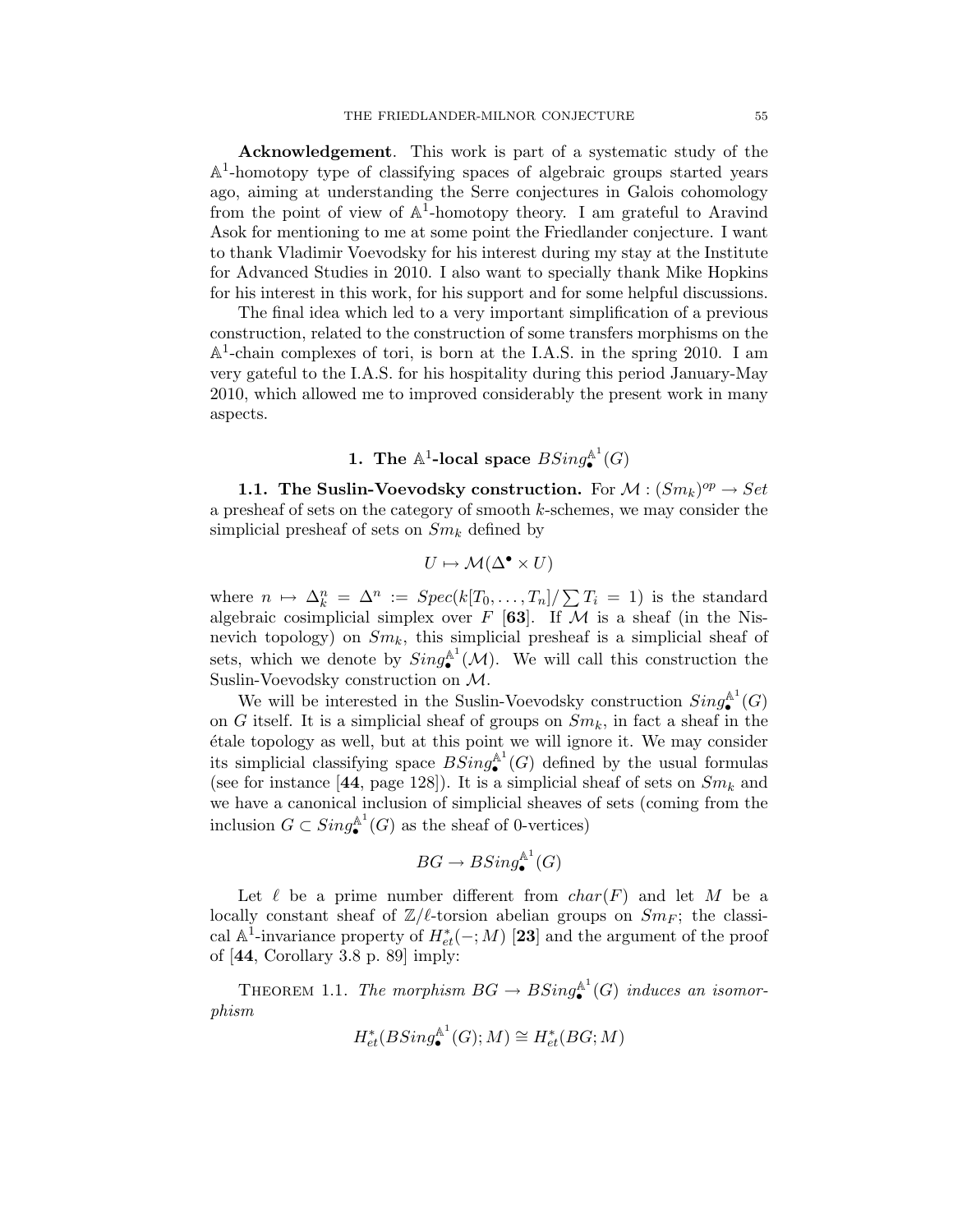**Acknowledgement**. This work is part of a systematic study of the $\mathbb{A}^1$-homotopy type of classifying spaces of algebraic groups started years ago, aiming at understanding the Serre conjectures in Galois cohomology from the point of view of $\mathbb{A}^1$-homotopy theory. I am grateful to Aravind Asok for mentioning to me at some point the Friedlander conjecture. I want to thank Vladimir Voevodsky for his interest during my stay at the Institute for Advanced Studies in 2010. I also want to specially thank Mike Hopkins for his interest in this work, for his support and for some helpful discussions.

The final idea which led to a very important simplification of a previous construction, related to the construction of some transfers morphisms on the $\mathbb{A}^1$-chain complexes of tori, is born at the I.A.S. in the spring 2010. I am very gateful to the I.A.S. for his hospitality during this period January-May 2010, which allowed me to improved considerably the present work in many aspects.

## 1. The $\mathbb{A}^1$-local space $BSing_\bullet^{\mathbb{A}^1}(G)$

**1.1. The Suslin-Voevodsky construction.** For $\mathcal{M} : (Sm_k)^{op} \to Set$ a presheaf of sets on the category of smooth $k$-schemes, we may consider the simplicial presheaf of sets on $Sm_k$ defined by

$$U \mapsto \mathcal{M}(\Delta^\bullet \times U)$$

where $n \mapsto \Delta_k^n = \Delta^n := Spec(k[T_0, \ldots, T_n]/\sum T_i = 1)$ is the standard algebraic cosimplicial simplex over $F$ [**63**]. If $\mathcal{M}$ is a sheaf (in the Nisnevich topology) on $Sm_k$, this simplicial presheaf is a simplicial sheaf of sets, which we denote by $Sing_\bullet^{\mathbb{A}^1}(\mathcal{M})$. We will call this construction the Suslin-Voevodsky construction on $\mathcal{M}$.

We will be interested in the Suslin-Voevodsky construction $Sing_\bullet^{\mathbb{A}^1}(G)$ on $G$ itself. It is a simplicial sheaf of groups on $Sm_k$, in fact a sheaf in the étale topology as well, but at this point we will ignore it. We may consider its simplicial classifying space $BSing_\bullet^{\mathbb{A}^1}(G)$ defined by the usual formulas (see for instance [**44**, page 128]). It is a simplicial sheaf of sets on $Sm_k$ and we have a canonical inclusion of simplicial sheaves of sets (coming from the inclusion $G \subset Sing_\bullet^{\mathbb{A}^1}(G)$ as the sheaf of 0-vertices)

$$BG \to BSing_\bullet^{\mathbb{A}^1}(G)$$

Let $\ell$ be a prime number different from $char(F)$ and let $M$ be a locally constant sheaf of $\mathbb{Z}/\ell$-torsion abelian groups on $Sm_F$; the classical $\mathbb{A}^1$-invariance property of $H^*_{et}(-; M)$ [**23**] and the argument of the proof of [**44**, Corollary 3.8 p. 89] imply:

THEOREM 1.1. *The morphism $BG \to BSing_\bullet^{\mathbb{A}^1}(G)$ induces an isomorphism*

$$H^*_{et}(BSing_\bullet^{\mathbb{A}^1}(G); M) \cong H^*_{et}(BG; M)$$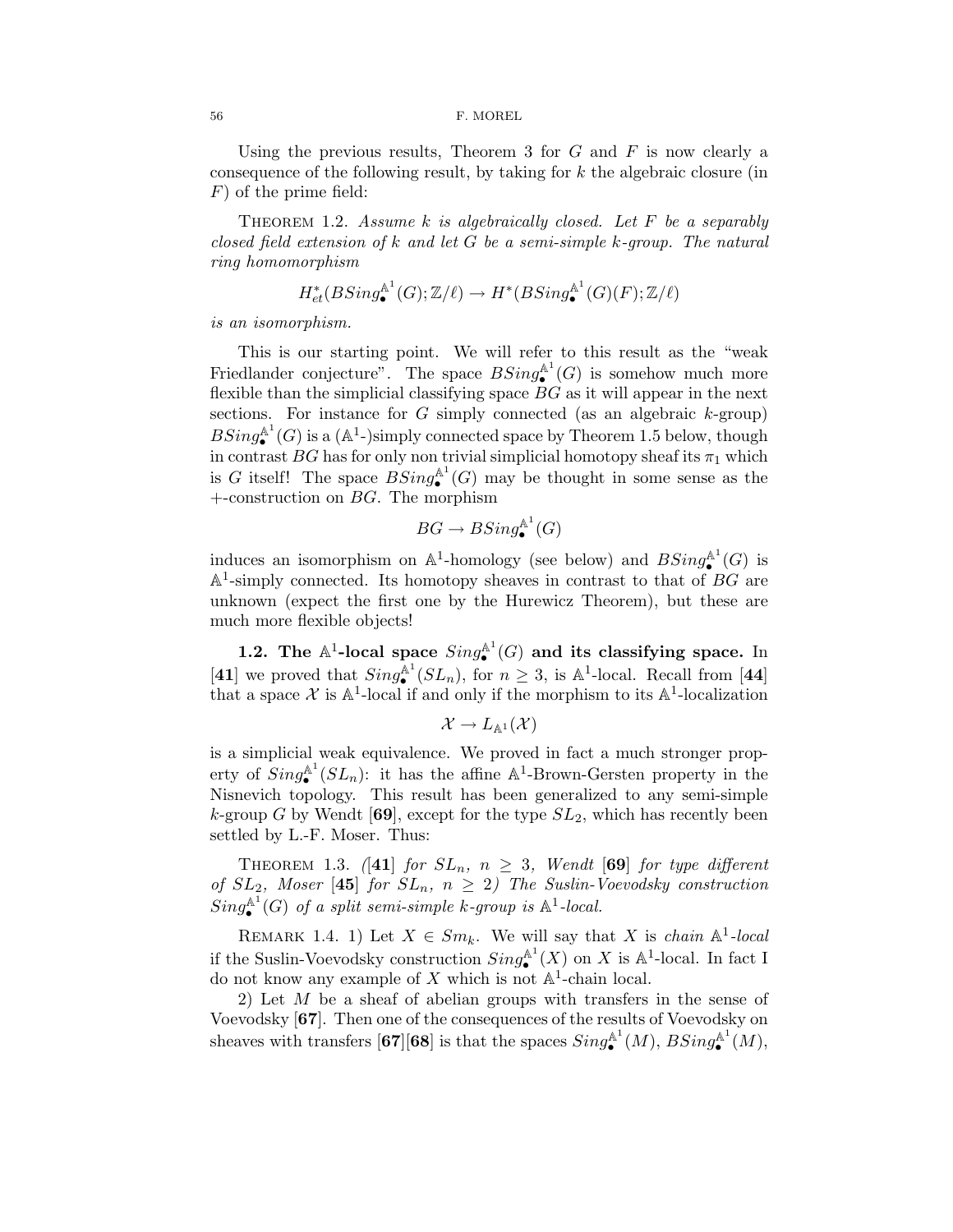Using the previous results, Theorem 3 for $G$ and $F$ is now clearly a consequence of the following result, by taking for $k$ the algebraic closure (in $F$) of the prime field:

THEOREM 1.2. *Assume $k$ is algebraically closed. Let $F$ be a separably closed field extension of $k$ and let $G$ be a semi-simple $k$-group. The natural ring homomorphism*

$$H^*_{et}(BSing^{\mathbb{A}^1}_\bullet(G);\mathbb{Z}/\ell) \to H^*(BSing^{\mathbb{A}^1}_\bullet(G)(F);\mathbb{Z}/\ell)$$

*is an isomorphism.*

This is our starting point. We will refer to this result as the "weak Friedlander conjecture". The space $BSing^{\mathbb{A}^1}_\bullet(G)$ is somehow much more flexible than the simplicial classifying space $BG$ as it will appear in the next sections. For instance for $G$ simply connected (as an algebraic $k$-group) $BSing^{\mathbb{A}^1}_\bullet(G)$ is a ($\mathbb{A}^1$-)simply connected space by Theorem 1.5 below, though in contrast $BG$ has for only non trivial simplicial homotopy sheaf its $\pi_1$ which is $G$ itself! The space $BSing^{\mathbb{A}^1}_\bullet(G)$ may be thought in some sense as the $+$-construction on $BG$. The morphism

$$BG \to BSing^{\mathbb{A}^1}_\bullet(G)$$

induces an isomorphism on $\mathbb{A}^1$-homology (see below) and $BSing^{\mathbb{A}^1}_\bullet(G)$ is $\mathbb{A}^1$-simply connected. Its homotopy sheaves in contrast to that of $BG$ are unknown (expect the first one by the Hurewicz Theorem), but these are much more flexible objects!

**1.2. The $\mathbb{A}^1$-local space $Sing^{\mathbb{A}^1}_\bullet(G)$ and its classifying space.** In [**41**] we proved that $Sing^{\mathbb{A}^1}_\bullet(SL_n)$, for $n \geq 3$, is $\mathbb{A}^1$-local. Recall from [**44**] that a space $\mathcal{X}$ is $\mathbb{A}^1$-local if and only if the morphism to its $\mathbb{A}^1$-localization

$$\mathcal{X} \to L_{\mathbb{A}^1}(\mathcal{X})$$

is a simplicial weak equivalence. We proved in fact a much stronger property of $Sing^{\mathbb{A}^1}_\bullet(SL_n)$: it has the affine $\mathbb{A}^1$-Brown-Gersten property in the Nisnevich topology. This result has been generalized to any semi-simple $k$-group $G$ by Wendt [**69**], except for the type $SL_2$, which has recently been settled by L.-F. Moser. Thus:

THEOREM 1.3. *([**41**] for $SL_n$, $n \geq 3$, Wendt [**69**] for type different of $SL_2$, Moser [**45**] for $SL_n$, $n \geq 2$) The Suslin-Voevodsky construction $Sing^{\mathbb{A}^1}_\bullet(G)$ of a split semi-simple $k$-group is $\mathbb{A}^1$-local.*

REMARK 1.4. 1) Let $X \in Sm_k$. We will say that $X$ is *chain $\mathbb{A}^1$-local* if the Suslin-Voevodsky construction $Sing^{\mathbb{A}^1}_\bullet(X)$ on $X$ is $\mathbb{A}^1$-local. In fact I do not know any example of $X$ which is not $\mathbb{A}^1$-chain local.

2) Let $M$ be a sheaf of abelian groups with transfers in the sense of Voevodsky [**67**]. Then one of the consequences of the results of Voevodsky on sheaves with transfers [**67**][**68**] is that the spaces $Sing^{\mathbb{A}^1}_\bullet(M)$, $BSing^{\mathbb{A}^1}_\bullet(M)$,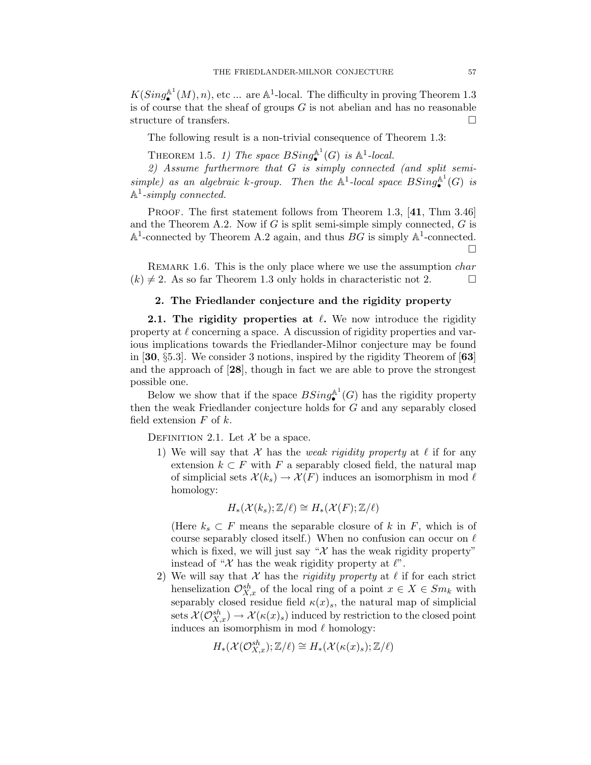$K(Sing_\bullet^{\mathbb{A}^1}(M), n)$, etc ... are $\mathbb{A}^1$-local. The difficulty in proving Theorem 1.3 is of course that the sheaf of groups $G$ is not abelian and has no reasonable structure of transfers. □

The following result is a non-trivial consequence of Theorem 1.3:

THEOREM 1.5. *1) The space $BSing_\bullet^{\mathbb{A}^1}(G)$ is $\mathbb{A}^1$-local.*

*2) Assume furthermore that $G$ is simply connected (and split semi-simple) as an algebraic $k$-group. Then the $\mathbb{A}^1$-local space $BSing_\bullet^{\mathbb{A}^1}(G)$ is $\mathbb{A}^1$-simply connected.*

PROOF. The first statement follows from Theorem 1.3, [**41**, Thm 3.46] and the Theorem A.2. Now if $G$ is split semi-simple simply connected, $G$ is $\mathbb{A}^1$-connected by Theorem A.2 again, and thus $BG$ is simply $\mathbb{A}^1$-connected. □

REMARK 1.6. This is the only place where we use the assumption *char* $(k) \neq 2$. As so far Theorem 1.3 only holds in characteristic not 2. □

## 2. The Friedlander conjecture and the rigidity property

**2.1. The rigidity properties at $\ell$.** We now introduce the rigidity property at $\ell$ concerning a space. A discussion of rigidity properties and various implications towards the Friedlander-Milnor conjecture may be found in [**30**, §5.3]. We consider 3 notions, inspired by the rigidity Theorem of [**63**] and the approach of [**28**], though in fact we are able to prove the strongest possible one.

Below we show that if the space $BSing_\bullet^{\mathbb{A}^1}(G)$ has the rigidity property then the weak Friedlander conjecture holds for $G$ and any separably closed field extension $F$ of $k$.

DEFINITION 2.1. Let $\mathcal{X}$ be a space.

1) We will say that $\mathcal{X}$ has the *weak rigidity property* at $\ell$ if for any extension $k \subset F$ with $F$ a separably closed field, the natural map of simplicial sets $\mathcal{X}(k_s) \to \mathcal{X}(F)$ induces an isomorphism in mod $\ell$ homology:

$$H_*(\mathcal{X}(k_s); \mathbb{Z}/\ell) \cong H_*(\mathcal{X}(F); \mathbb{Z}/\ell)$$

(Here $k_s \subset F$ means the separable closure of $k$ in $F$, which is of course separably closed itself.) When no confusion can occur on $\ell$ which is fixed, we will just say "$\mathcal{X}$ has the weak rigidity property" instead of "$\mathcal{X}$ has the weak rigidity property at $\ell$".

2) We will say that $\mathcal{X}$ has the *rigidity property* at $\ell$ if for each strict henselization $\mathcal{O}_{X,x}^{sh}$ of the local ring of a point $x \in X \in Sm_k$ with separably closed residue field $\kappa(x)_s$, the natural map of simplicial sets $\mathcal{X}(\mathcal{O}_{X,x}^{sh}) \to \mathcal{X}(\kappa(x)_s)$ induced by restriction to the closed point induces an isomorphism in mod $\ell$ homology:

$$H_*(\mathcal{X}(\mathcal{O}_{X,x}^{sh}); \mathbb{Z}/\ell) \cong H_*(\mathcal{X}(\kappa(x)_s); \mathbb{Z}/\ell)$$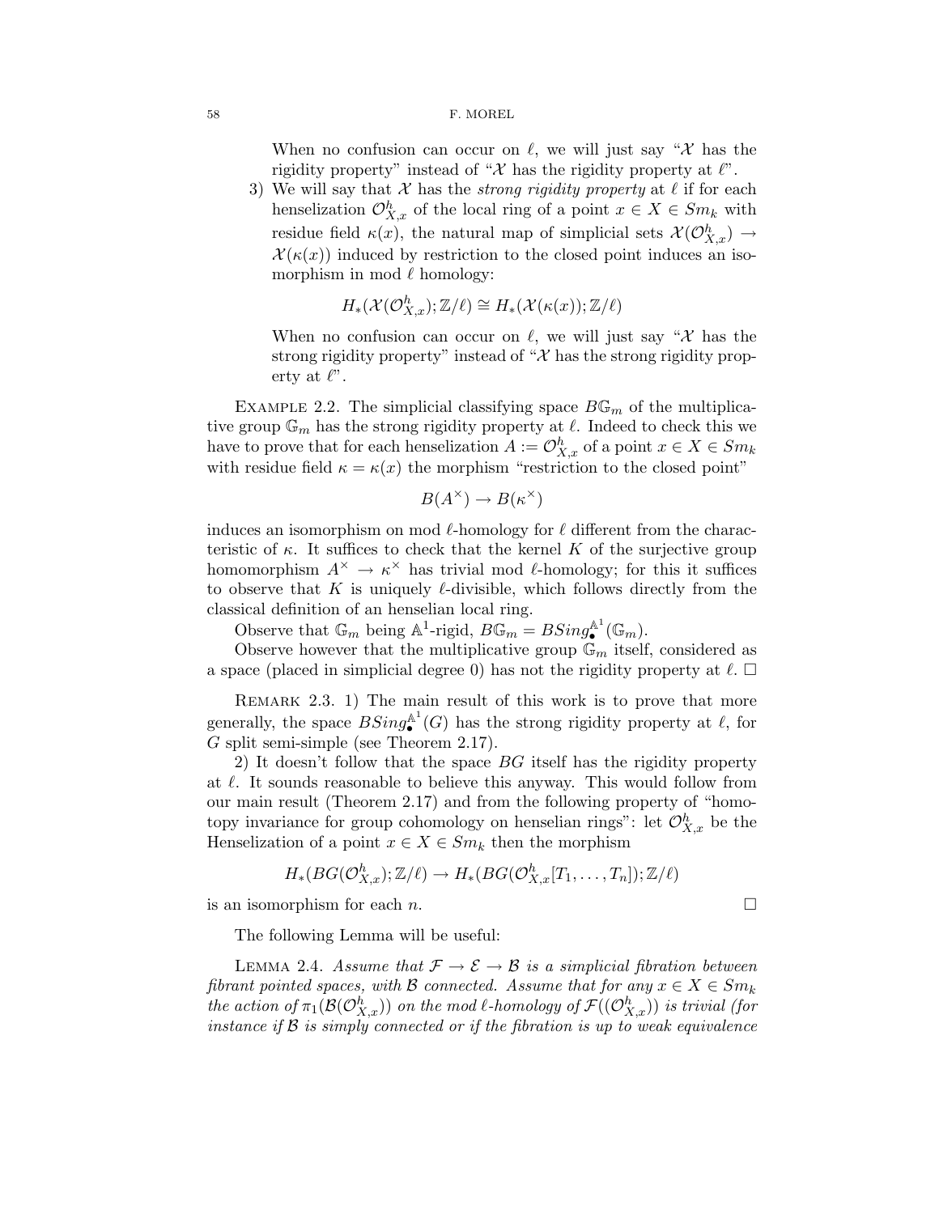When no confusion can occur on $\ell$, we will just say "$\mathcal{X}$ has the rigidity property" instead of "$\mathcal{X}$ has the rigidity property at $\ell$".

3) We will say that $\mathcal{X}$ has the *strong rigidity property* at $\ell$ if for each henselization $\mathcal{O}^h_{X,x}$ of the local ring of a point $x \in X \in Sm_k$ with residue field $\kappa(x)$, the natural map of simplicial sets $\mathcal{X}(\mathcal{O}^h_{X,x}) \to \mathcal{X}(\kappa(x))$ induced by restriction to the closed point induces an isomorphism in mod $\ell$ homology:

$$H_*(\mathcal{X}(\mathcal{O}^h_{X,x}); \mathbb{Z}/\ell) \cong H_*(\mathcal{X}(\kappa(x)); \mathbb{Z}/\ell)$$

When no confusion can occur on $\ell$, we will just say "$\mathcal{X}$ has the strong rigidity property" instead of "$\mathcal{X}$ has the strong rigidity property at $\ell$".

Example 2.2. The simplicial classifying space $B\mathbb{G}_m$ of the multiplicative group $\mathbb{G}_m$ has the strong rigidity property at $\ell$. Indeed to check this we have to prove that for each henselization $A := \mathcal{O}^h_{X,x}$ of a point $x \in X \in Sm_k$ with residue field $\kappa = \kappa(x)$ the morphism "restriction to the closed point"

$$B(A^\times) \to B(\kappa^\times)$$

induces an isomorphism on mod $\ell$-homology for $\ell$ different from the characteristic of $\kappa$. It suffices to check that the kernel $K$ of the surjective group homomorphism $A^\times \to \kappa^\times$ has trivial mod $\ell$-homology; for this it suffices to observe that $K$ is uniquely $\ell$-divisible, which follows directly from the classical definition of an henselian local ring.

Observe that $\mathbb{G}_m$ being $\mathbb{A}^1$-rigid, $B\mathbb{G}_m = BSing^{\mathbb{A}^1}_\bullet(\mathbb{G}_m)$.

Observe however that the multiplicative group $\mathbb{G}_m$ itself, considered as a space (placed in simplicial degree 0) has not the rigidity property at $\ell$. □

Remark 2.3. 1) The main result of this work is to prove that more generally, the space $BSing^{\mathbb{A}^1}_\bullet(G)$ has the strong rigidity property at $\ell$, for $G$ split semi-simple (see Theorem 2.17).

2) It doesn't follow that the space $BG$ itself has the rigidity property at $\ell$. It sounds reasonable to believe this anyway. This would follow from our main result (Theorem 2.17) and from the following property of "homotopy invariance for group cohomology on henselian rings": let $\mathcal{O}^h_{X,x}$ be the Henselization of a point $x \in X \in Sm_k$ then the morphism

$$H_*(BG(\mathcal{O}^h_{X,x}); \mathbb{Z}/\ell) \to H_*(BG(\mathcal{O}^h_{X,x}[T_1, \ldots, T_n]); \mathbb{Z}/\ell)$$

is an isomorphism for each $n$. □

The following Lemma will be useful:

Lemma 2.4. *Assume that $\mathcal{F} \to \mathcal{E} \to \mathcal{B}$ is a simplicial fibration between fibrant pointed spaces, with $\mathcal{B}$ connected. Assume that for any $x \in X \in Sm_k$ the action of $\pi_1(\mathcal{B}(\mathcal{O}^h_{X,x}))$ on the mod $\ell$-homology of $\mathcal{F}((\mathcal{O}^h_{X,x}))$ is trivial (for instance if $\mathcal{B}$ is simply connected or if the fibration is up to weak equivalence*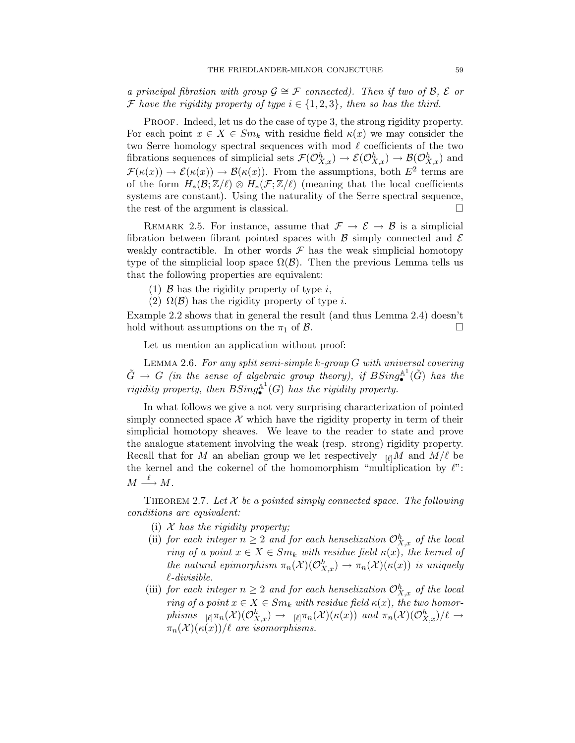*a principal fibration with group $\mathcal{G} \cong \mathcal{F}$ connected). Then if two of $\mathcal{B}$, $\mathcal{E}$ or $\mathcal{F}$ have the rigidity property of type $i \in \{1, 2, 3\}$, then so has the third.*

Proof. Indeed, let us do the case of type 3, the strong rigidity property. For each point $x \in X \in Sm_k$ with residue field $\kappa(x)$ we may consider the two Serre homology spectral sequences with mod $\ell$ coefficients of the two fibrations sequences of simplicial sets $\mathcal{F}(\mathcal{O}^h_{X,x}) \to \mathcal{E}(\mathcal{O}^h_{X,x}) \to \mathcal{B}(\mathcal{O}^h_{X,x})$ and $\mathcal{F}(\kappa(x)) \to \mathcal{E}(\kappa(x)) \to \mathcal{B}(\kappa(x))$. From the assumptions, both $E^2$ terms are of the form $H_*(\mathcal{B}; \mathbb{Z}/\ell) \otimes H_*(\mathcal{F}; \mathbb{Z}/\ell)$ (meaning that the local coefficients systems are constant). Using the naturality of the Serre spectral sequence, the rest of the argument is classical. $\square$

Remark 2.5. For instance, assume that $\mathcal{F} \to \mathcal{E} \to \mathcal{B}$ is a simplicial fibration between fibrant pointed spaces with $\mathcal{B}$ simply connected and $\mathcal{E}$ weakly contractible. In other words $\mathcal{F}$ has the weak simplicial homotopy type of the simplicial loop space $\Omega(\mathcal{B})$. Then the previous Lemma tells us that the following properties are equivalent:

1. $\mathcal{B}$ has the rigidity property of type $i$,
2. $\Omega(\mathcal{B})$ has the rigidity property of type $i$.

Example 2.2 shows that in general the result (and thus Lemma 2.4) doesn't hold without assumptions on the $\pi_1$ of $\mathcal{B}$. $\square$

Let us mention an application without proof:

Lemma 2.6. *For any split semi-simple $k$-group $G$ with universal covering $\tilde{G} \to G$ (in the sense of algebraic group theory), if $BSing^{\mathbb{A}^1}_\bullet(\tilde{G})$ has the rigidity property, then $BSing^{\mathbb{A}^1}_\bullet(G)$ has the rigidity property.*

In what follows we give a not very surprising characterization of pointed simply connected space $\mathcal{X}$ which have the rigidity property in term of their simplicial homotopy sheaves. We leave to the reader to state and prove the analogue statement involving the weak (resp. strong) rigidity property. Recall that for $M$ an abelian group we let respectively ${}_{[\ell]}M$ and $M/\ell$ be the kernel and the cokernel of the homomorphism "multiplication by $\ell$": $M \xrightarrow{\ell} M$.

Theorem 2.7. *Let $\mathcal{X}$ be a pointed simply connected space. The following conditions are equivalent:*

- (i) *$\mathcal{X}$ has the rigidity property;*
- (ii) *for each integer $n \geq 2$ and for each henselization $\mathcal{O}^h_{X,x}$ of the local ring of a point $x \in X \in Sm_k$ with residue field $\kappa(x)$, the kernel of the natural epimorphism $\pi_n(\mathcal{X})(\mathcal{O}^h_{X,x}) \to \pi_n(\mathcal{X})(\kappa(x))$ is uniquely $\ell$-divisible.*
- (iii) *for each integer $n \geq 2$ and for each henselization $\mathcal{O}^h_{X,x}$ of the local ring of a point $x \in X \in Sm_k$ with residue field $\kappa(x)$, the two homorphisms ${}_{[\ell]}\pi_n(\mathcal{X})(\mathcal{O}^h_{X,x}) \to {}_{[\ell]}\pi_n(\mathcal{X})(\kappa(x))$ and $\pi_n(\mathcal{X})(\mathcal{O}^h_{X,x})/\ell \to \pi_n(\mathcal{X})(\kappa(x))/\ell$ are isomorphisms.*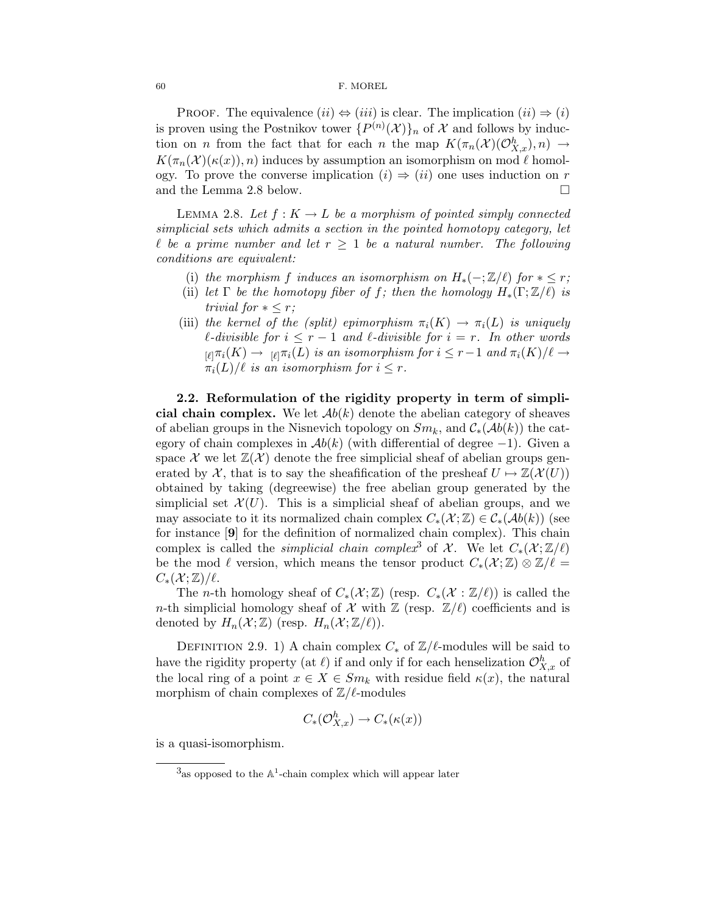PROOF. The equivalence $(ii) \Leftrightarrow (iii)$ is clear. The implication $(ii) \Rightarrow (i)$ is proven using the Postnikov tower $\{P^{(n)}(\mathcal{X})\}_n$ of $\mathcal{X}$ and follows by induction on $n$ from the fact that for each $n$ the map $K(\pi_n(\mathcal{X})(\mathcal{O}^h_{X,x}), n) \to K(\pi_n(\mathcal{X})(\kappa(x)), n)$ induces by assumption an isomorphism on mod $\ell$ homology. To prove the converse implication $(i) \Rightarrow (ii)$ one uses induction on $r$ and the Lemma 2.8 below. □

LEMMA 2.8. *Let $f : K \to L$ be a morphism of pointed simply connected simplicial sets which admits a section in the pointed homotopy category, let $\ell$ be a prime number and let $r \geq 1$ be a natural number. The following conditions are equivalent:*

(i) *the morphism $f$ induces an isomorphism on $H_*(-;\mathbb{Z}/\ell)$ for $* \leq r$;*
(ii) *let $\Gamma$ be the homotopy fiber of $f$; then the homology $H_*(\Gamma;\mathbb{Z}/\ell)$ is trivial for $* \leq r$;*
(iii) *the kernel of the (split) epimorphism $\pi_i(K) \to \pi_i(L)$ is uniquely $\ell$-divisible for $i \leq r-1$ and $\ell$-divisible for $i = r$. In other words ${}_{[\ell]}\pi_i(K) \to {}_{[\ell]}\pi_i(L)$ is an isomorphism for $i \leq r-1$ and $\pi_i(K)/\ell \to \pi_i(L)/\ell$ is an isomorphism for $i \leq r$.*

**2.2. Reformulation of the rigidity property in term of simplicial chain complex.** We let $\mathcal{A}b(k)$ denote the abelian category of sheaves of abelian groups in the Nisnevich topology on $Sm_k$, and $\mathcal{C}_*(\mathcal{A}b(k))$ the category of chain complexes in $\mathcal{A}b(k)$ (with differential of degree $-1$). Given a space $\mathcal{X}$ we let $\mathbb{Z}(\mathcal{X})$ denote the free simplicial sheaf of abelian groups generated by $\mathcal{X}$, that is to say the sheafification of the presheaf $U \mapsto \mathbb{Z}(\mathcal{X}(U))$ obtained by taking (degreewise) the free abelian group generated by the simplicial set $\mathcal{X}(U)$. This is a simplicial sheaf of abelian groups, and we may associate to it its normalized chain complex $C_*(\mathcal{X};\mathbb{Z}) \in \mathcal{C}_*(\mathcal{A}b(k))$ (see for instance [**9**] for the definition of normalized chain complex). This chain complex is called the *simplicial chain complex*[3] of $\mathcal{X}$. We let $C_*(\mathcal{X};\mathbb{Z}/\ell)$ be the mod $\ell$ version, which means the tensor product $C_*(\mathcal{X};\mathbb{Z}) \otimes \mathbb{Z}/\ell = C_*(\mathcal{X};\mathbb{Z})/\ell$.

The $n$-th homology sheaf of $C_*(\mathcal{X};\mathbb{Z})$ (resp. $C_*(\mathcal{X} : \mathbb{Z}/\ell)$) is called the $n$-th simplicial homology sheaf of $\mathcal{X}$ with $\mathbb{Z}$ (resp. $\mathbb{Z}/\ell$) coefficients and is denoted by $H_n(\mathcal{X};\mathbb{Z})$ (resp. $H_n(\mathcal{X};\mathbb{Z}/\ell)$).

DEFINITION 2.9. 1) A chain complex $C_*$ of $\mathbb{Z}/\ell$-modules will be said to have the rigidity property (at $\ell$) if and only if for each henselization $\mathcal{O}^h_{X,x}$ of the local ring of a point $x \in X \in Sm_k$ with residue field $\kappa(x)$, the natural morphism of chain complexes of $\mathbb{Z}/\ell$-modules

$$C_*(\mathcal{O}^h_{X,x}) \to C_*(\kappa(x))$$

is a quasi-isomorphism.

[3] as opposed to the $\mathbb{A}^1$-chain complex which will appear later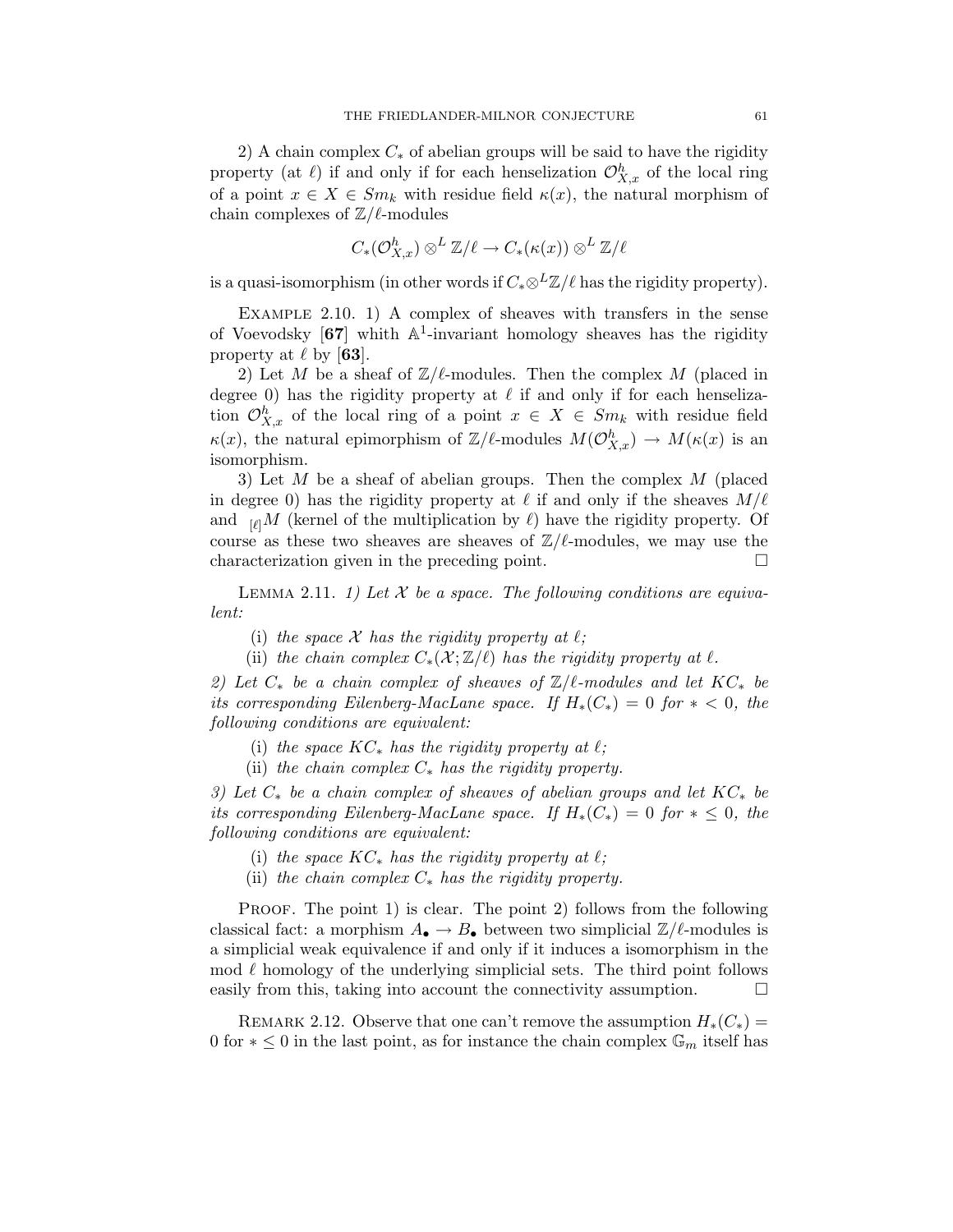2) A chain complex $C_*$ of abelian groups will be said to have the rigidity property (at $\ell$) if and only if for each henselization $\mathcal{O}^h_{X,x}$ of the local ring of a point $x \in X \in Sm_k$ with residue field $\kappa(x)$, the natural morphism of chain complexes of $\mathbb{Z}/\ell$-modules

$$C_*(\mathcal{O}^h_{X,x}) \otimes^L \mathbb{Z}/\ell \to C_*(\kappa(x)) \otimes^L \mathbb{Z}/\ell$$

is a quasi-isomorphism (in other words if $C_* \otimes^L \mathbb{Z}/\ell$ has the rigidity property).

Example 2.10. 1) A complex of sheaves with transfers in the sense of Voevodsky [**67**] whith $\mathbb{A}^1$-invariant homology sheaves has the rigidity property at $\ell$ by [**63**].

2) Let $M$ be a sheaf of $\mathbb{Z}/\ell$-modules. Then the complex $M$ (placed in degree 0) has the rigidity property at $\ell$ if and only if for each henselization $\mathcal{O}^h_{X,x}$ of the local ring of a point $x \in X \in Sm_k$ with residue field $\kappa(x)$, the natural epimorphism of $\mathbb{Z}/\ell$-modules $M(\mathcal{O}^h_{X,x}) \to M(\kappa(x)$ is an isomorphism.

3) Let $M$ be a sheaf of abelian groups. Then the complex $M$ (placed in degree 0) has the rigidity property at $\ell$ if and only if the sheaves $M/\ell$ and ${}_{[\ell]}M$ (kernel of the multiplication by $\ell$) have the rigidity property. Of course as these two sheaves are sheaves of $\mathbb{Z}/\ell$-modules, we may use the characterization given in the preceding point. $\square$

Lemma 2.11. *1) Let $\mathcal{X}$ be a space. The following conditions are equivalent:*

(i) *the space $\mathcal{X}$ has the rigidity property at $\ell$;*

(ii) *the chain complex $C_*(\mathcal{X};\mathbb{Z}/\ell)$ has the rigidity property at $\ell$.*

*2) Let $C_*$ be a chain complex of sheaves of $\mathbb{Z}/\ell$-modules and let $KC_*$ be its corresponding Eilenberg-MacLane space. If $H_*(C_*) = 0$ for $* < 0$, the following conditions are equivalent:*

(i) *the space $KC_*$ has the rigidity property at $\ell$;*

(ii) *the chain complex $C_*$ has the rigidity property.*

*3) Let $C_*$ be a chain complex of sheaves of abelian groups and let $KC_*$ be its corresponding Eilenberg-MacLane space. If $H_*(C_*) = 0$ for $* \leq 0$, the following conditions are equivalent:*

(i) *the space $KC_*$ has the rigidity property at $\ell$;*

(ii) *the chain complex $C_*$ has the rigidity property.*

Proof. The point 1) is clear. The point 2) follows from the following classical fact: a morphism $A_\bullet \to B_\bullet$ between two simplicial $\mathbb{Z}/\ell$-modules is a simplicial weak equivalence if and only if it induces a isomorphism in the mod $\ell$ homology of the underlying simplicial sets. The third point follows easily from this, taking into account the connectivity assumption. $\square$

Remark 2.12. Observe that one can't remove the assumption $H_*(C_*) = 0$ for $* \leq 0$ in the last point, as for instance the chain complex $\mathbb{G}_m$ itself has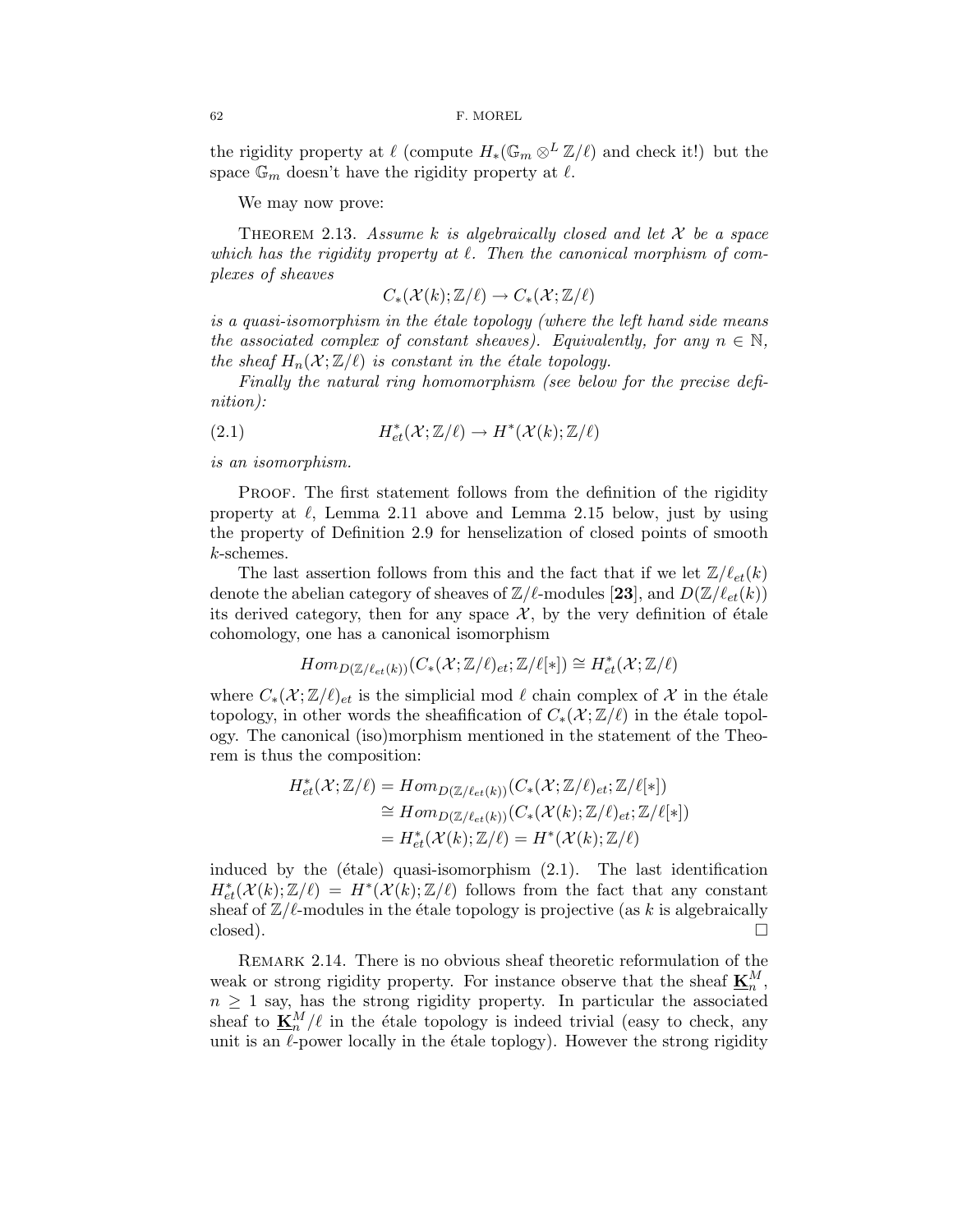the rigidity property at $\ell$ (compute $H_*(\mathbb{G}_m \otimes^L \mathbb{Z}/\ell)$ and check it!) but the space $\mathbb{G}_m$ doesn't have the rigidity property at $\ell$.

We may now prove:

THEOREM 2.13. *Assume $k$ is algebraically closed and let $\mathcal{X}$ be a space which has the rigidity property at $\ell$. Then the canonical morphism of complexes of sheaves*

$$C_*(\mathcal{X}(k); \mathbb{Z}/\ell) \to C_*(\mathcal{X}; \mathbb{Z}/\ell)$$

*is a quasi-isomorphism in the étale topology (where the left hand side means the associated complex of constant sheaves). Equivalently, for any $n \in \mathbb{N}$, the sheaf $H_n(\mathcal{X}; \mathbb{Z}/\ell)$ is constant in the étale topology.*

*Finally the natural ring homomorphism (see below for the precise definition):*

$$H^*_{et}(\mathcal{X}; \mathbb{Z}/\ell) \to H^*(\mathcal{X}(k); \mathbb{Z}/\ell) \tag{2.1}$$

*is an isomorphism.*

PROOF. The first statement follows from the definition of the rigidity property at $\ell$, Lemma 2.11 above and Lemma 2.15 below, just by using the property of Definition 2.9 for henselization of closed points of smooth $k$-schemes.

The last assertion follows from this and the fact that if we let $\mathbb{Z}/\ell_{et}(k)$ denote the abelian category of sheaves of $\mathbb{Z}/\ell$-modules [**23**], and $D(\mathbb{Z}/\ell_{et}(k))$ its derived category, then for any space $\mathcal{X}$, by the very definition of étale cohomology, one has a canonical isomorphism

$$Hom_{D(\mathbb{Z}/\ell_{et}(k))}(C_*(\mathcal{X}; \mathbb{Z}/\ell)_{et}; \mathbb{Z}/\ell[*]) \cong H^*_{et}(\mathcal{X}; \mathbb{Z}/\ell)$$

where $C_*(\mathcal{X}; \mathbb{Z}/\ell)_{et}$ is the simplicial mod $\ell$ chain complex of $\mathcal{X}$ in the étale topology, in other words the sheafification of $C_*(\mathcal{X}; \mathbb{Z}/\ell)$ in the étale topology. The canonical (iso)morphism mentioned in the statement of the Theorem is thus the composition:

$$\begin{aligned}
H^*_{et}(\mathcal{X}; \mathbb{Z}/\ell) &= Hom_{D(\mathbb{Z}/\ell_{et}(k))}(C_*(\mathcal{X}; \mathbb{Z}/\ell)_{et}; \mathbb{Z}/\ell[*]) \\
&\cong Hom_{D(\mathbb{Z}/\ell_{et}(k))}(C_*(\mathcal{X}(k); \mathbb{Z}/\ell)_{et}; \mathbb{Z}/\ell[*]) \\
&= H^*_{et}(\mathcal{X}(k); \mathbb{Z}/\ell) = H^*(\mathcal{X}(k); \mathbb{Z}/\ell)
\end{aligned}$$

induced by the (étale) quasi-isomorphism (2.1). The last identification $H^*_{et}(\mathcal{X}(k); \mathbb{Z}/\ell) = H^*(\mathcal{X}(k); \mathbb{Z}/\ell)$ follows from the fact that any constant sheaf of $\mathbb{Z}/\ell$-modules in the étale topology is projective (as $k$ is algebraically closed). □

REMARK 2.14. There is no obvious sheaf theoretic reformulation of the weak or strong rigidity property. For instance observe that the sheaf $\underline{\mathbf{K}}^M_n$, $n \geq 1$ say, has the strong rigidity property. In particular the associated sheaf to $\underline{\mathbf{K}}^M_n/\ell$ in the étale topology is indeed trivial (easy to check, any unit is an $\ell$-power locally in the étale toplogy). However the strong rigidity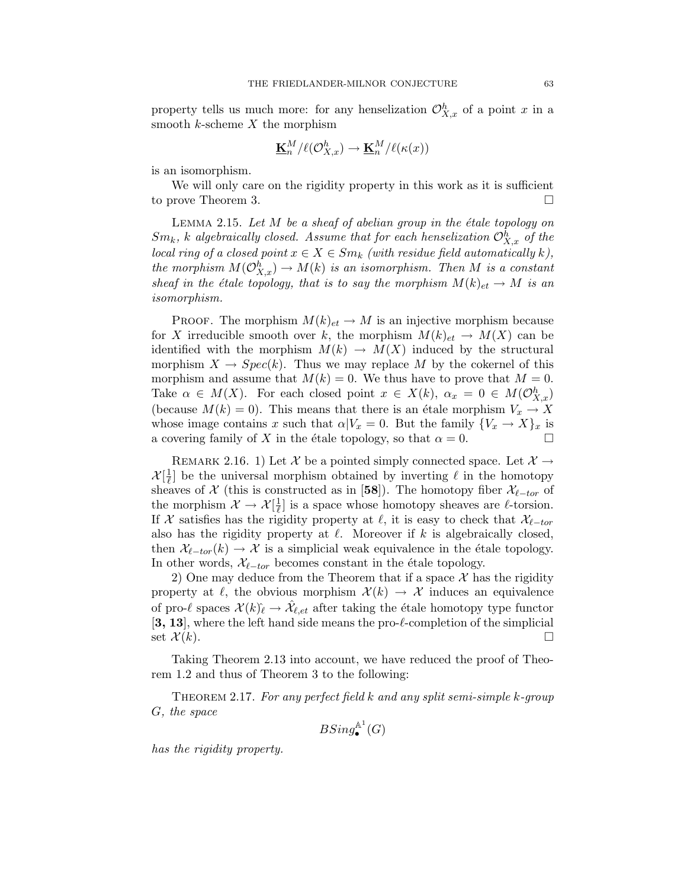property tells us much more: for any henselization $\mathcal{O}^h_{X,x}$ of a point $x$ in a smooth $k$-scheme $X$ the morphism

$$\underline{\mathbf{K}}^M_n/\ell(\mathcal{O}^h_{X,x}) \to \underline{\mathbf{K}}^M_n/\ell(\kappa(x))$$

is an isomorphism.

We will only care on the rigidity property in this work as it is sufficient to prove Theorem 3. $\square$

LEMMA 2.15. *Let $M$ be a sheaf of abelian group in the étale topology on $Sm_k$, $k$ algebraically closed. Assume that for each henselization $\mathcal{O}^h_{X,x}$ of the local ring of a closed point $x \in X \in Sm_k$ (with residue field automatically $k$), the morphism $M(\mathcal{O}^h_{X,x}) \to M(k)$ is an isomorphism. Then $M$ is a constant sheaf in the étale topology, that is to say the morphism $M(k)_{et} \to M$ is an isomorphism.*

PROOF. The morphism $M(k)_{et} \to M$ is an injective morphism because for $X$ irreducible smooth over $k$, the morphism $M(k)_{et} \to M(X)$ can be identified with the morphism $M(k) \to M(X)$ induced by the structural morphism $X \to Spec(k)$. Thus we may replace $M$ by the cokernel of this morphism and assume that $M(k) = 0$. We thus have to prove that $M = 0$. Take $\alpha \in M(X)$. For each closed point $x \in X(k)$, $\alpha_x = 0 \in M(\mathcal{O}^h_{X,x})$ (because $M(k) = 0$). This means that there is an étale morphism $V_x \to X$ whose image contains $x$ such that $\alpha|V_x = 0$. But the family $\{V_x \to X\}_x$ is a covering family of $X$ in the étale topology, so that $\alpha = 0$. $\square$

REMARK 2.16. 1) Let $\mathcal{X}$ be a pointed simply connected space. Let $\mathcal{X} \to \mathcal{X}[\frac{1}{\ell}]$ be the universal morphism obtained by inverting $\ell$ in the homotopy sheaves of $\mathcal{X}$ (this is constructed as in [**58**]). The homotopy fiber $\mathcal{X}_{\ell-tor}$ of the morphism $\mathcal{X} \to \mathcal{X}[\frac{1}{\ell}]$ is a space whose homotopy sheaves are $\ell$-torsion. If $\mathcal{X}$ satisfies has the rigidity property at $\ell$, it is easy to check that $\mathcal{X}_{\ell-tor}$ also has the rigidity property at $\ell$. Moreover if $k$ is algebraically closed, then $\mathcal{X}_{\ell-tor}(k) \to \mathcal{X}$ is a simplicial weak equivalence in the étale topology. In other words, $\mathcal{X}_{\ell-tor}$ becomes constant in the étale topology.

2) One may deduce from the Theorem that if a space $\mathcal{X}$ has the rigidity property at $\ell$, the obvious morphism $\mathcal{X}(k) \to \mathcal{X}$ induces an equivalence of pro-$\ell$ spaces $\mathcal{X}(k)\hat{}_\ell \to \hat{\mathcal{X}}_{\ell,et}$ after taking the étale homotopy type functor [**3, 13**], where the left hand side means the pro-$\ell$-completion of the simplicial set $\mathcal{X}(k)$. $\square$

Taking Theorem 2.13 into account, we have reduced the proof of Theorem 1.2 and thus of Theorem 3 to the following:

THEOREM 2.17. *For any perfect field $k$ and any split semi-simple $k$-group $G$, the space*

$$BSing^{\mathbb{A}^1}_\bullet(G)$$

*has the rigidity property.*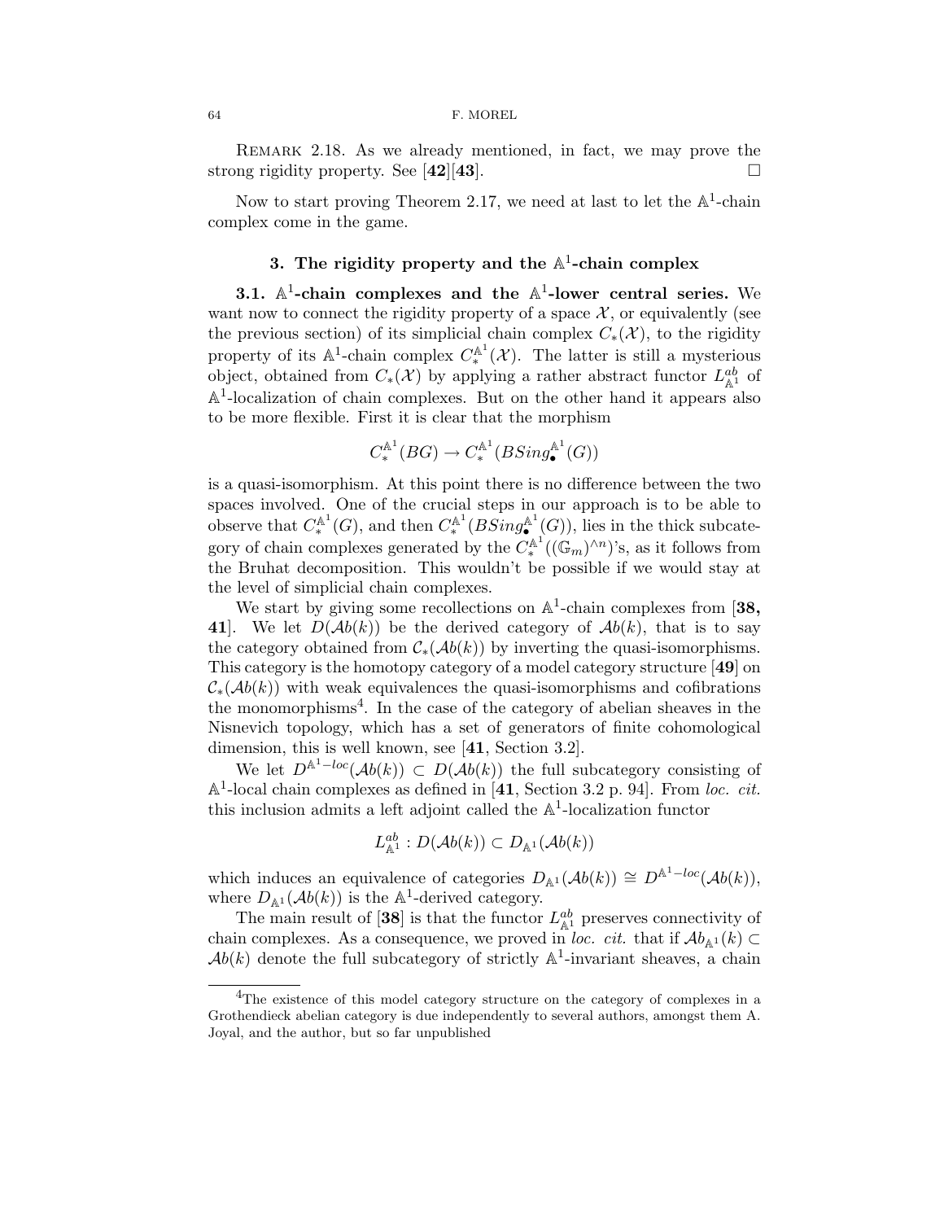Remark 2.18. As we already mentioned, in fact, we may prove the strong rigidity property. See [**42**][**43**]. □

Now to start proving Theorem 2.17, we need at last to let the $\mathbb{A}^1$-chain complex come in the game.

## 3. The rigidity property and the $\mathbb{A}^1$-chain complex

**3.1. $\mathbb{A}^1$-chain complexes and the $\mathbb{A}^1$-lower central series.** We want now to connect the rigidity property of a space $\mathcal{X}$, or equivalently (see the previous section) of its simplicial chain complex $C_*(\mathcal{X})$, to the rigidity property of its $\mathbb{A}^1$-chain complex $C_*^{\mathbb{A}^1}(\mathcal{X})$. The latter is still a mysterious object, obtained from $C_*(\mathcal{X})$ by applying a rather abstract functor $L_{\mathbb{A}^1}^{ab}$ of $\mathbb{A}^1$-localization of chain complexes. But on the other hand it appears also to be more flexible. First it is clear that the morphism

$$C_*^{\mathbb{A}^1}(BG) \to C_*^{\mathbb{A}^1}(BSing_\bullet^{\mathbb{A}^1}(G))$$

is a quasi-isomorphism. At this point there is no difference between the two spaces involved. One of the crucial steps in our approach is to be able to observe that $C_*^{\mathbb{A}^1}(G)$, and then $C_*^{\mathbb{A}^1}(BSing_\bullet^{\mathbb{A}^1}(G))$, lies in the thick subcategory of chain complexes generated by the $C_*^{\mathbb{A}^1}((\mathbb{G}_m)^{\wedge n})$'s, as it follows from the Bruhat decomposition. This wouldn't be possible if we would stay at the level of simplicial chain complexes.

We start by giving some recollections on $\mathbb{A}^1$-chain complexes from [**38, 41**]. We let $D(\mathcal{A}b(k))$ be the derived category of $\mathcal{A}b(k)$, that is to say the category obtained from $\mathcal{C}_*(\mathcal{A}b(k))$ by inverting the quasi-isomorphisms. This category is the homotopy category of a model category structure [**49**] on $\mathcal{C}_*(\mathcal{A}b(k))$ with weak equivalences the quasi-isomorphisms and cofibrations the monomorphisms[4]. In the case of the category of abelian sheaves in the Nisnevich topology, which has a set of generators of finite cohomological dimension, this is well known, see [**41**, Section 3.2].

We let $D^{\mathbb{A}^1-loc}(\mathcal{A}b(k)) \subset D(\mathcal{A}b(k))$ the full subcategory consisting of $\mathbb{A}^1$-local chain complexes as defined in [**41**, Section 3.2 p. 94]. From *loc. cit.* this inclusion admits a left adjoint called the $\mathbb{A}^1$-localization functor

$$L_{\mathbb{A}^1}^{ab} : D(\mathcal{A}b(k)) \subset D_{\mathbb{A}^1}(\mathcal{A}b(k))$$

which induces an equivalence of categories $D_{\mathbb{A}^1}(\mathcal{A}b(k)) \cong D^{\mathbb{A}^1-loc}(\mathcal{A}b(k))$, where $D_{\mathbb{A}^1}(\mathcal{A}b(k))$ is the $\mathbb{A}^1$-derived category.

The main result of [**38**] is that the functor $L_{\mathbb{A}^1}^{ab}$ preserves connectivity of chain complexes. As a consequence, we proved in *loc. cit.* that if $\mathcal{A}b_{\mathbb{A}^1}(k) \subset \mathcal{A}b(k)$ denote the full subcategory of strictly $\mathbb{A}^1$-invariant sheaves, a chain

[4] The existence of this model category structure on the category of complexes in a Grothendieck abelian category is due independently to several authors, amongst them A. Joyal, and the author, but so far unpublished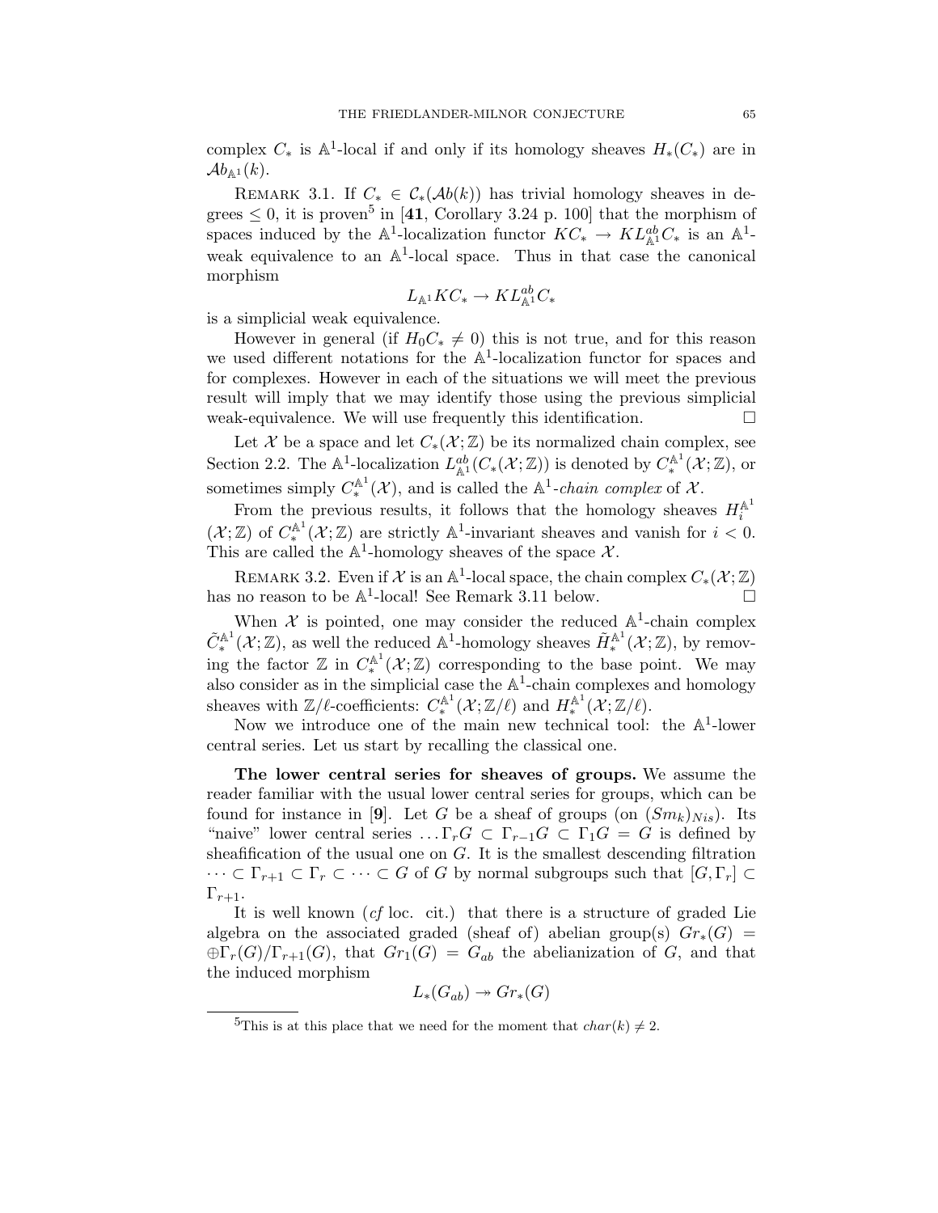complex $C_*$ is $\mathbb{A}^1$-local if and only if its homology sheaves $H_*(C_*)$ are in $\mathcal{A}b_{\mathbb{A}^1}(k)$.

REMARK 3.1. If $C_* \in \mathcal{C}_*(\mathcal{A}b(k))$ has trivial homology sheaves in degrees $\leq 0$, it is proven[5] in [**41**, Corollary 3.24 p. 100] that the morphism of spaces induced by the $\mathbb{A}^1$-localization functor $KC_* \to KL^{ab}_{\mathbb{A}^1}C_*$ is an $\mathbb{A}^1$-weak equivalence to an $\mathbb{A}^1$-local space. Thus in that case the canonical morphism

$$L_{\mathbb{A}^1}KC_* \to KL^{ab}_{\mathbb{A}^1}C_*$$

is a simplicial weak equivalence.

However in general (if $H_0C_* \neq 0$) this is not true, and for this reason we used different notations for the $\mathbb{A}^1$-localization functor for spaces and for complexes. However in each of the situations we will meet the previous result will imply that we may identify those using the previous simplicial weak-equivalence. We will use frequently this identification. $\square$

Let $\mathcal{X}$ be a space and let $C_*(\mathcal{X};\mathbb{Z})$ be its normalized chain complex, see Section 2.2. The $\mathbb{A}^1$-localization $L^{ab}_{\mathbb{A}^1}(C_*(\mathcal{X};\mathbb{Z}))$ is denoted by $C^{\mathbb{A}^1}_*(\mathcal{X};\mathbb{Z})$, or sometimes simply $C^{\mathbb{A}^1}_*(\mathcal{X})$, and is called the $\mathbb{A}^1$-*chain complex* of $\mathcal{X}$.

From the previous results, it follows that the homology sheaves $H^{\mathbb{A}^1}_i(\mathcal{X};\mathbb{Z})$ of $C^{\mathbb{A}^1}_*(\mathcal{X};\mathbb{Z})$ are strictly $\mathbb{A}^1$-invariant sheaves and vanish for $i < 0$. This are called the $\mathbb{A}^1$-homology sheaves of the space $\mathcal{X}$.

REMARK 3.2. Even if $\mathcal{X}$ is an $\mathbb{A}^1$-local space, the chain complex $C_*(\mathcal{X};\mathbb{Z})$ has no reason to be $\mathbb{A}^1$-local! See Remark 3.11 below. $\square$

When $\mathcal{X}$ is pointed, one may consider the reduced $\mathbb{A}^1$-chain complex $\tilde{C}^{\mathbb{A}^1}_*(\mathcal{X};\mathbb{Z})$, as well the reduced $\mathbb{A}^1$-homology sheaves $\tilde{H}^{\mathbb{A}^1}_*(\mathcal{X};\mathbb{Z})$, by removing the factor $\mathbb{Z}$ in $C^{\mathbb{A}^1}_*(\mathcal{X};\mathbb{Z})$ corresponding to the base point. We may also consider as in the simplicial case the $\mathbb{A}^1$-chain complexes and homology sheaves with $\mathbb{Z}/\ell$-coefficients: $C^{\mathbb{A}^1}_*(\mathcal{X};\mathbb{Z}/\ell)$ and $H^{\mathbb{A}^1}_*(\mathcal{X};\mathbb{Z}/\ell)$.

Now we introduce one of the main new technical tool: the $\mathbb{A}^1$-lower central series. Let us start by recalling the classical one.

**The lower central series for sheaves of groups.** We assume the reader familiar with the usual lower central series for groups, which can be found for instance in [**9**]. Let $G$ be a sheaf of groups (on $(Sm_k)_{Nis}$). Its "naive" lower central series $\dots \Gamma_r G \subset \Gamma_{r-1}G \subset \Gamma_1 G = G$ is defined by sheafification of the usual one on $G$. It is the smallest descending filtration $\dots \subset \Gamma_{r+1} \subset \Gamma_r \subset \dots \subset G$ of $G$ by normal subgroups such that $[G,\Gamma_r] \subset \Gamma_{r+1}$.

It is well known (*cf* loc. cit.) that there is a structure of graded Lie algebra on the associated graded (sheaf of) abelian group(s) $Gr_*(G) = \oplus \Gamma_r(G)/\Gamma_{r+1}(G)$, that $Gr_1(G) = G_{ab}$ the abelianization of $G$, and that the induced morphism

$$L_*(G_{ab}) \twoheadrightarrow Gr_*(G)$$

[5]This is at this place that we need for the moment that $char(k) \neq 2$.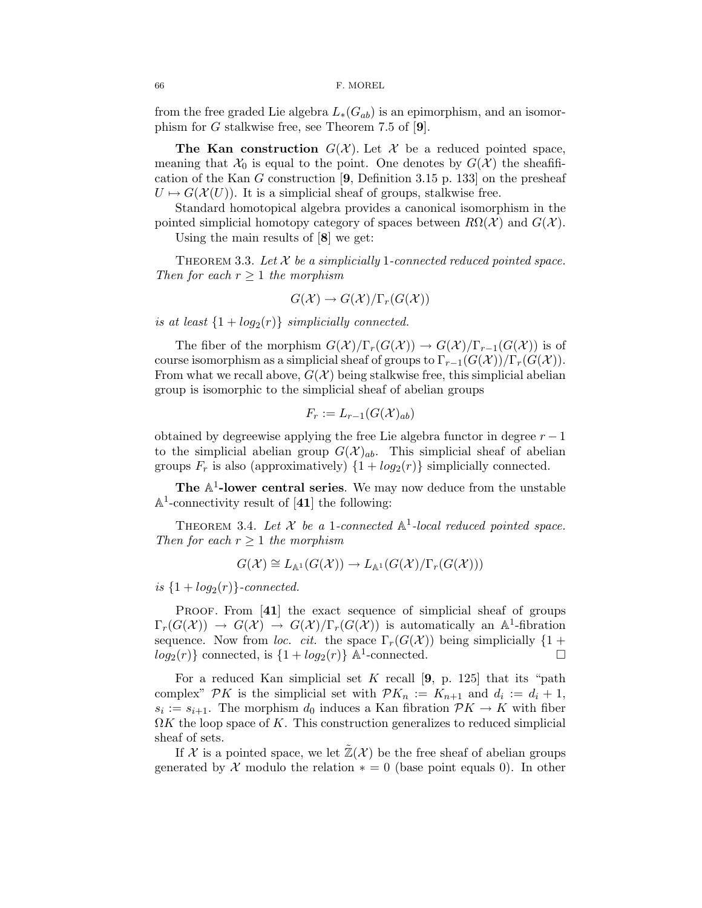from the free graded Lie algebra $L_*(G_{ab})$ is an epimorphism, and an isomorphism for $G$ stalkwise free, see Theorem 7.5 of [**9**].

**The Kan construction** $G(\mathcal{X})$. Let $\mathcal{X}$ be a reduced pointed space, meaning that $\mathcal{X}_0$ is equal to the point. One denotes by $G(\mathcal{X})$ the sheafification of the Kan $G$ construction [**9**, Definition 3.15 p. 133] on the presheaf $U \mapsto G(\mathcal{X}(U))$. It is a simplicial sheaf of groups, stalkwise free.

Standard homotopical algebra provides a canonical isomorphism in the pointed simplicial homotopy category of spaces between $R\Omega(\mathcal{X})$ and $G(\mathcal{X})$.

Using the main results of [**8**] we get:

THEOREM 3.3. *Let $\mathcal{X}$ be a simplicially 1-connected reduced pointed space. Then for each $r \geq 1$ the morphism*

$$G(\mathcal{X}) \to G(\mathcal{X})/\Gamma_r(G(\mathcal{X}))$$

*is at least $\{1 + log_2(r)\}$ simplicially connected.*

The fiber of the morphism $G(\mathcal{X})/\Gamma_r(G(\mathcal{X})) \to G(\mathcal{X})/\Gamma_{r-1}(G(\mathcal{X}))$ is of course isomorphism as a simplicial sheaf of groups to $\Gamma_{r-1}(G(\mathcal{X}))/\Gamma_r(G(\mathcal{X}))$. From what we recall above, $G(\mathcal{X})$ being stalkwise free, this simplicial abelian group is isomorphic to the simplicial sheaf of abelian groups

$$F_r := L_{r-1}(G(\mathcal{X})_{ab})$$

obtained by degreewise applying the free Lie algebra functor in degree $r-1$ to the simplicial abelian group $G(\mathcal{X})_{ab}$. This simplicial sheaf of abelian groups $F_r$ is also (approximatively) $\{1 + log_2(r)\}$ simplicially connected.

**The $\mathbb{A}^1$-lower central series**. We may now deduce from the unstable $\mathbb{A}^1$-connectivity result of [**41**] the following:

THEOREM 3.4. *Let $\mathcal{X}$ be a 1-connected $\mathbb{A}^1$-local reduced pointed space. Then for each $r \geq 1$ the morphism*

$$G(\mathcal{X}) \cong L_{\mathbb{A}^1}(G(\mathcal{X})) \to L_{\mathbb{A}^1}(G(\mathcal{X})/\Gamma_r(G(\mathcal{X})))$$

*is $\{1 + log_2(r)\}$-connected.*

PROOF. From [**41**] the exact sequence of simplicial sheaf of groups $\Gamma_r(G(\mathcal{X})) \to G(\mathcal{X}) \to G(\mathcal{X})/\Gamma_r(G(\mathcal{X}))$ is automatically an $\mathbb{A}^1$-fibration sequence. Now from *loc. cit.* the space $\Gamma_r(G(\mathcal{X}))$ being simplicially $\{1 + log_2(r)\}$ connected, is $\{1 + log_2(r)\}$ $\mathbb{A}^1$-connected. □

For a reduced Kan simplicial set $K$ recall [**9**, p. 125] that its "path complex" $\mathcal{P}K$ is the simplicial set with $\mathcal{P}K_n := K_{n+1}$ and $d_i := d_i + 1$, $s_i := s_{i+1}$. The morphism $d_0$ induces a Kan fibration $\mathcal{P}K \to K$ with fiber $\Omega K$ the loop space of $K$. This construction generalizes to reduced simplicial sheaf of sets.

If $\mathcal{X}$ is a pointed space, we let $\tilde{\mathbb{Z}}(\mathcal{X})$ be the free sheaf of abelian groups generated by $\mathcal{X}$ modulo the relation $* = 0$ (base point equals 0). In other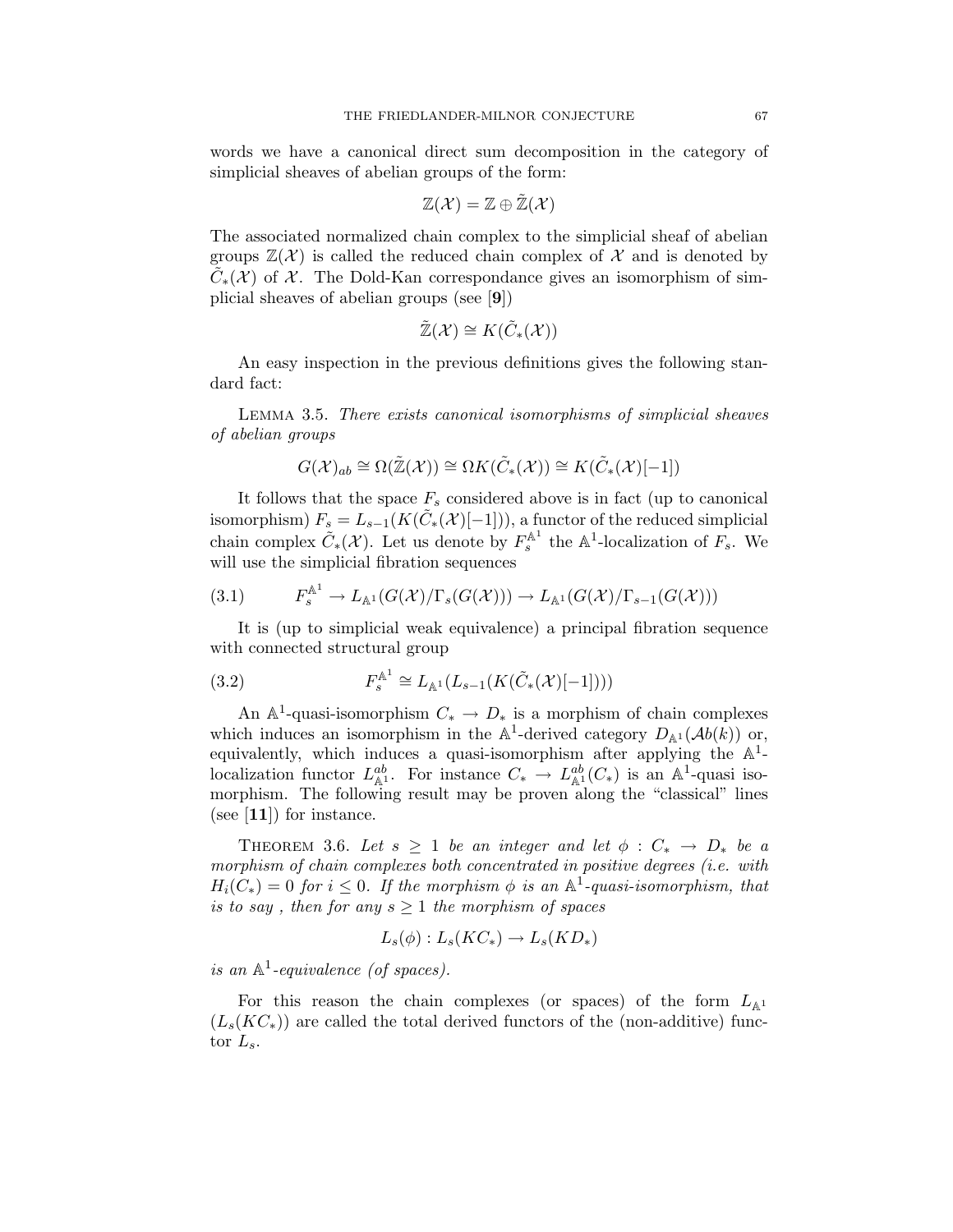words we have a canonical direct sum decomposition in the category of simplicial sheaves of abelian groups of the form:

$$\mathbb{Z}(\mathcal{X}) = \mathbb{Z} \oplus \tilde{\mathbb{Z}}(\mathcal{X})$$

The associated normalized chain complex to the simplicial sheaf of abelian groups $\mathbb{Z}(\mathcal{X})$ is called the reduced chain complex of $\mathcal{X}$ and is denoted by $\tilde{C}_*(\mathcal{X})$ of $\mathcal{X}$. The Dold-Kan correspondance gives an isomorphism of simplicial sheaves of abelian groups (see [**9**])

$$\tilde{\mathbb{Z}}(\mathcal{X}) \cong K(\tilde{C}_*(\mathcal{X}))$$

An easy inspection in the previous definitions gives the following standard fact:

Lemma 3.5. *There exists canonical isomorphisms of simplicial sheaves of abelian groups*

$$G(\mathcal{X})_{ab} \cong \Omega(\tilde{\mathbb{Z}}(\mathcal{X})) \cong \Omega K(\tilde{C}_*(\mathcal{X})) \cong K(\tilde{C}_*(\mathcal{X})[-1])$$

It follows that the space $F_s$ considered above is in fact (up to canonical isomorphism) $F_s = L_{s-1}(K(\tilde{C}_*(\mathcal{X})[-1]))$, a functor of the reduced simplicial chain complex $\tilde{C}_*(\mathcal{X})$. Let us denote by $F_s^{\mathbb{A}^1}$ the $\mathbb{A}^1$-localization of $F_s$. We will use the simplicial fibration sequences

$$F_s^{\mathbb{A}^1} \to L_{\mathbb{A}^1}(G(\mathcal{X})/\Gamma_s(G(\mathcal{X}))) \to L_{\mathbb{A}^1}(G(\mathcal{X})/\Gamma_{s-1}(G(\mathcal{X}))) \tag{3.1}$$

It is (up to simplicial weak equivalence) a principal fibration sequence with connected structural group

$$F_s^{\mathbb{A}^1} \cong L_{\mathbb{A}^1}(L_{s-1}(K(\tilde{C}_*(\mathcal{X})[-1]))) \tag{3.2}$$

An $\mathbb{A}^1$-quasi-isomorphism $C_* \to D_*$ is a morphism of chain complexes which induces an isomorphism in the $\mathbb{A}^1$-derived category $D_{\mathbb{A}^1}(\mathcal{A}b(k))$ or, equivalently, which induces a quasi-isomorphism after applying the $\mathbb{A}^1$-localization functor $L^{ab}_{\mathbb{A}^1}$. For instance $C_* \to L^{ab}_{\mathbb{A}^1}(C_*)$ is an $\mathbb{A}^1$-quasi isomorphism. The following result may be proven along the "classical" lines (see [**11**]) for instance.

Theorem 3.6. *Let $s \geq 1$ be an integer and let $\phi : C_* \to D_*$ be a morphism of chain complexes both concentrated in positive degrees (i.e. with $H_i(C_*) = 0$ for $i \leq 0$. If the morphism $\phi$ is an $\mathbb{A}^1$-quasi-isomorphism, that is to say , then for any $s \geq 1$ the morphism of spaces*

$$L_s(\phi) : L_s(KC_*) \to L_s(KD_*)$$

*is an $\mathbb{A}^1$-equivalence (of spaces).*

For this reason the chain complexes (or spaces) of the form $L_{\mathbb{A}^1}$ $(L_s(KC_*))$ are called the total derived functors of the (non-additive) functor $L_s$.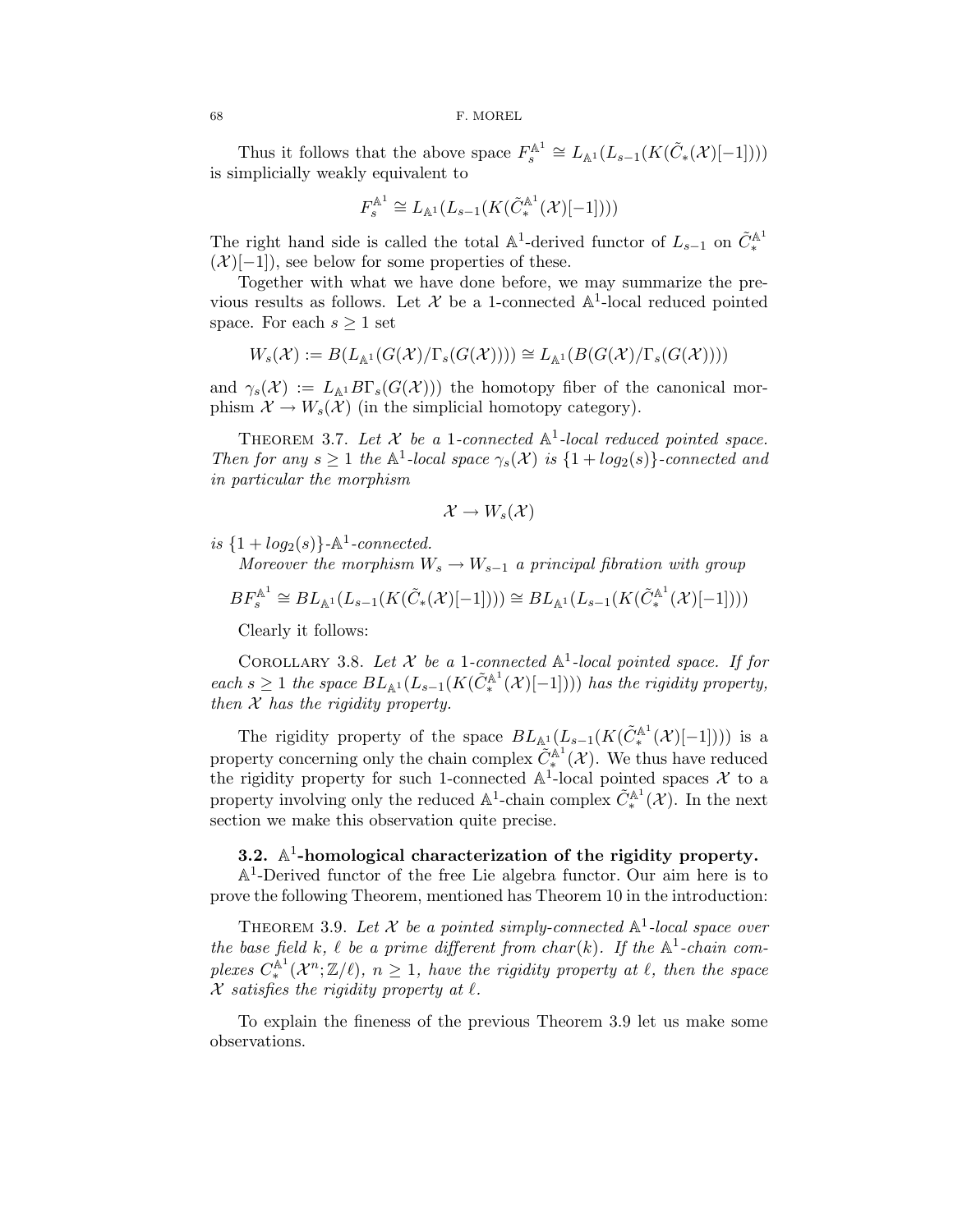Thus it follows that the above space $F_s^{\mathbb{A}^1} \cong L_{\mathbb{A}^1}(L_{s-1}(K(\tilde{C}_*(\mathcal{X})[-1])))$ is simplicially weakly equivalent to

$$F_s^{\mathbb{A}^1} \cong L_{\mathbb{A}^1}(L_{s-1}(K(\tilde{C}_*^{\mathbb{A}^1}(\mathcal{X})[-1])))$$

The right hand side is called the total $\mathbb{A}^1$-derived functor of $L_{s-1}$ on $\tilde{C}_*^{\mathbb{A}^1}$ $(\mathcal{X})[-1])$, see below for some properties of these.

Together with what we have done before, we may summarize the previous results as follows. Let $\mathcal{X}$ be a 1-connected $\mathbb{A}^1$-local reduced pointed space. For each $s \geq 1$ set

$$W_s(\mathcal{X}) := B(L_{\mathbb{A}^1}(G(\mathcal{X})/\Gamma_s(G(\mathcal{X})))) \cong L_{\mathbb{A}^1}(B(G(\mathcal{X})/\Gamma_s(G(\mathcal{X}))))$$

and $\gamma_s(\mathcal{X}) := L_{\mathbb{A}^1}B\Gamma_s(G(\mathcal{X})))$ the homotopy fiber of the canonical morphism $\mathcal{X} \to W_s(\mathcal{X})$ (in the simplicial homotopy category).

Theorem 3.7. *Let $\mathcal{X}$ be a 1-connected $\mathbb{A}^1$-local reduced pointed space. Then for any $s \geq 1$ the $\mathbb{A}^1$-local space $\gamma_s(\mathcal{X})$ is $\{1 + log_2(s)\}$-connected and in particular the morphism*

$$\mathcal{X} \to W_s(\mathcal{X})$$

*is $\{1 + log_2(s)\}$-$\mathbb{A}^1$-connected.*

*Moreover the morphism $W_s \to W_{s-1}$ a principal fibration with group*

$$BF_s^{\mathbb{A}^1} \cong BL_{\mathbb{A}^1}(L_{s-1}(K(\tilde{C}_*(\mathcal{X})[-1]))) \cong BL_{\mathbb{A}^1}(L_{s-1}(K(\tilde{C}_*^{\mathbb{A}^1}(\mathcal{X})[-1])))$$

Clearly it follows:

Corollary 3.8. *Let $\mathcal{X}$ be a 1-connected $\mathbb{A}^1$-local pointed space. If for each $s \geq 1$ the space $BL_{\mathbb{A}^1}(L_{s-1}(K(\tilde{C}_*^{\mathbb{A}^1}(\mathcal{X})[-1])))$ has the rigidity property, then $\mathcal{X}$ has the rigidity property.*

The rigidity property of the space $BL_{\mathbb{A}^1}(L_{s-1}(K(\tilde{C}_*^{\mathbb{A}^1}(\mathcal{X})[-1])))$ is a property concerning only the chain complex $\tilde{C}_*^{\mathbb{A}^1}(\mathcal{X})$. We thus have reduced the rigidity property for such 1-connected $\mathbb{A}^1$-local pointed spaces $\mathcal{X}$ to a property involving only the reduced $\mathbb{A}^1$-chain complex $\tilde{C}_*^{\mathbb{A}^1}(\mathcal{X})$. In the next section we make this observation quite precise.

### 3.2. $\mathbb{A}^1$-homological characterization of the rigidity property.

$\mathbb{A}^1$-Derived functor of the free Lie algebra functor. Our aim here is to prove the following Theorem, mentioned has Theorem 10 in the introduction:

Theorem 3.9. *Let $\mathcal{X}$ be a pointed simply-connected $\mathbb{A}^1$-local space over the base field $k$, $\ell$ be a prime different from $char(k)$. If the $\mathbb{A}^1$-chain complexes $C_*^{\mathbb{A}^1}(\mathcal{X}^n; \mathbb{Z}/\ell)$, $n \geq 1$, have the rigidity property at $\ell$, then the space $\mathcal{X}$ satisfies the rigidity property at $\ell$.*

To explain the fineness of the previous Theorem 3.9 let us make some observations.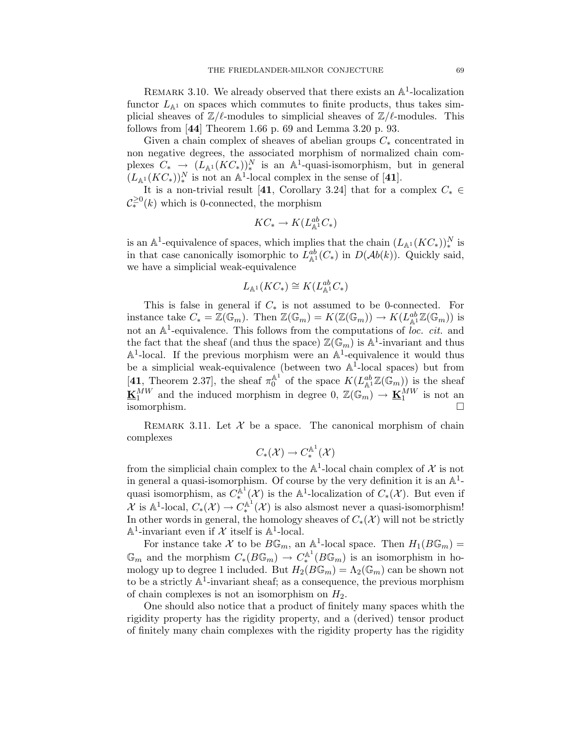Remark 3.10. We already observed that there exists an $\mathbb{A}^1$-localization functor $L_{\mathbb{A}^1}$ on spaces which commutes to finite products, thus takes simplicial sheaves of $\mathbb{Z}/\ell$-modules to simplicial sheaves of $\mathbb{Z}/\ell$-modules. This follows from [**44**] Theorem 1.66 p. 69 and Lemma 3.20 p. 93.

Given a chain complex of sheaves of abelian groups $C_*$ concentrated in non negative degrees, the associated morphism of normalized chain complexes $C_* \to (L_{\mathbb{A}^1}(KC_*))^N_*$ is an $\mathbb{A}^1$-quasi-isomorphism, but in general $(L_{\mathbb{A}^1}(KC_*))^N_*$ is not an $\mathbb{A}^1$-local complex in the sense of [**41**].

It is a non-trivial result [**41**, Corollary 3.24] that for a complex $C_* \in \mathcal{C}_*^{\geq 0}(k)$ which is 0-connected, the morphism

$$KC_* \to K(L^{ab}_{\mathbb{A}^1} C_*)$$

is an $\mathbb{A}^1$-equivalence of spaces, which implies that the chain $(L_{\mathbb{A}^1}(KC_*))^N_*$ is in that case canonically isomorphic to $L^{ab}_{\mathbb{A}^1}(C_*)$ in $D(\mathcal{A}b(k))$. Quickly said, we have a simplicial weak-equivalence

$$L_{\mathbb{A}^1}(KC_*) \cong K(L^{ab}_{\mathbb{A}^1} C_*)$$

This is false in general if $C_*$ is not assumed to be 0-connected. For instance take $C_* = \mathbb{Z}(\mathbb{G}_m)$. Then $\mathbb{Z}(\mathbb{G}_m) = K(\mathbb{Z}(\mathbb{G}_m)) \to K(L^{ab}_{\mathbb{A}^1}\mathbb{Z}(\mathbb{G}_m))$ is not an $\mathbb{A}^1$-equivalence. This follows from the computations of *loc. cit.* and the fact that the sheaf (and thus the space) $\mathbb{Z}(\mathbb{G}_m)$ is $\mathbb{A}^1$-invariant and thus $\mathbb{A}^1$-local. If the previous morphism were an $\mathbb{A}^1$-equivalence it would thus be a simplicial weak-equivalence (between two $\mathbb{A}^1$-local spaces) but from [**41**, Theorem 2.37], the sheaf $\pi_0^{\mathbb{A}^1}$ of the space $K(L^{ab}_{\mathbb{A}^1}\mathbb{Z}(\mathbb{G}_m))$ is the sheaf $\underline{\mathbf{K}}_1^{MW}$ and the induced morphism in degree 0, $\mathbb{Z}(\mathbb{G}_m) \to \underline{\mathbf{K}}_1^{MW}$ is not an isomorphism. □

Remark 3.11. Let $\mathcal{X}$ be a space. The canonical morphism of chain complexes

$$C_*(\mathcal{X}) \to C_*^{\mathbb{A}^1}(\mathcal{X})$$

from the simplicial chain complex to the $\mathbb{A}^1$-local chain complex of $\mathcal{X}$ is not in general a quasi-isomorphism. Of course by the very definition it is an $\mathbb{A}^1$-quasi isomorphism, as $C_*^{\mathbb{A}^1}(\mathcal{X})$ is the $\mathbb{A}^1$-localization of $C_*(\mathcal{X})$. But even if $\mathcal{X}$ is $\mathbb{A}^1$-local, $C_*(\mathcal{X}) \to C_*^{\mathbb{A}^1}(\mathcal{X})$ is also alsmost never a quasi-isomorphism! In other words in general, the homology sheaves of $C_*(\mathcal{X})$ will not be strictly $\mathbb{A}^1$-invariant even if $\mathcal{X}$ itself is $\mathbb{A}^1$-local.

For instance take $\mathcal{X}$ to be $B\mathbb{G}_m$, an $\mathbb{A}^1$-local space. Then $H_1(B\mathbb{G}_m) = \mathbb{G}_m$ and the morphism $C_*(B\mathbb{G}_m) \to C_*^{\mathbb{A}^1}(B\mathbb{G}_m)$ is an isomorphism in homology up to degree 1 included. But $H_2(B\mathbb{G}_m) = \Lambda_2(\mathbb{G}_m)$ can be shown not to be a strictly $\mathbb{A}^1$-invariant sheaf; as a consequence, the previous morphism of chain complexes is not an isomorphism on $H_2$.

One should also notice that a product of finitely many spaces whith the rigidity property has the rigidity property, and a (derived) tensor product of finitely many chain complexes with the rigidity property has the rigidity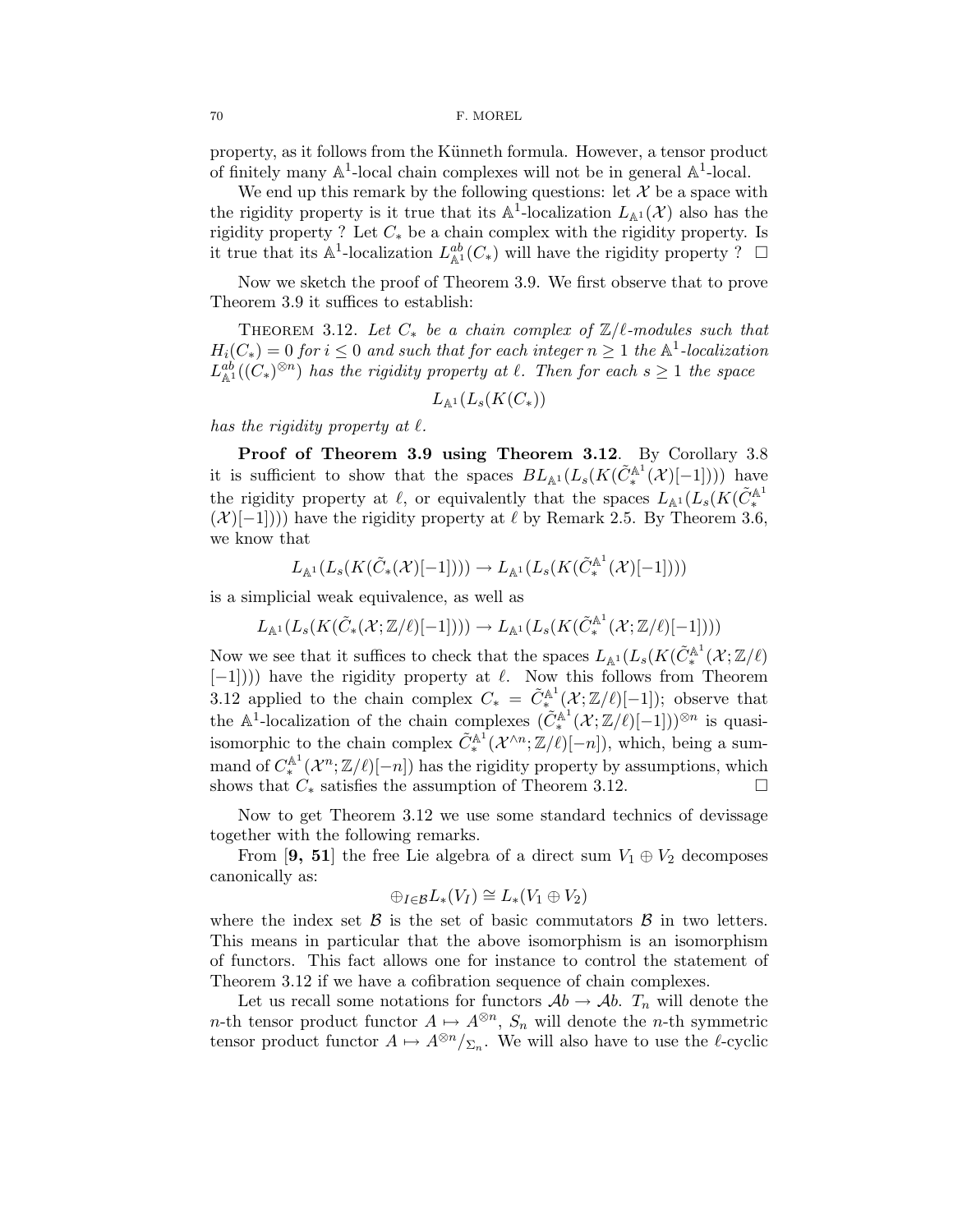property, as it follows from the Künneth formula. However, a tensor product of finitely many $\mathbb{A}^1$-local chain complexes will not be in general $\mathbb{A}^1$-local.

We end up this remark by the following questions: let $\mathcal{X}$ be a space with the rigidity property is it true that its $\mathbb{A}^1$-localization $L_{\mathbb{A}^1}(\mathcal{X})$ also has the rigidity property ? Let $C_*$ be a chain complex with the rigidity property. Is it true that its $\mathbb{A}^1$-localization $L^{ab}_{\mathbb{A}^1}(C_*)$ will have the rigidity property ? $\square$

Now we sketch the proof of Theorem 3.9. We first observe that to prove Theorem 3.9 it suffices to establish:

THEOREM 3.12. *Let $C_*$ be a chain complex of $\mathbb{Z}/\ell$-modules such that $H_i(C_*) = 0$ for $i \leq 0$ and such that for each integer $n \geq 1$ the $\mathbb{A}^1$-localization $L^{ab}_{\mathbb{A}^1}((C_*)^{\otimes n})$ has the rigidity property at $\ell$. Then for each $s \geq 1$ the space*

$$L_{\mathbb{A}^1}(L_s(K(C_*))$$

*has the rigidity property at $\ell$.*

**Proof of Theorem 3.9 using Theorem 3.12**. By Corollary 3.8 it is sufficient to show that the spaces $BL_{\mathbb{A}^1}(L_s(K(\tilde{C}^{\mathbb{A}^1}_*(\mathcal{X})[-1])))$ have the rigidity property at $\ell$, or equivalently that the spaces $L_{\mathbb{A}^1}(L_s(K(\tilde{C}^{\mathbb{A}^1}_*(\mathcal{X})[-1])))$ have the rigidity property at $\ell$ by Remark 2.5. By Theorem 3.6, we know that

$$L_{\mathbb{A}^1}(L_s(K(\tilde{C}_*(\mathcal{X})[-1]))) \to L_{\mathbb{A}^1}(L_s(K(\tilde{C}^{\mathbb{A}^1}_*(\mathcal{X})[-1])))$$

is a simplicial weak equivalence, as well as

$$L_{\mathbb{A}^1}(L_s(K(\tilde{C}_*(\mathcal{X};\mathbb{Z}/\ell)[-1]))) \to L_{\mathbb{A}^1}(L_s(K(\tilde{C}^{\mathbb{A}^1}_*(\mathcal{X};\mathbb{Z}/\ell)[-1])))$$

Now we see that it suffices to check that the spaces $L_{\mathbb{A}^1}(L_s(K(\tilde{C}^{\mathbb{A}^1}_*(\mathcal{X};\mathbb{Z}/\ell)[-1])))$ have the rigidity property at $\ell$. Now this follows from Theorem 3.12 applied to the chain complex $C_* = \tilde{C}^{\mathbb{A}^1}_*(\mathcal{X};\mathbb{Z}/\ell)[-1])$; observe that the $\mathbb{A}^1$-localization of the chain complexes $(\tilde{C}^{\mathbb{A}^1}_*(\mathcal{X};\mathbb{Z}/\ell)[-1]))^{\otimes n}$ is quasi-isomorphic to the chain complex $\tilde{C}^{\mathbb{A}^1}_*(\mathcal{X}^{\wedge n};\mathbb{Z}/\ell)[-n])$, which, being a summand of $C^{\mathbb{A}^1}_*(\mathcal{X}^n;\mathbb{Z}/\ell)[-n])$ has the rigidity property by assumptions, which shows that $C_*$ satisfies the assumption of Theorem 3.12. $\square$

Now to get Theorem 3.12 we use some standard technics of devissage together with the following remarks.

From [**9, 51**] the free Lie algebra of a direct sum $V_1 \oplus V_2$ decomposes canonically as:

$$\oplus_{I \in \mathcal{B}} L_*(V_I) \cong L_*(V_1 \oplus V_2)$$

where the index set $\mathcal{B}$ is the set of basic commutators $\mathcal{B}$ in two letters. This means in particular that the above isomorphism is an isomorphism of functors. This fact allows one for instance to control the statement of Theorem 3.12 if we have a cofibration sequence of chain complexes.

Let us recall some notations for functors $\mathcal{A}b \to \mathcal{A}b$. $T_n$ will denote the $n$-th tensor product functor $A \mapsto A^{\otimes n}$, $S_n$ will denote the $n$-th symmetric tensor product functor $A \mapsto A^{\otimes n}/_{\Sigma_n}$. We will also have to use the $\ell$-cyclic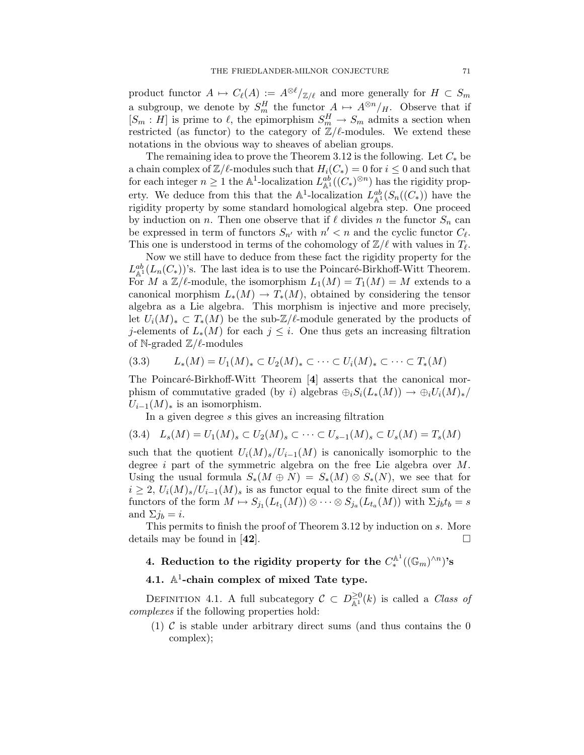product functor $A \mapsto C_\ell(A) := A^{\otimes \ell}/_{\mathbb{Z}/\ell}$ and more generally for $H \subset S_m$ a subgroup, we denote by $S_m^H$ the functor $A \mapsto A^{\otimes n}/_H$. Observe that if $[S_m : H]$ is prime to $\ell$, the epimorphism $S_m^H \to S_m$ admits a section when restricted (as functor) to the category of $\mathbb{Z}/\ell$-modules. We extend these notations in the obvious way to sheaves of abelian groups.

The remaining idea to prove the Theorem 3.12 is the following. Let $C_*$ be a chain complex of $\mathbb{Z}/\ell$-modules such that $H_i(C_*) = 0$ for $i \leq 0$ and such that for each integer $n \geq 1$ the $\mathbb{A}^1$-localization $L^{ab}_{\mathbb{A}^1}((C_*)^{\otimes n})$ has the rigidity property. We deduce from this that the $\mathbb{A}^1$-localization $L^{ab}_{\mathbb{A}^1}(S_n((C_*))$ have the rigidity property by some standard homological algebra step. One proceed by induction on $n$. Then one observe that if $\ell$ divides $n$ the functor $S_n$ can be expressed in term of functors $S_{n'}$ with $n' < n$ and the cyclic functor $C_\ell$. This one is understood in terms of the cohomology of $\mathbb{Z}/\ell$ with values in $T_\ell$.

Now we still have to deduce from these fact the rigidity property for the $L^{ab}_{\mathbb{A}^1}(L_n(C_*))$'s. The last idea is to use the Poincaré-Birkhoff-Witt Theorem. For $M$ a $\mathbb{Z}/\ell$-module, the isomorphism $L_1(M) = T_1(M) = M$ extends to a canonical morphism $L_*(M) \to T_*(M)$, obtained by considering the tensor algebra as a Lie algebra. This morphism is injective and more precisely, let $U_i(M)_* \subset T_*(M)$ be the sub-$\mathbb{Z}/\ell$-module generated by the products of $j$-elements of $L_*(M)$ for each $j \leq i$. One thus gets an increasing filtration of $\mathbb{N}$-graded $\mathbb{Z}/\ell$-modules

$$(3.3) \qquad L_*(M) = U_1(M)_* \subset U_2(M)_* \subset \cdots \subset U_i(M)_* \subset \cdots \subset T_*(M)$$

The Poincaré-Birkhoff-Witt Theorem [**4**] asserts that the canonical morphism of commutative graded (by $i$) algebras $\oplus_i S_i(L_*(M)) \to \oplus_i U_i(M)_*/U_{i-1}(M)_*$ is an isomorphism.

In a given degree $s$ this gives an increasing filtration

$$(3.4) \quad L_s(M) = U_1(M)_s \subset U_2(M)_s \subset \cdots \subset U_{s-1}(M)_s \subset U_s(M) = T_s(M)$$

such that the quotient $U_i(M)_s/U_{i-1}(M)$ is canonically isomorphic to the degree $i$ part of the symmetric algebra on the free Lie algebra over $M$. Using the usual formula $S_*(M \oplus N) = S_*(M) \otimes S_*(N)$, we see that for $i \geq 2$, $U_i(M)_s/U_{i-1}(M)_s$ is as functor equal to the finite direct sum of the functors of the form $M \mapsto S_{j_1}(L_{t_1}(M)) \otimes \cdots \otimes S_{j_a}(L_{t_a}(M))$ with $\Sigma j_b t_b = s$ and $\Sigma j_b = i$.

This permits to finish the proof of Theorem 3.12 by induction on $s$. More details may be found in [**42**]. $\square$

## 4. Reduction to the rigidity property for the $C_*^{\mathbb{A}^1}((\mathbb{G}_m)^{\wedge n})$'s

### 4.1. $\mathbb{A}^1$-chain complex of mixed Tate type.

DEFINITION 4.1. A full subcategory $\mathcal{C} \subset D^{\geq 0}_{\mathbb{A}^1}(k)$ is called a *Class of complexes* if the following properties hold:

(1) $\mathcal{C}$ is stable under arbitrary direct sums (and thus contains the 0 complex);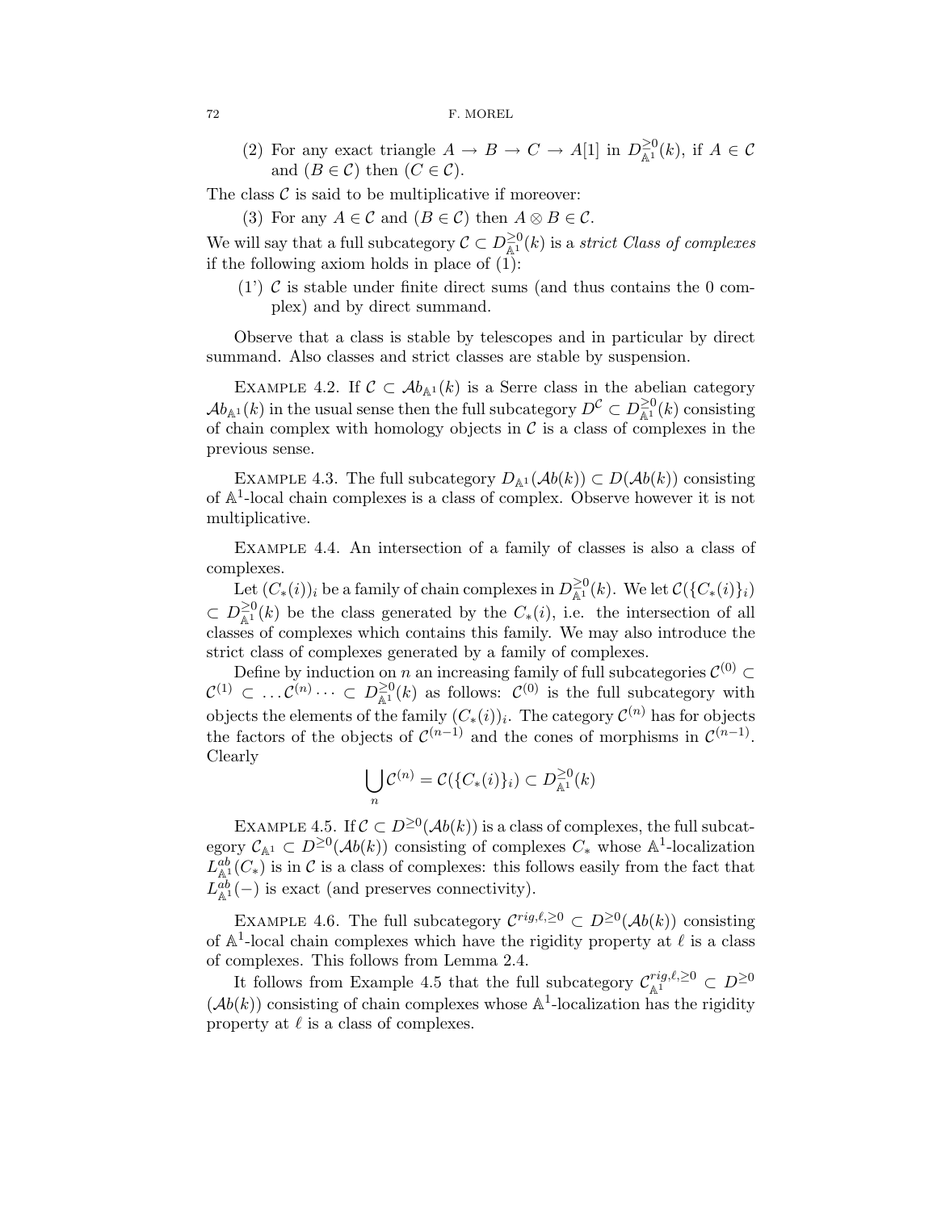(2) For any exact triangle $A \to B \to C \to A[1]$ in $D^{\geq 0}_{\mathbb{A}^1}(k)$, if $A \in \mathcal{C}$ and $(B \in \mathcal{C})$ then $(C \in \mathcal{C})$.

The class $\mathcal{C}$ is said to be multiplicative if moreover:

(3) For any $A \in \mathcal{C}$ and $(B \in \mathcal{C})$ then $A \otimes B \in \mathcal{C}$.

We will say that a full subcategory $\mathcal{C} \subset D^{\geq 0}_{\mathbb{A}^1}(k)$ is a *strict Class of complexes* if the following axiom holds in place of (1):

(1') $\mathcal{C}$ is stable under finite direct sums (and thus contains the 0 complex) and by direct summand.

Observe that a class is stable by telescopes and in particular by direct summand. Also classes and strict classes are stable by suspension.

Example 4.2. If $\mathcal{C} \subset \mathcal{A}b_{\mathbb{A}^1}(k)$ is a Serre class in the abelian category $\mathcal{A}b_{\mathbb{A}^1}(k)$ in the usual sense then the full subcategory $D^{\mathcal{C}} \subset D^{\geq 0}_{\mathbb{A}^1}(k)$ consisting of chain complex with homology objects in $\mathcal{C}$ is a class of complexes in the previous sense.

Example 4.3. The full subcategory $D_{\mathbb{A}^1}(\mathcal{A}b(k)) \subset D(\mathcal{A}b(k))$ consisting of $\mathbb{A}^1$-local chain complexes is a class of complex. Observe however it is not multiplicative.

Example 4.4. An intersection of a family of classes is also a class of complexes.

Let $(C_*(i))_i$ be a family of chain complexes in $D^{\geq 0}_{\mathbb{A}^1}(k)$. We let $\mathcal{C}(\{C_*(i)\}_i) \subset D^{\geq 0}_{\mathbb{A}^1}(k)$ be the class generated by the $C_*(i)$, i.e. the intersection of all classes of complexes which contains this family. We may also introduce the strict class of complexes generated by a family of complexes.

Define by induction on $n$ an increasing family of full subcategories $\mathcal{C}^{(0)} \subset \mathcal{C}^{(1)} \subset \dots \mathcal{C}^{(n)} \dots \subset D^{\geq 0}_{\mathbb{A}^1}(k)$ as follows: $\mathcal{C}^{(0)}$ is the full subcategory with objects the elements of the family $(C_*(i))_i$. The category $\mathcal{C}^{(n)}$ has for objects the factors of the objects of $\mathcal{C}^{(n-1)}$ and the cones of morphisms in $\mathcal{C}^{(n-1)}$. Clearly

$$\bigcup_n \mathcal{C}^{(n)} = \mathcal{C}(\{C_*(i)\}_i) \subset D^{\geq 0}_{\mathbb{A}^1}(k)$$

Example 4.5. If $\mathcal{C} \subset D^{\geq 0}(\mathcal{A}b(k))$ is a class of complexes, the full subcategory $\mathcal{C}_{\mathbb{A}^1} \subset D^{\geq 0}(\mathcal{A}b(k))$ consisting of complexes $C_*$ whose $\mathbb{A}^1$-localization $L^{ab}_{\mathbb{A}^1}(C_*)$ is in $\mathcal{C}$ is a class of complexes: this follows easily from the fact that $L^{ab}_{\mathbb{A}^1}(-)$ is exact (and preserves connectivity).

Example 4.6. The full subcategory $\mathcal{C}^{rig,\ell,\geq 0} \subset D^{\geq 0}(\mathcal{A}b(k))$ consisting of $\mathbb{A}^1$-local chain complexes which have the rigidity property at $\ell$ is a class of complexes. This follows from Lemma 2.4.

It follows from Example 4.5 that the full subcategory $\mathcal{C}^{rig,\ell,\geq 0}_{\mathbb{A}^1} \subset D^{\geq 0}(\mathcal{A}b(k))$ consisting of chain complexes whose $\mathbb{A}^1$-localization has the rigidity property at $\ell$ is a class of complexes.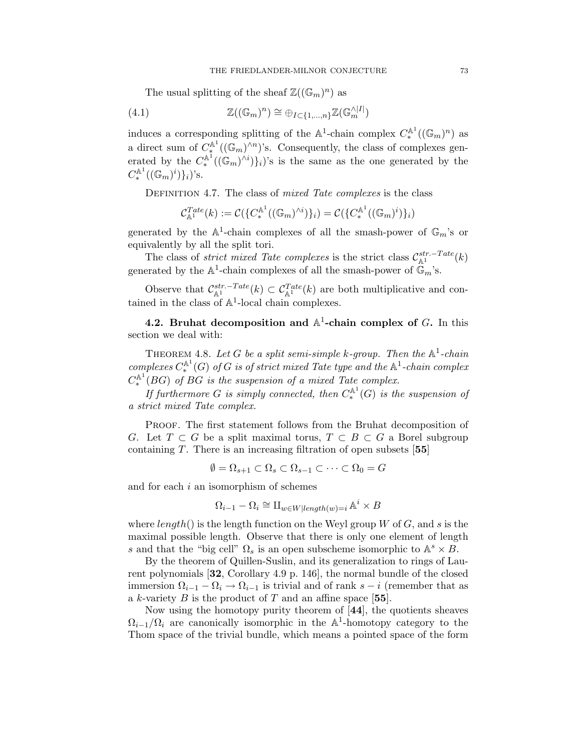The usual splitting of the sheaf $\mathbb{Z}((\mathbb{G}_m)^n)$ as

$$\mathbb{Z}((\mathbb{G}_m)^n) \cong \oplus_{I\subset\{1,\dots,n\}}\mathbb{Z}(\mathbb{G}_m^{\wedge|I|}) \tag{4.1}$$

induces a corresponding splitting of the $\mathbb{A}^1$-chain complex $C_*^{\mathbb{A}^1}((\mathbb{G}_m)^n)$ as a direct sum of $C_*^{\mathbb{A}^1}((\mathbb{G}_m)^{\wedge n})$'s. Consequently, the class of complexes generated by the $C_*^{\mathbb{A}^1}((\mathbb{G}_m)^{\wedge i})\}_i)$'s is the same as the one generated by the $C_*^{\mathbb{A}^1}((\mathbb{G}_m)^i)\}_i)$'s.

Definition 4.7. The class of *mixed Tate complexes* is the class

$$\mathcal{C}_{\mathbb{A}^1}^{Tate}(k) := \mathcal{C}(\{C_*^{\mathbb{A}^1}((\mathbb{G}_m)^{\wedge i})\}_i) = \mathcal{C}(\{C_*^{\mathbb{A}^1}((\mathbb{G}_m)^i)\}_i)$$

generated by the $\mathbb{A}^1$-chain complexes of all the smash-power of $\mathbb{G}_m$'s or equivalently by all the split tori.

The class of *strict mixed Tate complexes* is the strict class $\mathcal{C}_{\mathbb{A}^1}^{str.-Tate}(k)$ generated by the $\mathbb{A}^1$-chain complexes of all the smash-power of $\mathbb{G}_m$'s.

Observe that $\mathcal{C}_{\mathbb{A}^1}^{str.-Tate}(k) \subset \mathcal{C}_{\mathbb{A}^1}^{Tate}(k)$ are both multiplicative and contained in the class of $\mathbb{A}^1$-local chain complexes.

**4.2. Bruhat decomposition and $\mathbb{A}^1$-chain complex of $G$.** In this section we deal with:

Theorem 4.8. *Let $G$ be a split semi-simple $k$-group. Then the $\mathbb{A}^1$-chain complexes $C_*^{\mathbb{A}^1}(G)$ of $G$ is of strict mixed Tate type and the $\mathbb{A}^1$-chain complex $C_*^{\mathbb{A}^1}(BG)$ of $BG$ is the suspension of a mixed Tate complex.*

*If furthermore $G$ is simply connected, then $C_*^{\mathbb{A}^1}(G)$ is the suspension of a strict mixed Tate complex.*

Proof. The first statement follows from the Bruhat decomposition of $G$. Let $T \subset G$ be a split maximal torus, $T \subset B \subset G$ a Borel subgroup containing $T$. There is an increasing filtration of open subsets [**55**]

$$\emptyset = \Omega_{s+1} \subset \Omega_s \subset \Omega_{s-1} \subset \cdots \subset \Omega_0 = G$$

and for each $i$ an isomorphism of schemes

$$\Omega_{i-1} - \Omega_i \cong \amalg_{w\in W|length(w)=i}\,\mathbb{A}^i \times B$$

where $length()$ is the length function on the Weyl group $W$ of $G$, and $s$ is the maximal possible length. Observe that there is only one element of length $s$ and that the "big cell" $\Omega_s$ is an open subscheme isomorphic to $\mathbb{A}^s \times B$.

By the theorem of Quillen-Suslin, and its generalization to rings of Laurent polynomials [**32**, Corollary 4.9 p. 146], the normal bundle of the closed immersion $\Omega_{i-1} - \Omega_i \to \Omega_{i-1}$ is trivial and of rank $s - i$ (remember that as a $k$-variety $B$ is the product of $T$ and an affine space [**55**].

Now using the homotopy purity theorem of [**44**], the quotients sheaves $\Omega_{i-1}/\Omega_i$ are canonically isomorphic in the $\mathbb{A}^1$-homotopy category to the Thom space of the trivial bundle, which means a pointed space of the form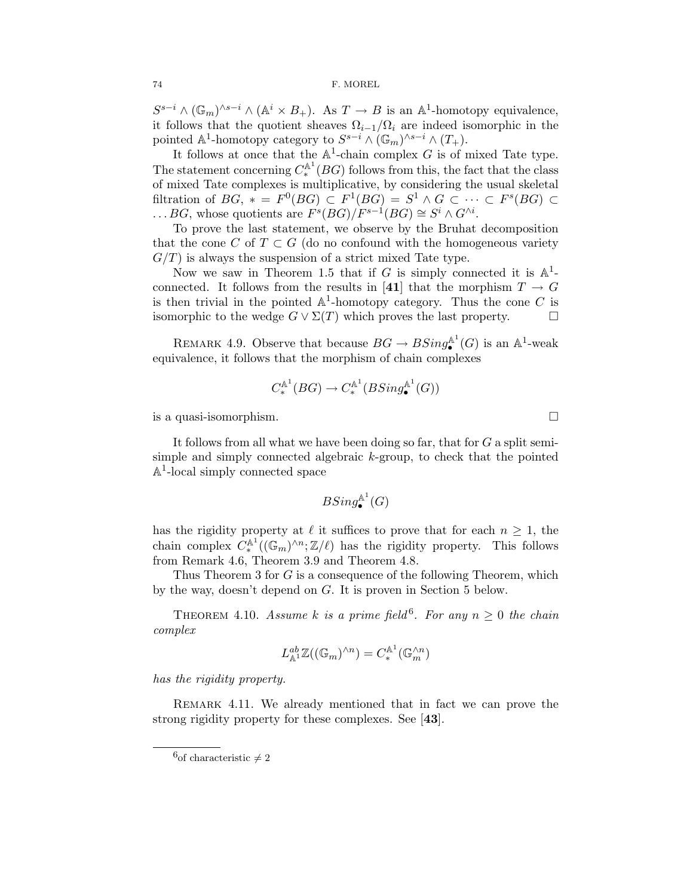$S^{s-i} \wedge (\mathbb{G}_m)^{\wedge s-i} \wedge (\mathbb{A}^i \times B_+)$. As $T \to B$ is an $\mathbb{A}^1$-homotopy equivalence, it follows that the quotient sheaves $\Omega_{i-1}/\Omega_i$ are indeed isomorphic in the pointed $\mathbb{A}^1$-homotopy category to $S^{s-i} \wedge (\mathbb{G}_m)^{\wedge s-i} \wedge (T_+)$.

It follows at once that the $\mathbb{A}^1$-chain complex $G$ is of mixed Tate type. The statement concerning $C_*^{\mathbb{A}^1}(BG)$ follows from this, the fact that the class of mixed Tate complexes is multiplicative, by considering the usual skeletal filtration of $BG$, $* = F^0(BG) \subset F^1(BG) = S^1 \wedge G \subset \cdots \subset F^s(BG) \subset \ldots BG$, whose quotients are $F^s(BG)/F^{s-1}(BG) \cong S^i \wedge G^{\wedge i}$.

To prove the last statement, we observe by the Bruhat decomposition that the cone $C$ of $T \subset G$ (do no confound with the homogeneous variety $G/T$) is always the suspension of a strict mixed Tate type.

Now we saw in Theorem 1.5 that if $G$ is simply connected it is $\mathbb{A}^1$-connected. It follows from the results in [**41**] that the morphism $T \to G$ is then trivial in the pointed $\mathbb{A}^1$-homotopy category. Thus the cone $C$ is isomorphic to the wedge $G \vee \Sigma(T)$ which proves the last property. □

Remark 4.9. Observe that because $BG \to BSing_\bullet^{\mathbb{A}^1}(G)$ is an $\mathbb{A}^1$-weak equivalence, it follows that the morphism of chain complexes

$$C_*^{\mathbb{A}^1}(BG) \to C_*^{\mathbb{A}^1}(BSing_\bullet^{\mathbb{A}^1}(G))$$

is a quasi-isomorphism. □

It follows from all what we have been doing so far, that for $G$ a split semi-simple and simply connected algebraic $k$-group, to check that the pointed $\mathbb{A}^1$-local simply connected space

$$BSing_\bullet^{\mathbb{A}^1}(G)$$

has the rigidity property at $\ell$ it suffices to prove that for each $n \geq 1$, the chain complex $C_*^{\mathbb{A}^1}((\mathbb{G}_m)^{\wedge n}; \mathbb{Z}/\ell)$ has the rigidity property. This follows from Remark 4.6, Theorem 3.9 and Theorem 4.8.

Thus Theorem 3 for $G$ is a consequence of the following Theorem, which by the way, doesn't depend on $G$. It is proven in Section 5 below.

Theorem 4.10. *Assume $k$ is a prime field*[6]*. For any $n \geq 0$ the chain complex*

$$L_{\mathbb{A}^1}^{ab}\mathbb{Z}((\mathbb{G}_m)^{\wedge n}) = C_*^{\mathbb{A}^1}(\mathbb{G}_m^{\wedge n})$$

*has the rigidity property.*

Remark 4.11. We already mentioned that in fact we can prove the strong rigidity property for these complexes. See [**43**].

[6] of characteristic $\neq 2$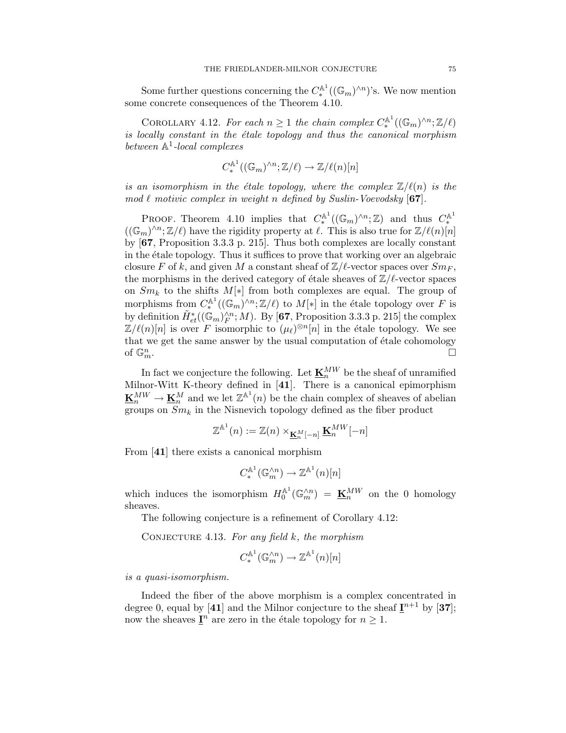Some further questions concerning the $C_*^{\mathbb{A}^1}((\mathbb{G}_m)^{\wedge n})$'s. We now mention some concrete consequences of the Theorem 4.10.

Corollary 4.12. *For each $n \geq 1$ the chain complex $C_*^{\mathbb{A}^1}((\mathbb{G}_m)^{\wedge n};\mathbb{Z}/\ell)$ is locally constant in the étale topology and thus the canonical morphism between $\mathbb{A}^1$-local complexes*

$$C_*^{\mathbb{A}^1}((\mathbb{G}_m)^{\wedge n};\mathbb{Z}/\ell) \to \mathbb{Z}/\ell(n)[n]$$

*is an isomorphism in the étale topology, where the complex $\mathbb{Z}/\ell(n)$ is the mod $\ell$ motivic complex in weight $n$ defined by Suslin-Voevodsky* [**67**].

Proof. Theorem 4.10 implies that $C_*^{\mathbb{A}^1}((\mathbb{G}_m)^{\wedge n};\mathbb{Z})$ and thus $C_*^{\mathbb{A}^1}((\mathbb{G}_m)^{\wedge n};\mathbb{Z}/\ell)$ have the rigidity property at $\ell$. This is also true for $\mathbb{Z}/\ell(n)[n]$ by [**67**, Proposition 3.3.3 p. 215]. Thus both complexes are locally constant in the étale topology. Thus it suffices to prove that working over an algebraic closure $F$ of $k$, and given $M$ a constant sheaf of $\mathbb{Z}/\ell$-vector spaces over $Sm_F$, the morphisms in the derived category of étale sheaves of $\mathbb{Z}/\ell$-vector spaces on $Sm_k$ to the shifts $M[*]$ from both complexes are equal. The group of morphisms from $C_*^{\mathbb{A}^1}((\mathbb{G}_m)^{\wedge n};\mathbb{Z}/\ell)$ to $M[*]$ in the étale topology over $F$ is by definition $\tilde{H}^*_{et}((\mathbb{G}_m)_F^{\wedge n};M)$. By [**67**, Proposition 3.3.3 p. 215] the complex $\mathbb{Z}/\ell(n)[n]$ is over $F$ isomorphic to $(\mu_\ell)^{\otimes n}[n]$ in the étale topology. We see that we get the same answer by the usual computation of étale cohomology of $\mathbb{G}_m^n$. $\square$

In fact we conjecture the following. Let $\underline{\mathbf{K}}_n^{MW}$ be the sheaf of unramified Milnor-Witt K-theory defined in [**41**]. There is a canonical epimorphism $\underline{\mathbf{K}}_n^{MW} \to \underline{\mathbf{K}}_n^{M}$ and we let $\mathbb{Z}^{\mathbb{A}^1}(n)$ be the chain complex of sheaves of abelian groups on $Sm_k$ in the Nisnevich topology defined as the fiber product

$$\mathbb{Z}^{\mathbb{A}^1}(n) := \mathbb{Z}(n) \times_{\underline{\mathbf{K}}_n^M[-n]} \underline{\mathbf{K}}_n^{MW}[-n]$$

From [**41**] there exists a canonical morphism

$$C_*^{\mathbb{A}^1}(\mathbb{G}_m^{\wedge n}) \to \mathbb{Z}^{\mathbb{A}^1}(n)[n]$$

which induces the isomorphism $H_0^{\mathbb{A}^1}(\mathbb{G}_m^{\wedge n}) = \underline{\mathbf{K}}_n^{MW}$ on the 0 homology sheaves.

The following conjecture is a refinement of Corollary 4.12:

Conjecture 4.13. *For any field $k$, the morphism*

$$C_*^{\mathbb{A}^1}(\mathbb{G}_m^{\wedge n}) \to \mathbb{Z}^{\mathbb{A}^1}(n)[n]$$

*is a quasi-isomorphism.*

Indeed the fiber of the above morphism is a complex concentrated in degree 0, equal by [**41**] and the Milnor conjecture to the sheaf $\underline{\mathbf{I}}^{n+1}$ by [**37**]; now the sheaves $\underline{\mathbf{I}}^n$ are zero in the étale topology for $n \geq 1$.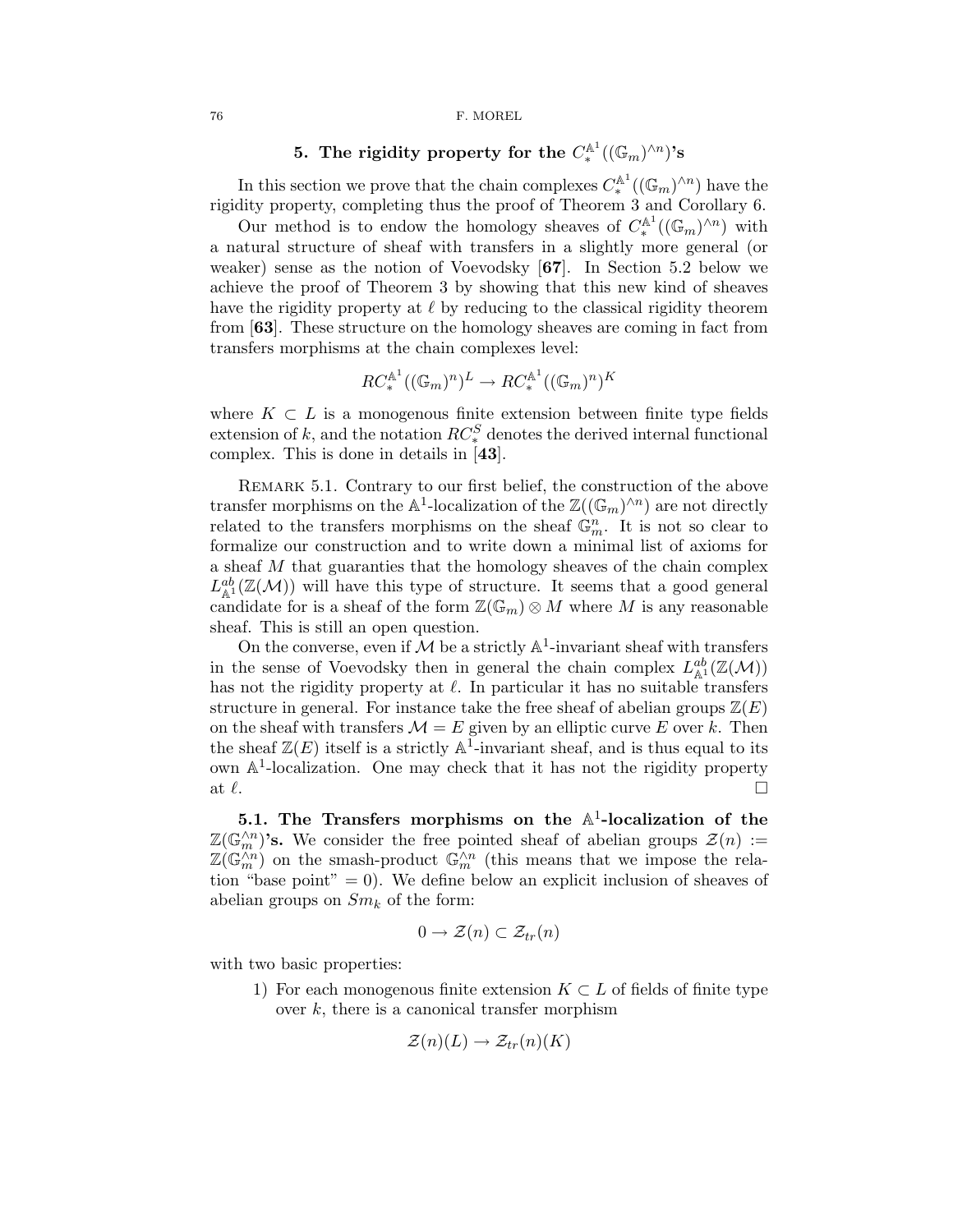## 5. The rigidity property for the $C_*^{\mathbb{A}^1}((\mathbb{G}_m)^{\wedge n})$'s

In this section we prove that the chain complexes $C_*^{\mathbb{A}^1}((\mathbb{G}_m)^{\wedge n})$ have the rigidity property, completing thus the proof of Theorem 3 and Corollary 6.

Our method is to endow the homology sheaves of $C_*^{\mathbb{A}^1}((\mathbb{G}_m)^{\wedge n})$ with a natural structure of sheaf with transfers in a slightly more general (or weaker) sense as the notion of Voevodsky [**67**]. In Section 5.2 below we achieve the proof of Theorem 3 by showing that this new kind of sheaves have the rigidity property at $\ell$ by reducing to the classical rigidity theorem from [**63**]. These structure on the homology sheaves are coming in fact from transfers morphisms at the chain complexes level:

$$RC_*^{\mathbb{A}^1}((\mathbb{G}_m)^n)^L \to RC_*^{\mathbb{A}^1}((\mathbb{G}_m)^n)^K$$

where $K \subset L$ is a monogenous finite extension between finite type fields extension of $k$, and the notation $RC_*^S$ denotes the derived internal functional complex. This is done in details in [**43**].

Remark 5.1. Contrary to our first belief, the construction of the above transfer morphisms on the $\mathbb{A}^1$-localization of the $\mathbb{Z}((\mathbb{G}_m)^{\wedge n})$ are not directly related to the transfers morphisms on the sheaf $\mathbb{G}_m^n$. It is not so clear to formalize our construction and to write down a minimal list of axioms for a sheaf $M$ that guaranties that the homology sheaves of the chain complex $L_{\mathbb{A}^1}^{ab}(\mathbb{Z}(\mathcal{M}))$ will have this type of structure. It seems that a good general candidate for is a sheaf of the form $\mathbb{Z}(\mathbb{G}_m) \otimes M$ where $M$ is any reasonable sheaf. This is still an open question.

On the converse, even if $\mathcal{M}$ be a strictly $\mathbb{A}^1$-invariant sheaf with transfers in the sense of Voevodsky then in general the chain complex $L_{\mathbb{A}^1}^{ab}(\mathbb{Z}(\mathcal{M}))$ has not the rigidity property at $\ell$. In particular it has no suitable transfers structure in general. For instance take the free sheaf of abelian groups $\mathbb{Z}(E)$ on the sheaf with transfers $\mathcal{M} = E$ given by an elliptic curve $E$ over $k$. Then the sheaf $\mathbb{Z}(E)$ itself is a strictly $\mathbb{A}^1$-invariant sheaf, and is thus equal to its own $\mathbb{A}^1$-localization. One may check that it has not the rigidity property at $\ell$. □

### 5.1. The Transfers morphisms on the $\mathbb{A}^1$-localization of the $\mathbb{Z}(\mathbb{G}_m^{\wedge n})$'s.

We consider the free pointed sheaf of abelian groups $\mathcal{Z}(n) := \mathbb{Z}(\mathbb{G}_m^{\wedge n})$ on the smash-product $\mathbb{G}_m^{\wedge n}$ (this means that we impose the relation "base point" $= 0$). We define below an explicit inclusion of sheaves of abelian groups on $Sm_k$ of the form:

$$0 \to \mathcal{Z}(n) \subset \mathcal{Z}_{tr}(n)$$

with two basic properties:

1) For each monogenous finite extension $K \subset L$ of fields of finite type over $k$, there is a canonical transfer morphism

$$\mathcal{Z}(n)(L) \to \mathcal{Z}_{tr}(n)(K)$$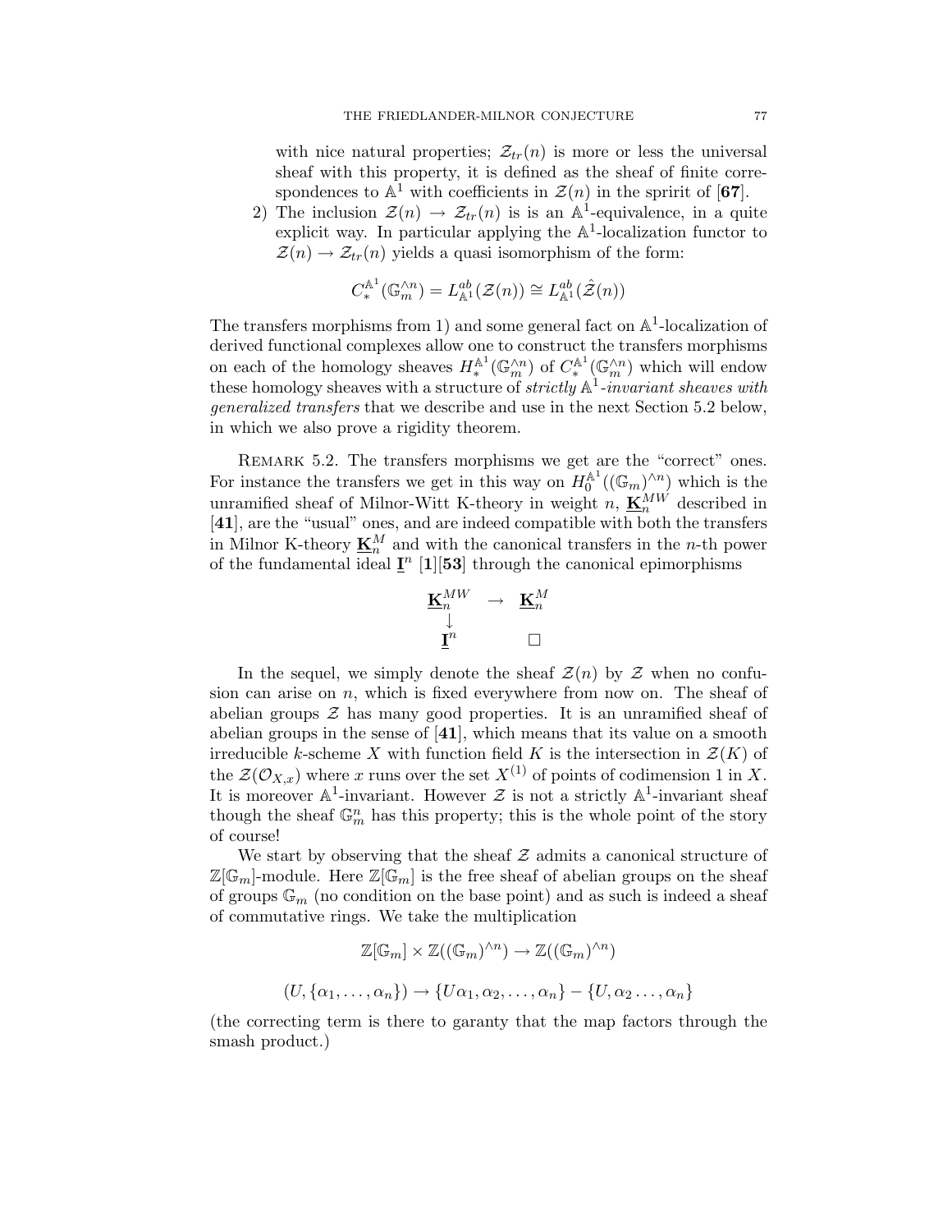with nice natural properties; $\mathcal{Z}_{tr}(n)$ is more or less the universal sheaf with this property, it is defined as the sheaf of finite correspondences to $\mathbb{A}^1$ with coefficients in $\mathcal{Z}(n)$ in the spririt of [**67**].

2) The inclusion $\mathcal{Z}(n) \to \mathcal{Z}_{tr}(n)$ is is an $\mathbb{A}^1$-equivalence, in a quite explicit way. In particular applying the $\mathbb{A}^1$-localization functor to $\mathcal{Z}(n) \to \mathcal{Z}_{tr}(n)$ yields a quasi isomorphism of the form:

$$C_*^{\mathbb{A}^1}(\mathbb{G}_m^{\wedge n}) = L_{\mathbb{A}^1}^{ab}(\mathcal{Z}(n)) \cong L_{\mathbb{A}^1}^{ab}(\hat{\mathcal{Z}}(n))$$

The transfers morphisms from 1) and some general fact on $\mathbb{A}^1$-localization of derived functional complexes allow one to construct the transfers morphisms on each of the homology sheaves $H_*^{\mathbb{A}^1}(\mathbb{G}_m^{\wedge n})$ of $C_*^{\mathbb{A}^1}(\mathbb{G}_m^{\wedge n})$ which will endow these homology sheaves with a structure of *strictly $\mathbb{A}^1$-invariant sheaves with generalized transfers* that we describe and use in the next Section 5.2 below, in which we also prove a rigidity theorem.

Remark 5.2. The transfers morphisms we get are the "correct" ones. For instance the transfers we get in this way on $H_0^{\mathbb{A}^1}((\mathbb{G}_m)^{\wedge n})$ which is the unramified sheaf of Milnor-Witt K-theory in weight $n$, $\underline{\mathbf{K}}_n^{MW}$ described in [**41**], are the "usual" ones, and are indeed compatible with both the transfers in Milnor K-theory $\underline{\mathbf{K}}_n^M$ and with the canonical transfers in the $n$-th power of the fundamental ideal $\underline{\mathbf{I}}^n$ [**1**][**53**] through the canonical epimorphisms

$$\begin{array}{ccc} \underline{\mathbf{K}}_n^{MW} & \to & \underline{\mathbf{K}}_n^M \\ \downarrow & & \\ \underline{\mathbf{I}}^n & & \end{array}$$

□

In the sequel, we simply denote the sheaf $\mathcal{Z}(n)$ by $\mathcal{Z}$ when no confusion can arise on $n$, which is fixed everywhere from now on. The sheaf of abelian groups $\mathcal{Z}$ has many good properties. It is an unramified sheaf of abelian groups in the sense of [**41**], which means that its value on a smooth irreducible $k$-scheme $X$ with function field $K$ is the intersection in $\mathcal{Z}(K)$ of the $\mathcal{Z}(\mathcal{O}_{X,x})$ where $x$ runs over the set $X^{(1)}$ of points of codimension 1 in $X$. It is moreover $\mathbb{A}^1$-invariant. However $\mathcal{Z}$ is not a strictly $\mathbb{A}^1$-invariant sheaf though the sheaf $\mathbb{G}_m^n$ has this property; this is the whole point of the story of course!

We start by observing that the sheaf $\mathcal{Z}$ admits a canonical structure of $\mathbb{Z}[\mathbb{G}_m]$-module. Here $\mathbb{Z}[\mathbb{G}_m]$ is the free sheaf of abelian groups on the sheaf of groups $\mathbb{G}_m$ (no condition on the base point) and as such is indeed a sheaf of commutative rings. We take the multiplication

$$\mathbb{Z}[\mathbb{G}_m] \times \mathbb{Z}((\mathbb{G}_m)^{\wedge n}) \to \mathbb{Z}((\mathbb{G}_m)^{\wedge n})$$

$$(U, \{\alpha_1, \dots, \alpha_n\}) \to \{U\alpha_1, \alpha_2, \dots, \alpha_n\} - \{U, \alpha_2 \dots, \alpha_n\}$$

(the correcting term is there to garanty that the map factors through the smash product.)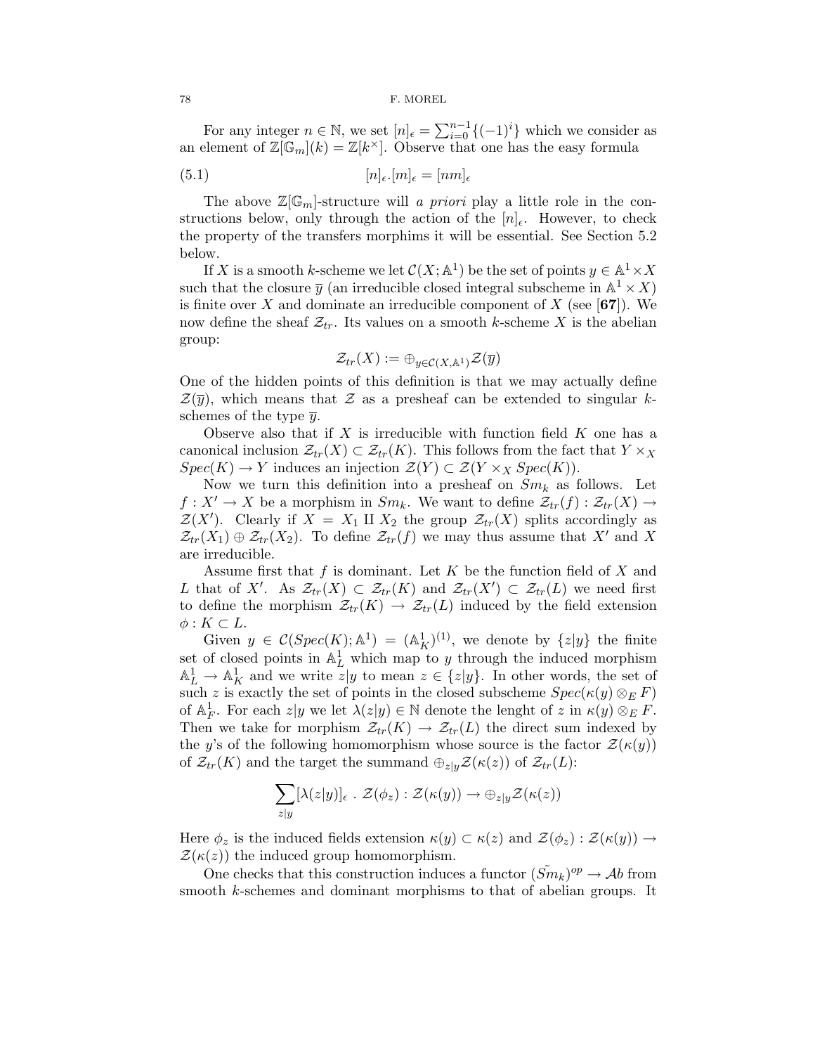For any integer $n \in \mathbb{N}$, we set $[n]_\epsilon = \sum_{i=0}^{n-1}\{(-1)^i\}$ which we consider as an element of $\mathbb{Z}[\mathbb{G}_m](k) = \mathbb{Z}[k^\times]$. Observe that one has the easy formula

$$[n]_\epsilon.[m]_\epsilon = [nm]_\epsilon \tag{5.1}$$

The above $\mathbb{Z}[\mathbb{G}_m]$-structure will *a priori* play a little role in the constructions below, only through the action of the $[n]_\epsilon$. However, to check the property of the transfers morphims it will be essential. See Section 5.2 below.

If $X$ is a smooth $k$-scheme we let $\mathcal{C}(X;\mathbb{A}^1)$ be the set of points $y \in \mathbb{A}^1 \times X$ such that the closure $\overline{y}$ (an irreducible closed integral subscheme in $\mathbb{A}^1 \times X$) is finite over $X$ and dominate an irreducible component of $X$ (see [**67**]). We now define the sheaf $\mathcal{Z}_{tr}$. Its values on a smooth $k$-scheme $X$ is the abelian group:

$$\mathcal{Z}_{tr}(X) := \oplus_{y\in\mathcal{C}(X,\mathbb{A}^1)}\mathcal{Z}(\overline{y})$$

One of the hidden points of this definition is that we may actually define $\mathcal{Z}(\overline{y})$, which means that $\mathcal{Z}$ as a presheaf can be extended to singular $k$-schemes of the type $\overline{y}$.

Observe also that if $X$ is irreducible with function field $K$ one has a canonical inclusion $\mathcal{Z}_{tr}(X) \subset \mathcal{Z}_{tr}(K)$. This follows from the fact that $Y \times_X Spec(K) \to Y$ induces an injection $\mathcal{Z}(Y) \subset \mathcal{Z}(Y \times_X Spec(K))$.

Now we turn this definition into a presheaf on $Sm_k$ as follows. Let $f : X' \to X$ be a morphism in $Sm_k$. We want to define $\mathcal{Z}_{tr}(f) : \mathcal{Z}_{tr}(X) \to \mathcal{Z}(X')$. Clearly if $X = X_1 \amalg X_2$ the group $\mathcal{Z}_{tr}(X)$ splits accordingly as $\mathcal{Z}_{tr}(X_1) \oplus \mathcal{Z}_{tr}(X_2)$. To define $\mathcal{Z}_{tr}(f)$ we may thus assume that $X'$ and $X$ are irreducible.

Assume first that $f$ is dominant. Let $K$ be the function field of $X$ and $L$ that of $X'$. As $\mathcal{Z}_{tr}(X) \subset \mathcal{Z}_{tr}(K)$ and $\mathcal{Z}_{tr}(X') \subset \mathcal{Z}_{tr}(L)$ we need first to define the morphism $\mathcal{Z}_{tr}(K) \to \mathcal{Z}_{tr}(L)$ induced by the field extension $\phi : K \subset L$.

Given $y \in \mathcal{C}(Spec(K);\mathbb{A}^1) = (\mathbb{A}^1_K)^{(1)}$, we denote by $\{z|y\}$ the finite set of closed points in $\mathbb{A}^1_L$ which map to $y$ through the induced morphism $\mathbb{A}^1_L \to \mathbb{A}^1_K$ and we write $z|y$ to mean $z \in \{z|y\}$. In other words, the set of such $z$ is exactly the set of points in the closed subscheme $Spec(\kappa(y)\otimes_E F)$ of $\mathbb{A}^1_F$. For each $z|y$ we let $\lambda(z|y) \in \mathbb{N}$ denote the lenght of $z$ in $\kappa(y)\otimes_E F$. Then we take for morphism $\mathcal{Z}_{tr}(K) \to \mathcal{Z}_{tr}(L)$ the direct sum indexed by the $y$'s of the following homomorphism whose source is the factor $\mathcal{Z}(\kappa(y))$ of $\mathcal{Z}_{tr}(K)$ and the target the summand $\oplus_{z|y}\mathcal{Z}(\kappa(z))$ of $\mathcal{Z}_{tr}(L)$:

$$\sum_{z|y}[\lambda(z|y)]_\epsilon \ . \ \mathcal{Z}(\phi_z) : \mathcal{Z}(\kappa(y)) \to \oplus_{z|y}\mathcal{Z}(\kappa(z))$$

Here $\phi_z$ is the induced fields extension $\kappa(y) \subset \kappa(z)$ and $\mathcal{Z}(\phi_z) : \mathcal{Z}(\kappa(y)) \to \mathcal{Z}(\kappa(z))$ the induced group homomorphism.

One checks that this construction induces a functor $(\tilde{Sm_k})^{op} \to \mathcal{A}b$ from smooth $k$-schemes and dominant morphisms to that of abelian groups. It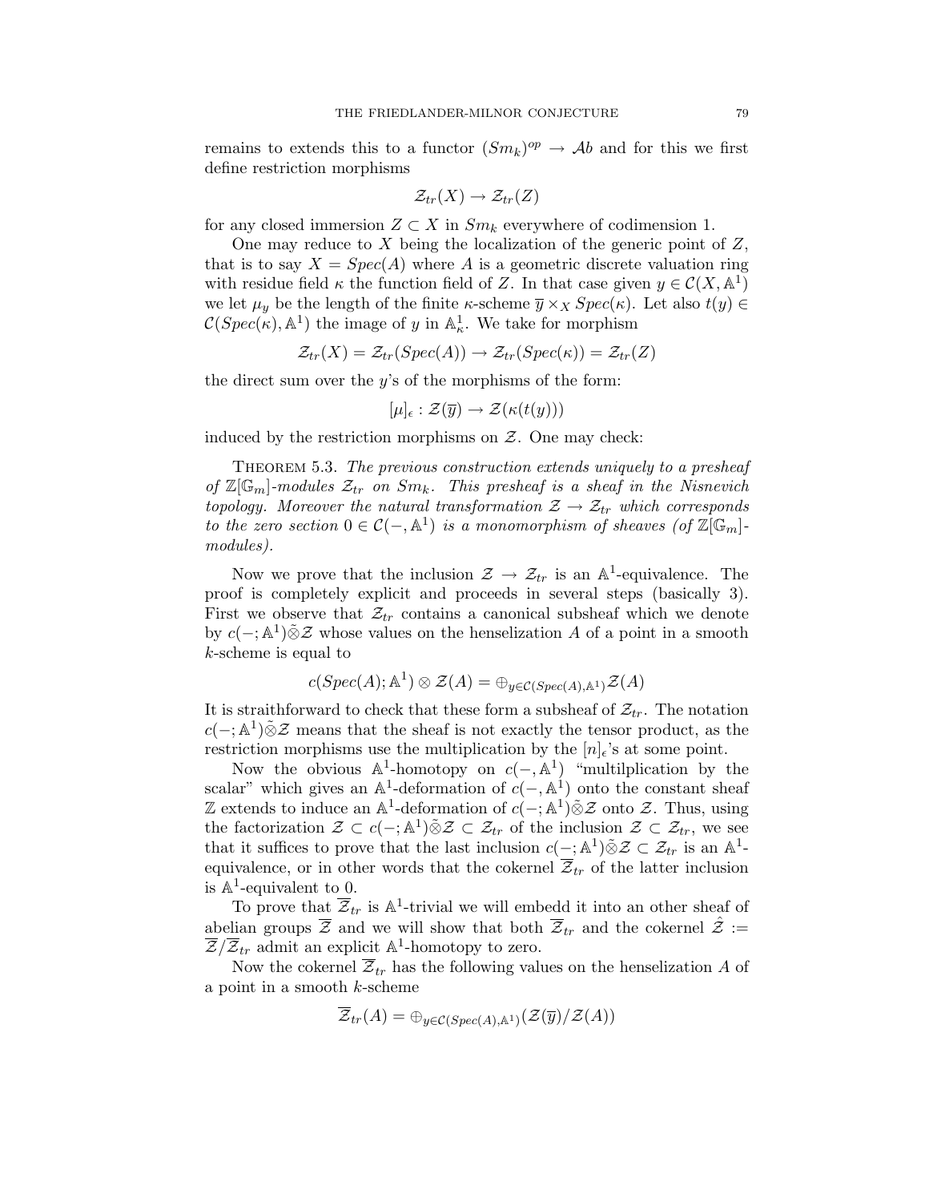remains to extends this to a functor $(Sm_k)^{op} \to \mathcal{A}b$ and for this we first define restriction morphisms

$$\mathcal{Z}_{tr}(X) \to \mathcal{Z}_{tr}(Z)$$

for any closed immersion $Z \subset X$ in $Sm_k$ everywhere of codimension 1.

One may reduce to $X$ being the localization of the generic point of $Z$, that is to say $X = Spec(A)$ where $A$ is a geometric discrete valuation ring with residue field $\kappa$ the function field of $Z$. In that case given $y \in \mathcal{C}(X, \mathbb{A}^1)$ we let $\mu_y$ be the length of the finite $\kappa$-scheme $\overline{y} \times_X Spec(\kappa)$. Let also $t(y) \in \mathcal{C}(Spec(\kappa), \mathbb{A}^1)$ the image of $y$ in $\mathbb{A}^1_\kappa$. We take for morphism

$$\mathcal{Z}_{tr}(X) = \mathcal{Z}_{tr}(Spec(A)) \to \mathcal{Z}_{tr}(Spec(\kappa)) = \mathcal{Z}_{tr}(Z)$$

the direct sum over the $y$'s of the morphisms of the form:

$$[\mu]_\epsilon : \mathcal{Z}(\overline{y}) \to \mathcal{Z}(\kappa(t(y)))$$

induced by the restriction morphisms on $\mathcal{Z}$. One may check:

Theorem 5.3. *The previous construction extends uniquely to a presheaf of $\mathbb{Z}[\mathbb{G}_m]$-modules $\mathcal{Z}_{tr}$ on $Sm_k$. This presheaf is a sheaf in the Nisnevich topology. Moreover the natural transformation $\mathcal{Z} \to \mathcal{Z}_{tr}$ which corresponds to the zero section $0 \in \mathcal{C}(-, \mathbb{A}^1)$ is a monomorphism of sheaves (of $\mathbb{Z}[\mathbb{G}_m]$-modules).*

Now we prove that the inclusion $\mathcal{Z} \to \mathcal{Z}_{tr}$ is an $\mathbb{A}^1$-equivalence. The proof is completely explicit and proceeds in several steps (basically 3). First we observe that $\mathcal{Z}_{tr}$ contains a canonical subsheaf which we denote by $c(-;\mathbb{A}^1)\tilde{\otimes}\mathcal{Z}$ whose values on the henselization $A$ of a point in a smooth $k$-scheme is equal to

$$c(Spec(A);\mathbb{A}^1) \otimes \mathcal{Z}(A) = \oplus_{y \in \mathcal{C}(Spec(A),\mathbb{A}^1)} \mathcal{Z}(A)$$

It is straithforward to check that these form a subsheaf of $\mathcal{Z}_{tr}$. The notation $c(-;\mathbb{A}^1)\tilde{\otimes}\mathcal{Z}$ means that the sheaf is not exactly the tensor product, as the restriction morphisms use the multiplication by the $[n]_\epsilon$'s at some point.

Now the obvious $\mathbb{A}^1$-homotopy on $c(-, \mathbb{A}^1)$ "multilplication by the scalar" which gives an $\mathbb{A}^1$-deformation of $c(-, \mathbb{A}^1)$ onto the constant sheaf $\mathbb{Z}$ extends to induce an $\mathbb{A}^1$-deformation of $c(-;\mathbb{A}^1)\tilde{\otimes}\mathcal{Z}$ onto $\mathcal{Z}$. Thus, using the factorization $\mathcal{Z} \subset c(-;\mathbb{A}^1)\tilde{\otimes}\mathcal{Z} \subset \mathcal{Z}_{tr}$ of the inclusion $\mathcal{Z} \subset \mathcal{Z}_{tr}$, we see that it suffices to prove that the last inclusion $c(-;\mathbb{A}^1)\tilde{\otimes}\mathcal{Z} \subset \mathcal{Z}_{tr}$ is an $\mathbb{A}^1$-equivalence, or in other words that the cokernel $\overline{\mathcal{Z}}_{tr}$ of the latter inclusion is $\mathbb{A}^1$-equivalent to 0.

To prove that $\overline{\mathcal{Z}}_{tr}$ is $\mathbb{A}^1$-trivial we will embedd it into an other sheaf of abelian groups $\overline{\mathcal{Z}}$ and we will show that both $\overline{\mathcal{Z}}_{tr}$ and the cokernel $\hat{\mathcal{Z}} := \overline{\mathcal{Z}}/\overline{\mathcal{Z}}_{tr}$ admit an explicit $\mathbb{A}^1$-homotopy to zero.

Now the cokernel $\overline{\mathcal{Z}}_{tr}$ has the following values on the henselization $A$ of a point in a smooth $k$-scheme

$$\overline{\mathcal{Z}}_{tr}(A) = \oplus_{y \in \mathcal{C}(Spec(A),\mathbb{A}^1)} (\mathcal{Z}(\overline{y})/\mathcal{Z}(A))$$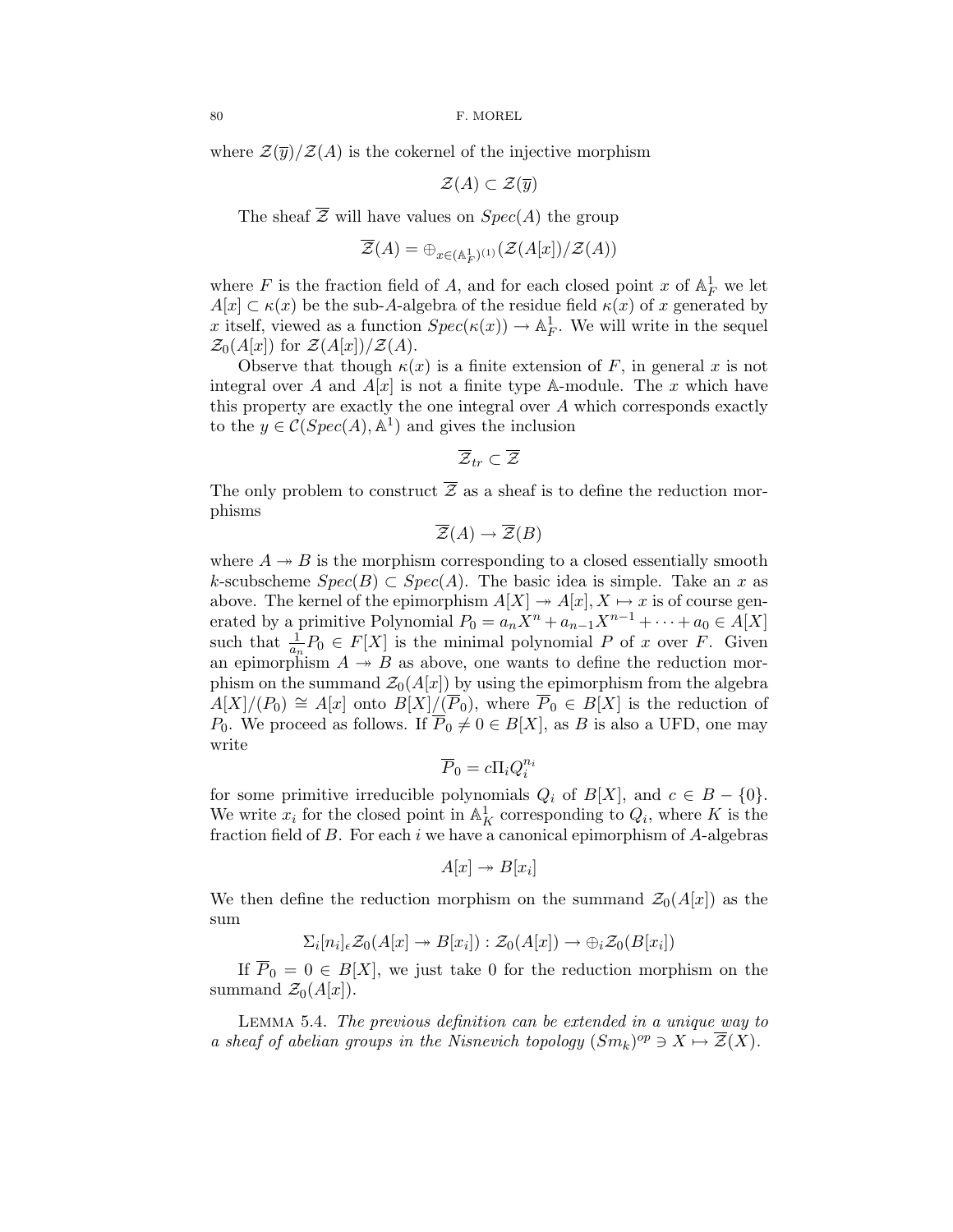where $\mathcal{Z}(\overline{y})/\mathcal{Z}(A)$ is the cokernel of the injective morphism

$$\mathcal{Z}(A) \subset \mathcal{Z}(\overline{y})$$

The sheaf $\overline{\mathcal{Z}}$ will have values on $Spec(A)$ the group

$$\overline{\mathcal{Z}}(A) = \oplus_{x \in (\mathbb{A}^1_F)^{(1)}} (\mathcal{Z}(A[x])/\mathcal{Z}(A))$$

where $F$ is the fraction field of $A$, and for each closed point $x$ of $\mathbb{A}^1_F$ we let $A[x] \subset \kappa(x)$ be the sub-$A$-algebra of the residue field $\kappa(x)$ of $x$ generated by $x$ itself, viewed as a function $Spec(\kappa(x)) \to \mathbb{A}^1_F$. We will write in the sequel $\mathcal{Z}_0(A[x])$ for $\mathcal{Z}(A[x])/\mathcal{Z}(A)$.

Observe that though $\kappa(x)$ is a finite extension of $F$, in general $x$ is not integral over $A$ and $A[x]$ is not a finite type $\mathbb{A}$-module. The $x$ which have this property are exactly the one integral over $A$ which corresponds exactly to the $y \in \mathcal{C}(Spec(A), \mathbb{A}^1)$ and gives the inclusion

$$\overline{\mathcal{Z}}_{tr} \subset \overline{\mathcal{Z}}$$

The only problem to construct $\overline{\mathcal{Z}}$ as a sheaf is to define the reduction morphisms

$$\overline{\mathcal{Z}}(A) \to \overline{\mathcal{Z}}(B)$$

where $A \twoheadrightarrow B$ is the morphism corresponding to a closed essentially smooth $k$-scubscheme $Spec(B) \subset Spec(A)$. The basic idea is simple. Take an $x$ as above. The kernel of the epimorphism $A[X] \twoheadrightarrow A[x], X \mapsto x$ is of course generated by a primitive Polynomial $P_0 = a_n X^n + a_{n-1}X^{n-1} + \cdots + a_0 \in A[X]$ such that $\frac{1}{a_n}P_0 \in F[X]$ is the minimal polynomial $P$ of $x$ over $F$. Given an epimorphism $A \twoheadrightarrow B$ as above, one wants to define the reduction morphism on the summand $\mathcal{Z}_0(A[x])$ by using the epimorphism from the algebra $A[X]/(P_0) \cong A[x]$ onto $B[X]/(\overline{P}_0)$, where $\overline{P}_0 \in B[X]$ is the reduction of $P_0$. We proceed as follows. If $\overline{P}_0 \neq 0 \in B[X]$, as $B$ is also a UFD, one may write

$$\overline{P}_0 = c\Pi_i Q_i^{n_i}$$

for some primitive irreducible polynomials $Q_i$ of $B[X]$, and $c \in B - \{0\}$. We write $x_i$ for the closed point in $\mathbb{A}^1_K$ corresponding to $Q_i$, where $K$ is the fraction field of $B$. For each $i$ we have a canonical epimorphism of $A$-algebras

$$A[x] \twoheadrightarrow B[x_i]$$

We then define the reduction morphism on the summand $\mathcal{Z}_0(A[x])$ as the sum

$$\Sigma_i [n_i]_\epsilon \mathcal{Z}_0(A[x] \twoheadrightarrow B[x_i]) : \mathcal{Z}_0(A[x]) \to \oplus_i \mathcal{Z}_0(B[x_i])$$

If $\overline{P}_0 = 0 \in B[X]$, we just take 0 for the reduction morphism on the summand $\mathcal{Z}_0(A[x])$.

Lemma 5.4. *The previous definition can be extended in a unique way to a sheaf of abelian groups in the Nisnevich topology* $(Sm_k)^{op} \ni X \mapsto \overline{\mathcal{Z}}(X)$.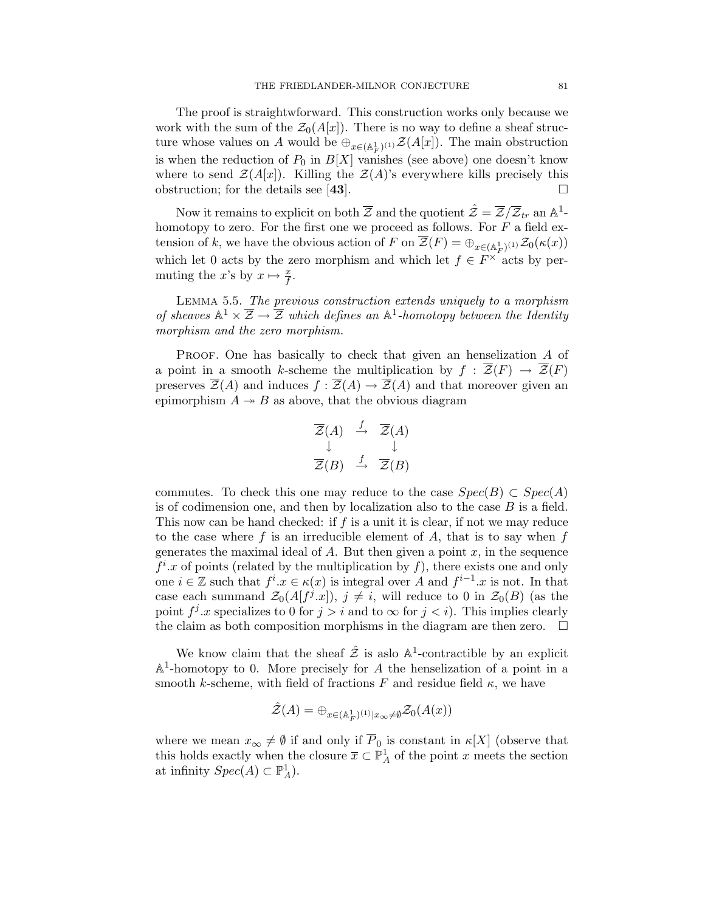The proof is straightwforward. This construction works only because we work with the sum of the $\mathcal{Z}_0(A[x])$. There is no way to define a sheaf structure whose values on $A$ would be $\oplus_{x\in(\mathbb{A}^1_F)^{(1)}}\mathcal{Z}(A[x])$. The main obstruction is when the reduction of $P_0$ in $B[X]$ vanishes (see above) one doesn't know where to send $\mathcal{Z}(A[x])$. Killing the $\mathcal{Z}(A)$'s everywhere kills precisely this obstruction; for the details see [**43**]. □

Now it remains to explicit on both $\overline{\mathcal{Z}}$ and the quotient $\hat{\mathcal{Z}} = \overline{\mathcal{Z}}/\overline{\mathcal{Z}}_{tr}$ an $\mathbb{A}^1$-homotopy to zero. For the first one we proceed as follows. For $F$ a field extension of $k$, we have the obvious action of $F$ on $\overline{\mathcal{Z}}(F) = \oplus_{x\in(\mathbb{A}^1_F)^{(1)}}\mathcal{Z}_0(\kappa(x))$ which let 0 acts by the zero morphism and which let $f \in F^\times$ acts by permuting the $x$'s by $x \mapsto \frac{x}{f}$.

Lemma 5.5. *The previous construction extends uniquely to a morphism of sheaves $\mathbb{A}^1 \times \overline{\mathcal{Z}} \to \overline{\mathcal{Z}}$ which defines an $\mathbb{A}^1$-homotopy between the Identity morphism and the zero morphism.*

Proof. One has basically to check that given an henselization $A$ of a point in a smooth $k$-scheme the multiplication by $f : \overline{\mathcal{Z}}(F) \to \overline{\mathcal{Z}}(F)$ preserves $\overline{\mathcal{Z}}(A)$ and induces $f : \overline{\mathcal{Z}}(A) \to \overline{\mathcal{Z}}(A)$ and that moreover given an epimorphism $A \twoheadrightarrow B$ as above, that the obvious diagram

$$\begin{array}{ccc} \overline{\mathcal{Z}}(A) & \stackrel{f}{\to} & \overline{\mathcal{Z}}(A) \\ \downarrow & & \downarrow \\ \overline{\mathcal{Z}}(B) & \stackrel{f}{\to} & \overline{\mathcal{Z}}(B) \end{array}$$

commutes. To check this one may reduce to the case $Spec(B) \subset Spec(A)$ is of codimension one, and then by localization also to the case $B$ is a field. This now can be hand checked: if $f$ is a unit it is clear, if not we may reduce to the case where $f$ is an irreducible element of $A$, that is to say when $f$ generates the maximal ideal of $A$. But then given a point $x$, in the sequence $f^i.x$ of points (related by the multiplication by $f$), there exists one and only one $i \in \mathbb{Z}$ such that $f^i.x \in \kappa(x)$ is integral over $A$ and $f^{i-1}.x$ is not. In that case each summand $\mathcal{Z}_0(A[f^j.x])$, $j \neq i$, will reduce to 0 in $\mathcal{Z}_0(B)$ (as the point $f^j.x$ specializes to 0 for $j > i$ and to $\infty$ for $j < i$). This implies clearly the claim as both composition morphisms in the diagram are then zero. □

We know claim that the sheaf $\hat{\mathcal{Z}}$ is aslo $\mathbb{A}^1$-contractible by an explicit $\mathbb{A}^1$-homotopy to 0. More precisely for $A$ the henselization of a point in a smooth $k$-scheme, with field of fractions $F$ and residue field $\kappa$, we have

$$\hat{\mathcal{Z}}(A) = \oplus_{x\in(\mathbb{A}^1_F)^{(1)}|x_\infty\neq\emptyset}\mathcal{Z}_0(A(x))$$

where we mean $x_\infty \neq \emptyset$ if and only if $\overline{P}_0$ is constant in $\kappa[X]$ (observe that this holds exactly when the closure $\overline{x} \subset \mathbb{P}^1_A$ of the point $x$ meets the section at infinity $Spec(A) \subset \mathbb{P}^1_A$).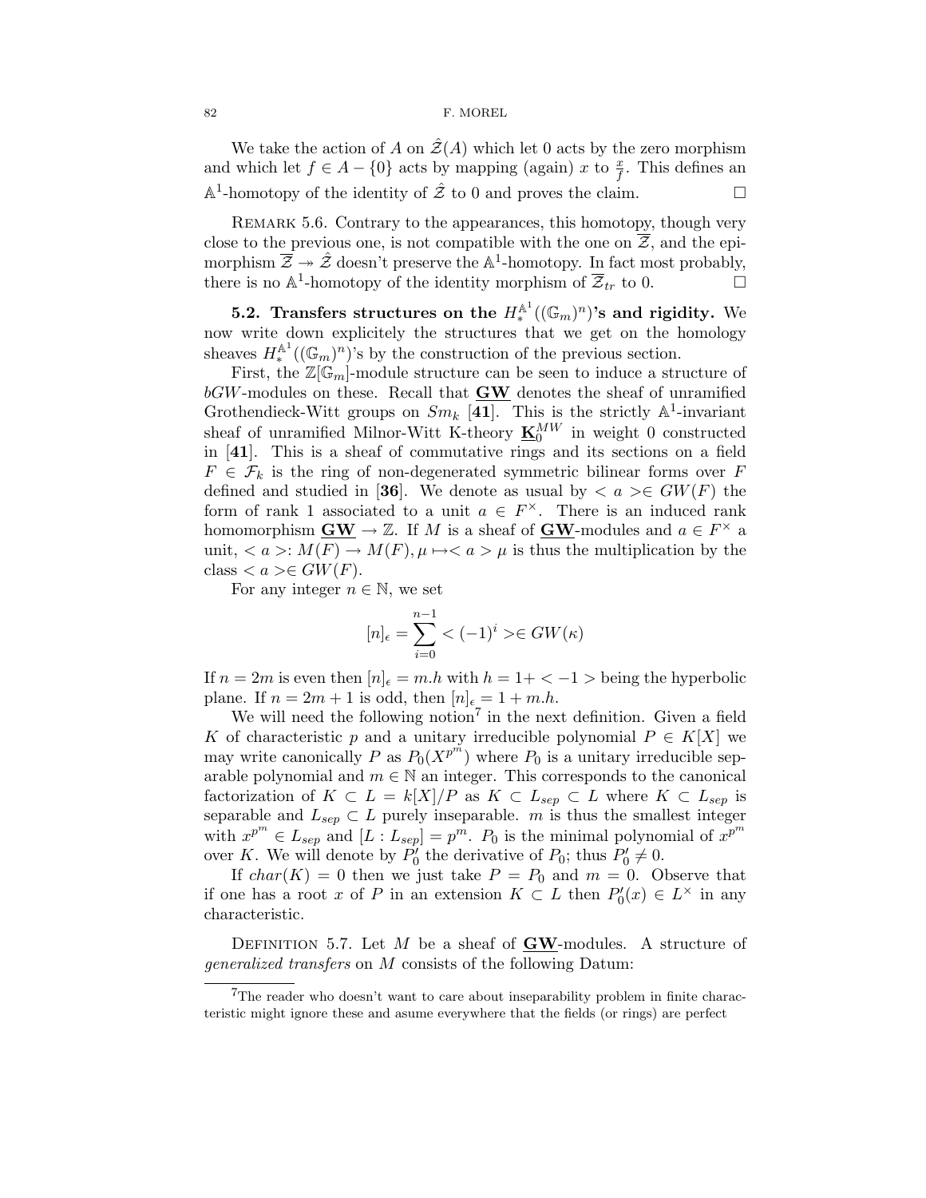We take the action of $A$ on $\hat{\mathcal{Z}}(A)$ which let 0 acts by the zero morphism and which let $f \in A - \{0\}$ acts by mapping (again) $x$ to $\frac{x}{f}$. This defines an $\mathbb{A}^1$-homotopy of the identity of $\hat{\mathcal{Z}}$ to 0 and proves the claim. □

REMARK 5.6. Contrary to the appearances, this homotopy, though very close to the previous one, is not compatible with the one on $\overline{\mathcal{Z}}$, and the epimorphism $\overline{\mathcal{Z}} \twoheadrightarrow \hat{\mathcal{Z}}$ doesn't preserve the $\mathbb{A}^1$-homotopy. In fact most probably, there is no $\mathbb{A}^1$-homotopy of the identity morphism of $\overline{\mathcal{Z}}_{tr}$ to 0. □

**5.2. Transfers structures on the $H_*^{\mathbb{A}^1}((\mathbb{G}_m)^n)$'s and rigidity.** We now write down explicitely the structures that we get on the homology sheaves $H_*^{\mathbb{A}^1}((\mathbb{G}_m)^n)$'s by the construction of the previous section.

First, the $\mathbb{Z}[\mathbb{G}_m]$-module structure can be seen to induce a structure of $bGW$-modules on these. Recall that $\underline{\mathbf{GW}}$ denotes the sheaf of unramified Grothendieck-Witt groups on $Sm_k$ [**41**]. This is the strictly $\mathbb{A}^1$-invariant sheaf of unramified Milnor-Witt K-theory $\underline{\mathbf{K}}_0^{MW}$ in weight 0 constructed in [**41**]. This is a sheaf of commutative rings and its sections on a field $F \in \mathcal{F}_k$ is the ring of non-degenerated symmetric bilinear forms over $F$ defined and studied in [**36**]. We denote as usual by $< a > \in GW(F)$ the form of rank 1 associated to a unit $a \in F^\times$. There is an induced rank homomorphism $\underline{\mathbf{GW}} \to \mathbb{Z}$. If $M$ is a sheaf of $\underline{\mathbf{GW}}$-modules and $a \in F^\times$ a unit, $< a >: M(F) \to M(F), \mu \mapsto < a > \mu$ is thus the multiplication by the class $< a > \in GW(F)$.

For any integer $n \in \mathbb{N}$, we set

$$[n]_\epsilon = \sum_{i=0}^{n-1} < (-1)^i > \in GW(\kappa)$$

If $n = 2m$ is even then $[n]_\epsilon = m.h$ with $h = 1 + < -1 >$ being the hyperbolic plane. If $n = 2m+1$ is odd, then $[n]_\epsilon = 1 + m.h$.

We will need the following notion[7] in the next definition. Given a field $K$ of characteristic $p$ and a unitary irreducible polynomial $P \in K[X]$ we may write canonically $P$ as $P_0(X^{p^m})$ where $P_0$ is a unitary irreducible separable polynomial and $m \in \mathbb{N}$ an integer. This corresponds to the canonical factorization of $K \subset L = k[X]/P$ as $K \subset L_{sep} \subset L$ where $K \subset L_{sep}$ is separable and $L_{sep} \subset L$ purely inseparable. $m$ is thus the smallest integer with $x^{p^m} \in L_{sep}$ and $[L : L_{sep}] = p^m$. $P_0$ is the minimal polynomial of $x^{p^m}$ over $K$. We will denote by $P_0'$ the derivative of $P_0$; thus $P_0' \neq 0$.

If $char(K) = 0$ then we just take $P = P_0$ and $m = 0$. Observe that if one has a root $x$ of $P$ in an extension $K \subset L$ then $P_0'(x) \in L^\times$ in any characteristic.

DEFINITION 5.7. Let $M$ be a sheaf of $\underline{\mathbf{GW}}$-modules. A structure of *generalized transfers* on $M$ consists of the following Datum:

[7] The reader who doesn't want to care about inseparability problem in finite characteristic might ignore these and asume everywhere that the fields (or rings) are perfect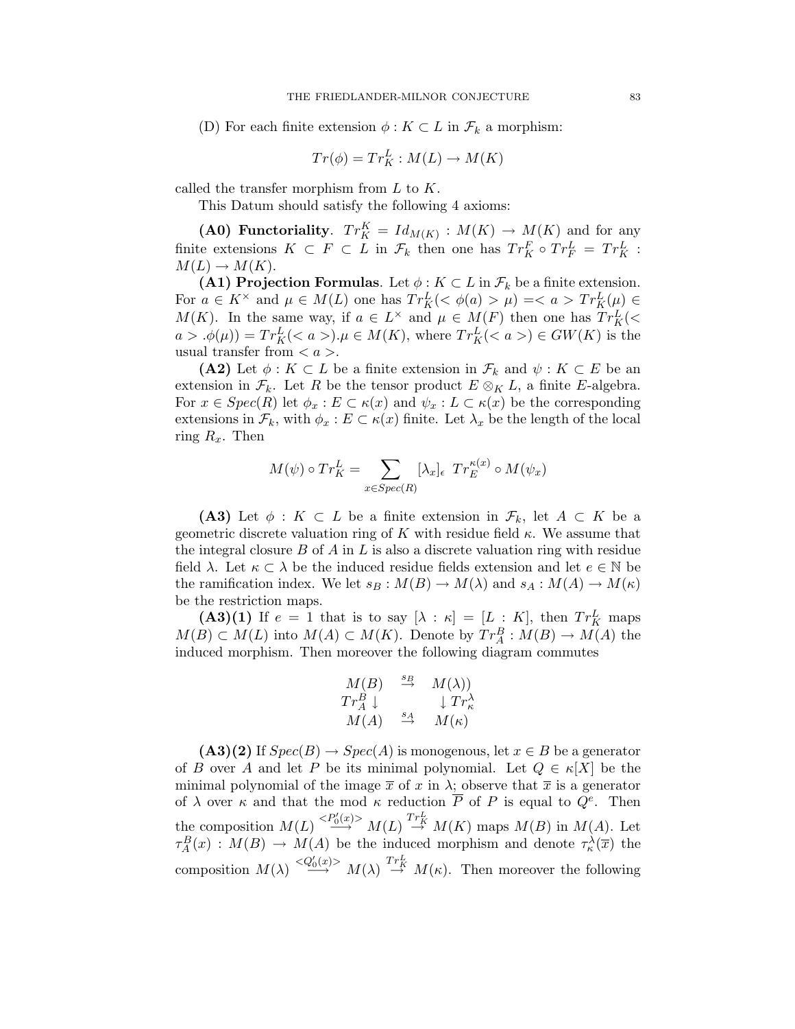(D) For each finite extension $\phi : K \subset L$ in $\mathcal{F}_k$ a morphism:

$$Tr(\phi) = Tr_K^L : M(L) \to M(K)$$

called the transfer morphism from $L$ to $K$.

This Datum should satisfy the following 4 axioms:

**(A0) Functoriality**. $Tr_K^K = Id_{M(K)} : M(K) \to M(K)$ and for any finite extensions $K \subset F \subset L$ in $\mathcal{F}_k$ then one has $Tr_K^F \circ Tr_F^L = Tr_K^L : M(L) \to M(K)$.

**(A1) Projection Formulas**. Let $\phi : K \subset L$ in $\mathcal{F}_k$ be a finite extension. For $a \in K^\times$ and $\mu \in M(L)$ one has $Tr_K^L(<\phi(a)> \mu) = <a> Tr_K^L(\mu) \in M(K)$. In the same way, if $a \in L^\times$ and $\mu \in M(F)$ then one has $Tr_K^L(<a>.\phi(\mu)) = Tr_K^L(<a>).\mu \in M(K)$, where $Tr_K^L(<a>) \in GW(K)$ is the usual transfer from $<a>$.

**(A2)** Let $\phi : K \subset L$ be a finite extension in $\mathcal{F}_k$ and $\psi : K \subset E$ be an extension in $\mathcal{F}_k$. Let $R$ be the tensor product $E \otimes_K L$, a finite $E$-algebra. For $x \in Spec(R)$ let $\phi_x : E \subset \kappa(x)$ and $\psi_x : L \subset \kappa(x)$ be the corresponding extensions in $\mathcal{F}_k$, with $\phi_x : E \subset \kappa(x)$ finite. Let $\lambda_x$ be the length of the local ring $R_x$. Then

$$M(\psi) \circ Tr_K^L = \sum_{x \in Spec(R)} [\lambda_x]_\epsilon \ Tr_E^{\kappa(x)} \circ M(\psi_x)$$

**(A3)** Let $\phi : K \subset L$ be a finite extension in $\mathcal{F}_k$, let $A \subset K$ be a geometric discrete valuation ring of $K$ with residue field $\kappa$. We assume that the integral closure $B$ of $A$ in $L$ is also a discrete valuation ring with residue field $\lambda$. Let $\kappa \subset \lambda$ be the induced residue fields extension and let $e \in \mathbb{N}$ be the ramification index. We let $s_B : M(B) \to M(\lambda)$ and $s_A : M(A) \to M(\kappa)$ be the restriction maps.

**(A3)(1)** If $e = 1$ that is to say $[\lambda : \kappa] = [L : K]$, then $Tr_K^L$ maps $M(B) \subset M(L)$ into $M(A) \subset M(K)$. Denote by $Tr_A^B : M(B) \to M(A)$ the induced morphism. Then moreover the following diagram commutes

$$\begin{array}{ccc} M(B) & \stackrel{s_B}{\to} & M(\lambda)) \\ Tr_A^B \downarrow & & \downarrow Tr_\kappa^\lambda \\ M(A) & \stackrel{s_A}{\to} & M(\kappa) \end{array}$$

**(A3)(2)** If $Spec(B) \to Spec(A)$ is monogenous, let $x \in B$ be a generator of $B$ over $A$ and let $P$ be its minimal polynomial. Let $Q \in \kappa[X]$ be the minimal polynomial of the image $\overline{x}$ of $x$ in $\lambda$; observe that $\overline{x}$ is a generator of $\lambda$ over $\kappa$ and that the mod $\kappa$ reduction $\overline{P}$ of $P$ is equal to $Q^e$. Then the composition $M(L) \stackrel{<P_0'(x)>}{\longrightarrow} M(L) \stackrel{Tr_K^L}{\to} M(K)$ maps $M(B)$ in $M(A)$. Let $\tau_A^B(x) : M(B) \to M(A)$ be the induced morphism and denote $\tau_\kappa^\lambda(\overline{x})$ the composition $M(\lambda) \stackrel{<Q_0'(x)>}{\longrightarrow} M(\lambda) \stackrel{Tr_K^L}{\to} M(\kappa)$. Then moreover the following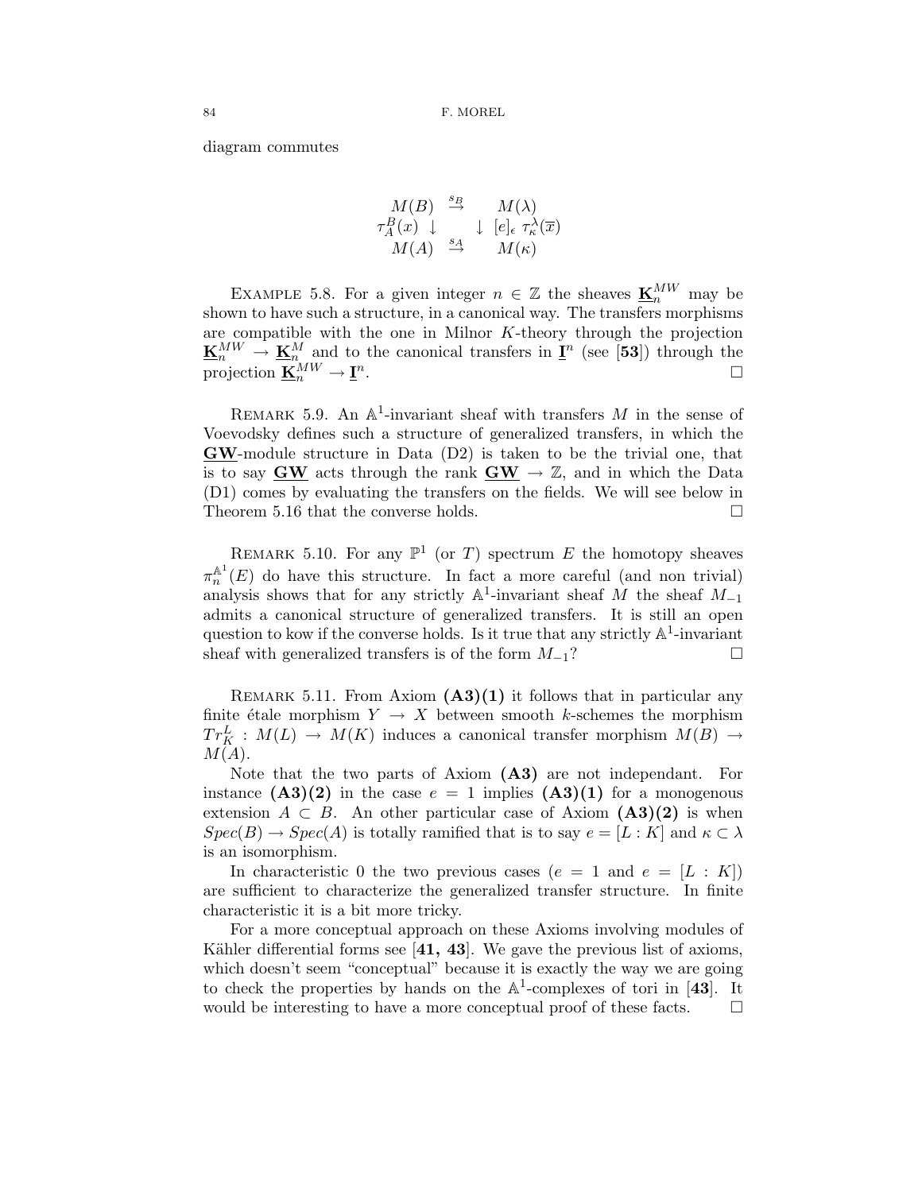diagram commutes

$$\begin{array}{ccc} M(B) & \stackrel{s_B}{\to} & M(\lambda) \\ \tau_A^B(x) \downarrow & & \downarrow \ [e]_\epsilon \ \tau_\kappa^\lambda(\overline{x}) \\ M(A) & \stackrel{s_A}{\to} & M(\kappa) \end{array}$$

EXAMPLE 5.8. For a given integer $n \in \mathbb{Z}$ the sheaves $\underline{\mathbf{K}}_n^{MW}$ may be shown to have such a structure, in a canonical way. The transfers morphisms are compatible with the one in Milnor $K$-theory through the projection $\underline{\mathbf{K}}_n^{MW} \to \underline{\mathbf{K}}_n^M$ and to the canonical transfers in $\underline{\mathbf{I}}^n$ (see [**53**]) through the projection $\underline{\mathbf{K}}_n^{MW} \to \underline{\mathbf{I}}^n$. □

REMARK 5.9. An $\mathbb{A}^1$-invariant sheaf with transfers $M$ in the sense of Voevodsky defines such a structure of generalized transfers, in which the $\underline{\mathbf{GW}}$-module structure in Data (D2) is taken to be the trivial one, that is to say $\underline{\mathbf{GW}}$ acts through the rank $\underline{\mathbf{GW}} \to \mathbb{Z}$, and in which the Data (D1) comes by evaluating the transfers on the fields. We will see below in Theorem 5.16 that the converse holds. □

REMARK 5.10. For any $\mathbb{P}^1$ (or $T$) spectrum $E$ the homotopy sheaves $\pi_n^{\mathbb{A}^1}(E)$ do have this structure. In fact a more careful (and non trivial) analysis shows that for any strictly $\mathbb{A}^1$-invariant sheaf $M$ the sheaf $M_{-1}$ admits a canonical structure of generalized transfers. It is still an open question to kow if the converse holds. Is it true that any strictly $\mathbb{A}^1$-invariant sheaf with generalized transfers is of the form $M_{-1}$? □

REMARK 5.11. From Axiom **(A3)(1)** it follows that in particular any finite étale morphism $Y \to X$ between smooth $k$-schemes the morphism $Tr_K^L : M(L) \to M(K)$ induces a canonical transfer morphism $M(B) \to M(A)$.

Note that the two parts of Axiom **(A3)** are not independant. For instance **(A3)(2)** in the case $e = 1$ implies **(A3)(1)** for a monogenous extension $A \subset B$. An other particular case of Axiom **(A3)(2)** is when $Spec(B) \to Spec(A)$ is totally ramified that is to say $e = [L : K]$ and $\kappa \subset \lambda$ is an isomorphism.

In characteristic 0 the two previous cases ($e = 1$ and $e = [L : K]$) are sufficient to characterize the generalized transfer structure. In finite characteristic it is a bit more tricky.

For a more conceptual approach on these Axioms involving modules of Kähler differential forms see [**41, 43**]. We gave the previous list of axioms, which doesn't seem "conceptual" because it is exactly the way we are going to check the properties by hands on the $\mathbb{A}^1$-complexes of tori in [**43**]. It would be interesting to have a more conceptual proof of these facts. □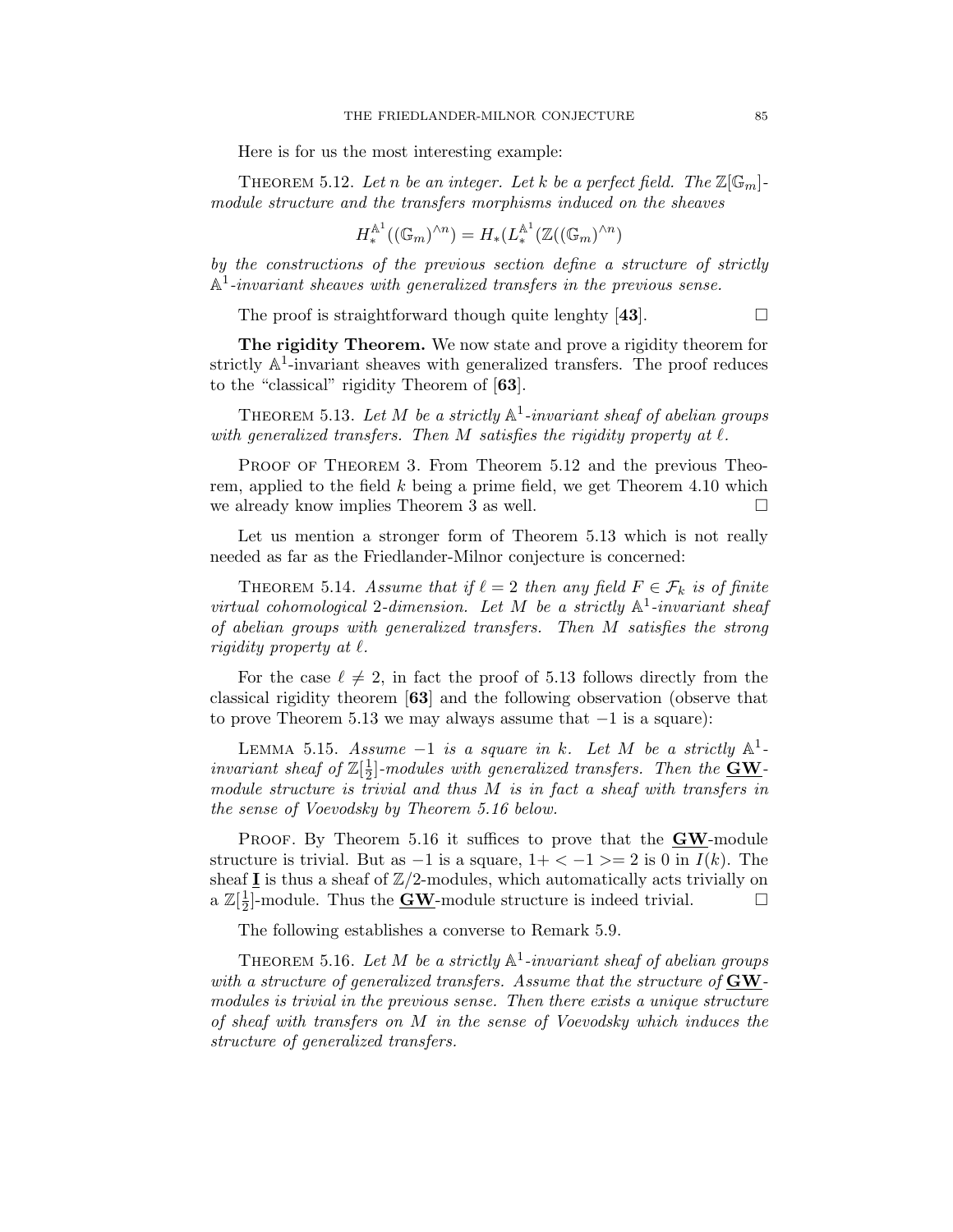Here is for us the most interesting example:

Theorem 5.12. *Let $n$ be an integer. Let $k$ be a perfect field. The $\mathbb{Z}[\mathbb{G}_m]$-module structure and the transfers morphisms induced on the sheaves*

$$H_*^{\mathbb{A}^1}((\mathbb{G}_m)^{\wedge n}) = H_*(L_*^{\mathbb{A}^1}(\mathbb{Z}((\mathbb{G}_m)^{\wedge n})$$

*by the constructions of the previous section define a structure of strictly $\mathbb{A}^1$-invariant sheaves with generalized transfers in the previous sense.*

The proof is straightforward though quite lenghty [**43**]. □

**The rigidity Theorem.** We now state and prove a rigidity theorem for strictly $\mathbb{A}^1$-invariant sheaves with generalized transfers. The proof reduces to the "classical" rigidity Theorem of [**63**].

Theorem 5.13. *Let $M$ be a strictly $\mathbb{A}^1$-invariant sheaf of abelian groups with generalized transfers. Then $M$ satisfies the rigidity property at $\ell$.*

Proof of Theorem 3. From Theorem 5.12 and the previous Theorem, applied to the field $k$ being a prime field, we get Theorem 4.10 which we already know implies Theorem 3 as well. □

Let us mention a stronger form of Theorem 5.13 which is not really needed as far as the Friedlander-Milnor conjecture is concerned:

Theorem 5.14. *Assume that if $\ell = 2$ then any field $F \in \mathcal{F}_k$ is of finite virtual cohomological 2-dimension. Let $M$ be a strictly $\mathbb{A}^1$-invariant sheaf of abelian groups with generalized transfers. Then $M$ satisfies the strong rigidity property at $\ell$.*

For the case $\ell \neq 2$, in fact the proof of 5.13 follows directly from the classical rigidity theorem [**63**] and the following observation (observe that to prove Theorem 5.13 we may always assume that $-1$ is a square):

Lemma 5.15. *Assume $-1$ is a square in $k$. Let $M$ be a strictly $\mathbb{A}^1$-invariant sheaf of $\mathbb{Z}[\frac{1}{2}]$-modules with generalized transfers. Then the $\underline{\mathbf{GW}}$-module structure is trivial and thus $M$ is in fact a sheaf with transfers in the sense of Voevodsky by Theorem 5.16 below.*

Proof. By Theorem 5.16 it suffices to prove that the $\underline{\mathbf{GW}}$-module structure is trivial. But as $-1$ is a square, $1 + < -1 >= 2$ is 0 in $I(k)$. The sheaf $\underline{\mathbf{I}}$ is thus a sheaf of $\mathbb{Z}/2$-modules, which automatically acts trivially on a $\mathbb{Z}[\frac{1}{2}]$-module. Thus the $\underline{\mathbf{GW}}$-module structure is indeed trivial. □

The following establishes a converse to Remark 5.9.

Theorem 5.16. *Let $M$ be a strictly $\mathbb{A}^1$-invariant sheaf of abelian groups with a structure of generalized transfers. Assume that the structure of $\underline{\mathbf{GW}}$-modules is trivial in the previous sense. Then there exists a unique structure of sheaf with transfers on $M$ in the sense of Voevodsky which induces the structure of generalized transfers.*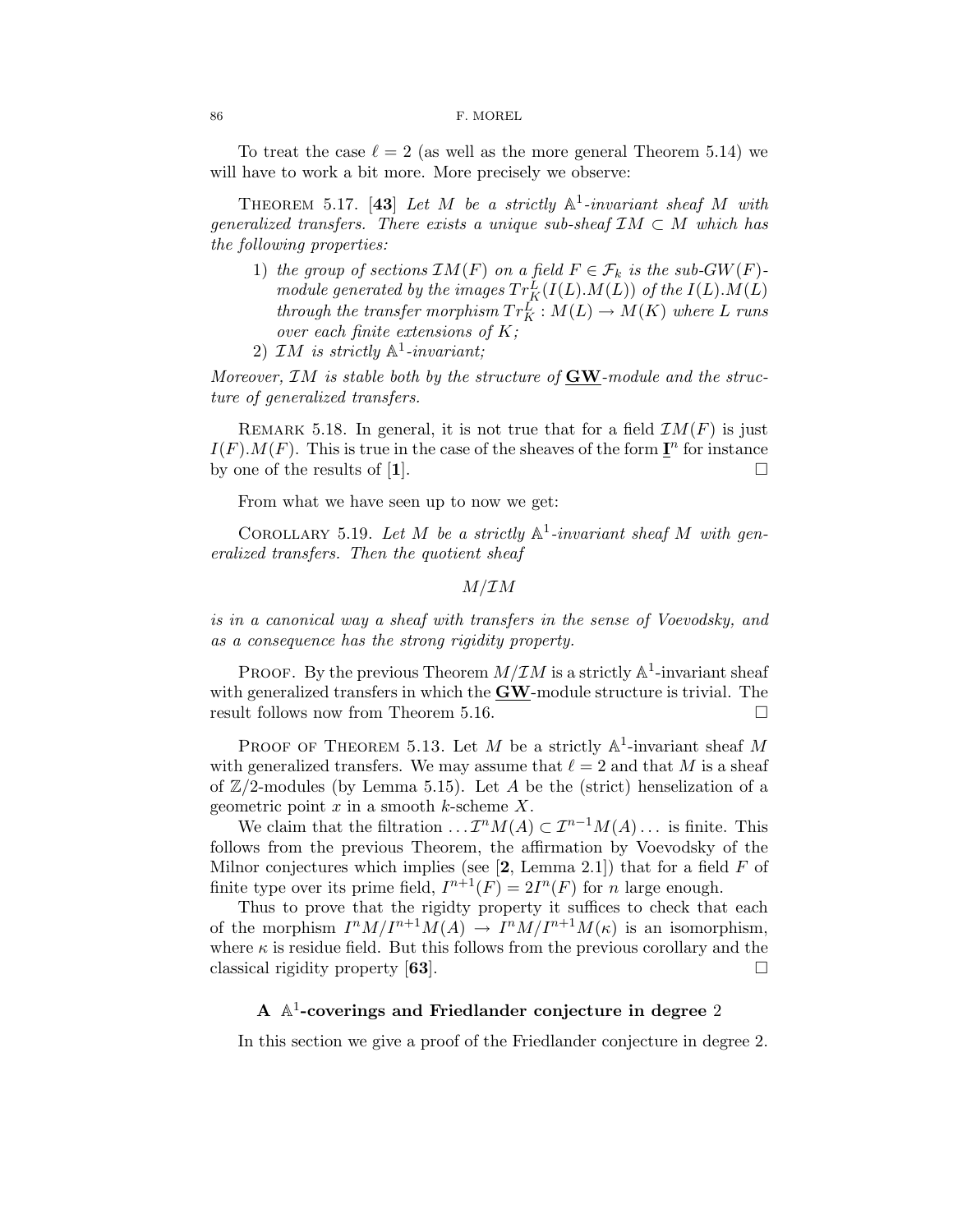To treat the case $\ell = 2$ (as well as the more general Theorem 5.14) we will have to work a bit more. More precisely we observe:

THEOREM 5.17. [**43**] *Let $M$ be a strictly $\mathbb{A}^1$-invariant sheaf $M$ with generalized transfers. There exists a unique sub-sheaf $\mathcal{I}M \subset M$ which has the following properties:*

1) *the group of sections $\mathcal{I}M(F)$ on a field $F \in \mathcal{F}_k$ is the sub-$GW(F)$-module generated by the images $Tr_K^L(I(L).M(L))$ of the $I(L).M(L)$ through the transfer morphism $Tr_K^L : M(L) \to M(K)$ where $L$ runs over each finite extensions of $K$;*
2) *$\mathcal{I}M$ is strictly $\mathbb{A}^1$-invariant;*

*Moreover, $\mathcal{I}M$ is stable both by the structure of $\underline{\mathbf{GW}}$-module and the structure of generalized transfers.*

REMARK 5.18. In general, it is not true that for a field $\mathcal{I}M(F)$ is just $I(F).M(F)$. This is true in the case of the sheaves of the form $\underline{\mathbf{I}}^n$ for instance by one of the results of [**1**]. □

From what we have seen up to now we get:

COROLLARY 5.19. *Let $M$ be a strictly $\mathbb{A}^1$-invariant sheaf $M$ with generalized transfers. Then the quotient sheaf*

$$M/\mathcal{I}M$$

*is in a canonical way a sheaf with transfers in the sense of Voevodsky, and as a consequence has the strong rigidity property.*

PROOF. By the previous Theorem $M/\mathcal{I}M$ is a strictly $\mathbb{A}^1$-invariant sheaf with generalized transfers in which the $\underline{\mathbf{GW}}$-module structure is trivial. The result follows now from Theorem 5.16. □

PROOF OF THEOREM 5.13. Let $M$ be a strictly $\mathbb{A}^1$-invariant sheaf $M$ with generalized transfers. We may assume that $\ell = 2$ and that $M$ is a sheaf of $\mathbb{Z}/2$-modules (by Lemma 5.15). Let $A$ be the (strict) henselization of a geometric point $x$ in a smooth $k$-scheme $X$.

We claim that the filtration $\dots \mathcal{I}^n M(A) \subset \mathcal{I}^{n-1}M(A) \dots$ is finite. This follows from the previous Theorem, the affirmation by Voevodsky of the Milnor conjectures which implies (see [**2**, Lemma 2.1]) that for a field $F$ of finite type over its prime field, $I^{n+1}(F) = 2I^n(F)$ for $n$ large enough.

Thus to prove that the rigidty property it suffices to check that each of the morphism $I^nM/I^{n+1}M(A) \to I^nM/I^{n+1}M(\kappa)$ is an isomorphism, where $\kappa$ is residue field. But this follows from the previous corollary and the classical rigidity property [**63**]. □

## A $\mathbb{A}^1$-coverings and Friedlander conjecture in degree 2

In this section we give a proof of the Friedlander conjecture in degree 2.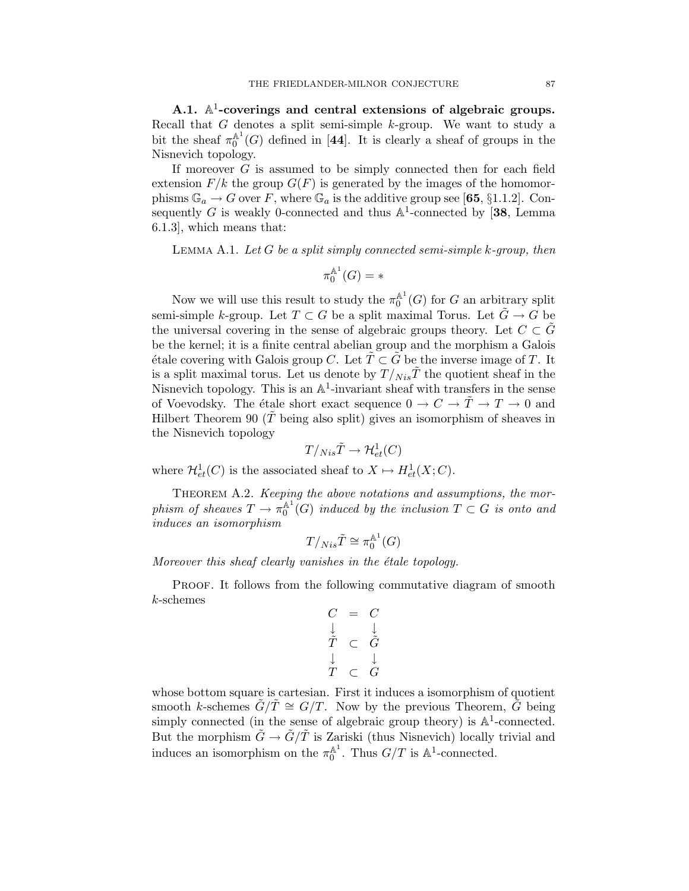**A.1. $\mathbb{A}^1$-coverings and central extensions of algebraic groups.** Recall that $G$ denotes a split semi-simple $k$-group. We want to study a bit the sheaf $\pi_0^{\mathbb{A}^1}(G)$ defined in [**44**]. It is clearly a sheaf of groups in the Nisnevich topology.

If moreover $G$ is assumed to be simply connected then for each field extension $F/k$ the group $G(F)$ is generated by the images of the homomorphisms $\mathbb{G}_a \to G$ over $F$, where $\mathbb{G}_a$ is the additive group see [**65**, §1.1.2]. Consequently $G$ is weakly 0-connected and thus $\mathbb{A}^1$-connected by [**38**, Lemma 6.1.3], which means that:

Lemma A.1. *Let $G$ be a split simply connected semi-simple $k$-group, then*

$$\pi_0^{\mathbb{A}^1}(G) = *$$

Now we will use this result to study the $\pi_0^{\mathbb{A}^1}(G)$ for $G$ an arbitrary split semi-simple $k$-group. Let $T \subset G$ be a split maximal Torus. Let $\tilde{G} \to G$ be the universal covering in the sense of algebraic groups theory. Let $C \subset \tilde{G}$ be the kernel; it is a finite central abelian group and the morphism a Galois étale covering with Galois group $C$. Let $\tilde{T} \subset \tilde{G}$ be the inverse image of $T$. It is a split maximal torus. Let us denote by $T/_{Nis}\tilde{T}$ the quotient sheaf in the Nisnevich topology. This is an $\mathbb{A}^1$-invariant sheaf with transfers in the sense of Voevodsky. The étale short exact sequence $0 \to C \to \tilde{T} \to T \to 0$ and Hilbert Theorem 90 ($\tilde{T}$ being also split) gives an isomorphism of sheaves in the Nisnevich topology

$$T/_{Nis}\tilde{T} \to \mathcal{H}^1_{et}(C)$$

where $\mathcal{H}^1_{et}(C)$ is the associated sheaf to $X \mapsto H^1_{et}(X; C)$.

Theorem A.2. *Keeping the above notations and assumptions, the morphism of sheaves $T \to \pi_0^{\mathbb{A}^1}(G)$ induced by the inclusion $T \subset G$ is onto and induces an isomorphism*

$$T/_{Nis}\tilde{T} \cong \pi_0^{\mathbb{A}^1}(G)$$

*Moreover this sheaf clearly vanishes in the étale topology.*

Proof. It follows from the following commutative diagram of smooth $k$-schemes

$$\begin{array}{ccc} C & = & C \\ \downarrow & & \downarrow \\ \tilde{T} & \subset & \tilde{G} \\ \downarrow & & \downarrow \\ T & \subset & G \end{array}$$

whose bottom square is cartesian. First it induces a isomorphism of quotient smooth $k$-schemes $\tilde{G}/\tilde{T} \cong G/T$. Now by the previous Theorem, $\tilde{G}$ being simply connected (in the sense of algebraic group theory) is $\mathbb{A}^1$-connected. But the morphism $\tilde{G} \to \tilde{G}/\tilde{T}$ is Zariski (thus Nisnevich) locally trivial and induces an isomorphism on the $\pi_0^{\mathbb{A}^1}$. Thus $G/T$ is $\mathbb{A}^1$-connected.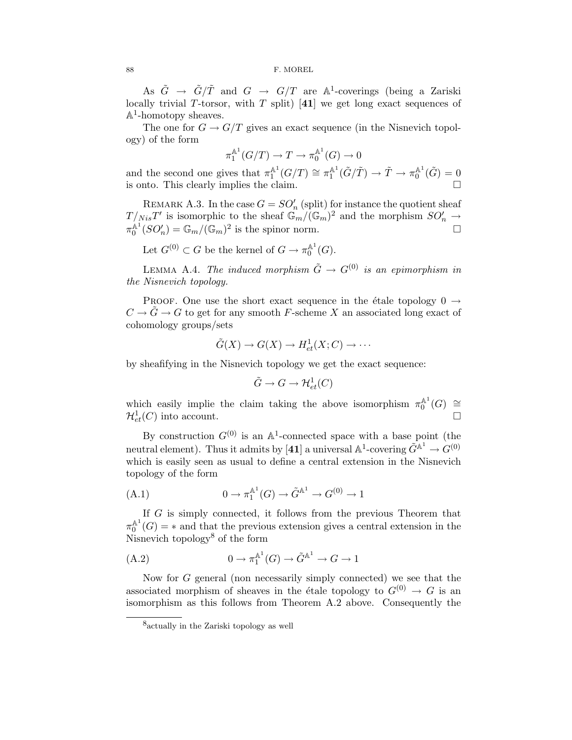As $\tilde{G} \to \tilde{G}/\tilde{T}$ and $G \to G/T$ are $\mathbb{A}^1$-coverings (being a Zariski locally trivial $T$-torsor, with $T$ split) [**41**] we get long exact sequences of $\mathbb{A}^1$-homotopy sheaves.

The one for $G \to G/T$ gives an exact sequence (in the Nisnevich topology) of the form

$$\pi_1^{\mathbb{A}^1}(G/T) \to T \to \pi_0^{\mathbb{A}^1}(G) \to 0$$

and the second one gives that $\pi_1^{\mathbb{A}^1}(G/T) \cong \pi_1^{\mathbb{A}^1}(\tilde{G}/\tilde{T}) \to \tilde{T} \to \pi_0^{\mathbb{A}^1}(\tilde{G}) = 0$ is onto. This clearly implies the claim. $\square$

REMARK A.3. In the case $G = SO'_n$ (split) for instance the quotient sheaf $T/_{Nis}T'$ is isomorphic to the sheaf $\mathbb{G}_m/(\mathbb{G}_m)^2$ and the morphism $SO'_n \to \pi_0^{\mathbb{A}^1}(SO'_n) = \mathbb{G}_m/(\mathbb{G}_m)^2$ is the spinor norm. $\square$

Let $G^{(0)} \subset G$ be the kernel of $G \to \pi_0^{\mathbb{A}^1}(G)$.

LEMMA A.4. *The induced morphism $\tilde{G} \to G^{(0)}$ is an epimorphism in the Nisnevich topology.*

PROOF. One use the short exact sequence in the étale topology $0 \to C \to \tilde{G} \to G$ to get for any smooth $F$-scheme $X$ an associated long exact of cohomology groups/sets

$$\tilde{G}(X) \to G(X) \to H^1_{et}(X; C) \to \cdots$$

by sheafifying in the Nisnevich topology we get the exact sequence:

$$\tilde{G} \to G \to \mathcal{H}^1_{et}(C)$$

which easily implie the claim taking the above isomorphism $\pi_0^{\mathbb{A}^1}(G) \cong \mathcal{H}^1_{et}(C)$ into account. $\square$

By construction $G^{(0)}$ is an $\mathbb{A}^1$-connected space with a base point (the neutral element). Thus it admits by [**41**] a universal $\mathbb{A}^1$-covering $\tilde{G}^{\mathbb{A}^1} \to G^{(0)}$ which is easily seen as usual to define a central extension in the Nisnevich topology of the form

$$0 \to \pi_1^{\mathbb{A}^1}(G) \to \tilde{G}^{\mathbb{A}^1} \to G^{(0)} \to 1 \tag{A.1}$$

If $G$ is simply connected, it follows from the previous Theorem that $\pi_0^{\mathbb{A}^1}(G) = *$ and that the previous extension gives a central extension in the Nisnevich topology[8] of the form

$$0 \to \pi_1^{\mathbb{A}^1}(G) \to \tilde{G}^{\mathbb{A}^1} \to G \to 1 \tag{A.2}$$

Now for $G$ general (non necessarily simply connected) we see that the associated morphism of sheaves in the étale topology to $G^{(0)} \to G$ is an isomorphism as this follows from Theorem A.2 above. Consequently the

[8] actually in the Zariski topology as well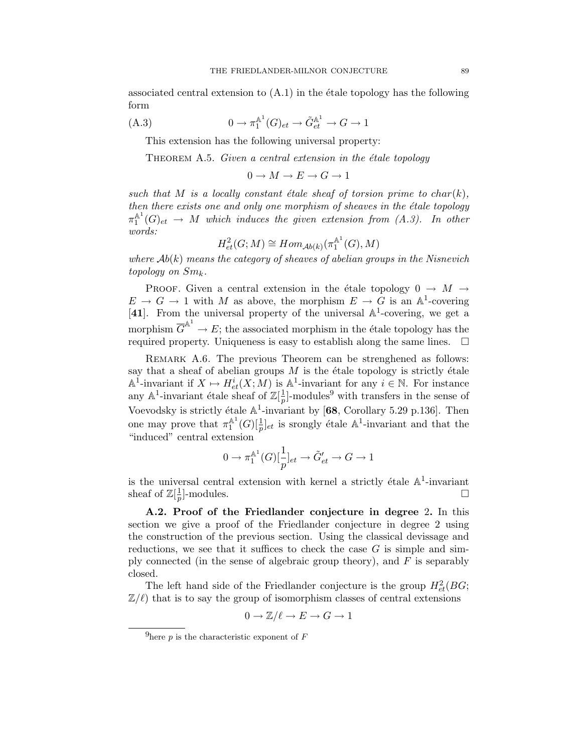associated central extension to (A.1) in the étale topology has the following form

$$0 \to \pi_1^{\mathbb{A}^1}(G)_{et} \to \tilde{G}_{et}^{\mathbb{A}^1} \to G \to 1 \tag{A.3}$$

This extension has the following universal property:

THEOREM A.5. *Given a central extension in the étale topology*

$$0 \to M \to E \to G \to 1$$

*such that $M$ is a locally constant étale sheaf of torsion prime to $char(k)$, then there exists one and only one morphism of sheaves in the étale topology $\pi_1^{\mathbb{A}^1}(G)_{et} \to M$ which induces the given extension from (A.3). In other words:*

$$H^2_{et}(G; M) \cong Hom_{\mathcal{A}b(k)}(\pi_1^{\mathbb{A}^1}(G), M)$$

*where $\mathcal{A}b(k)$ means the category of sheaves of abelian groups in the Nisnevich topology on $Sm_k$.*

PROOF. Given a central extension in the étale topology $0 \to M \to E \to G \to 1$ with $M$ as above, the morphism $E \to G$ is an $\mathbb{A}^1$-covering [**41**]. From the universal property of the universal $\mathbb{A}^1$-covering, we get a morphism $\overline{G}^{\mathbb{A}^1} \to E$; the associated morphism in the étale topology has the required property. Uniqueness is easy to establish along the same lines. $\square$

REMARK A.6. The previous Theorem can be strenghened as follows: say that a sheaf of abelian groups $M$ is the étale topology is strictly étale $\mathbb{A}^1$-invariant if $X \mapsto H^i_{et}(X; M)$ is $\mathbb{A}^1$-invariant for any $i \in \mathbb{N}$. For instance any $\mathbb{A}^1$-invariant étale sheaf of $\mathbb{Z}[\frac{1}{p}]$-modules[9] with transfers in the sense of Voevodsky is strictly étale $\mathbb{A}^1$-invariant by [**68**, Corollary 5.29 p.136]. Then one may prove that $\pi_1^{\mathbb{A}^1}(G)[\frac{1}{p}]_{et}$ is srongly étale $\mathbb{A}^1$-invariant and that the "induced" central extension

$$0 \to \pi_1^{\mathbb{A}^1}(G)[\frac{1}{p}]_{et} \to \tilde{G}'_{et} \to G \to 1$$

is the universal central extension with kernel a strictly étale $\mathbb{A}^1$-invariant sheaf of $\mathbb{Z}[\frac{1}{p}]$-modules. $\square$

**A.2. Proof of the Friedlander conjecture in degree** 2**.** In this section we give a proof of the Friedlander conjecture in degree 2 using the construction of the previous section. Using the classical devissage and reductions, we see that it suffices to check the case $G$ is simple and simply connected (in the sense of algebraic group theory), and $F$ is separably closed.

The left hand side of the Friedlander conjecture is the group $H^2_{et}(BG; \mathbb{Z}/\ell)$ that is to say the group of isomorphism classes of central extensions

$$0 \to \mathbb{Z}/\ell \to E \to G \to 1$$

[9]here $p$ is the characteristic exponent of $F$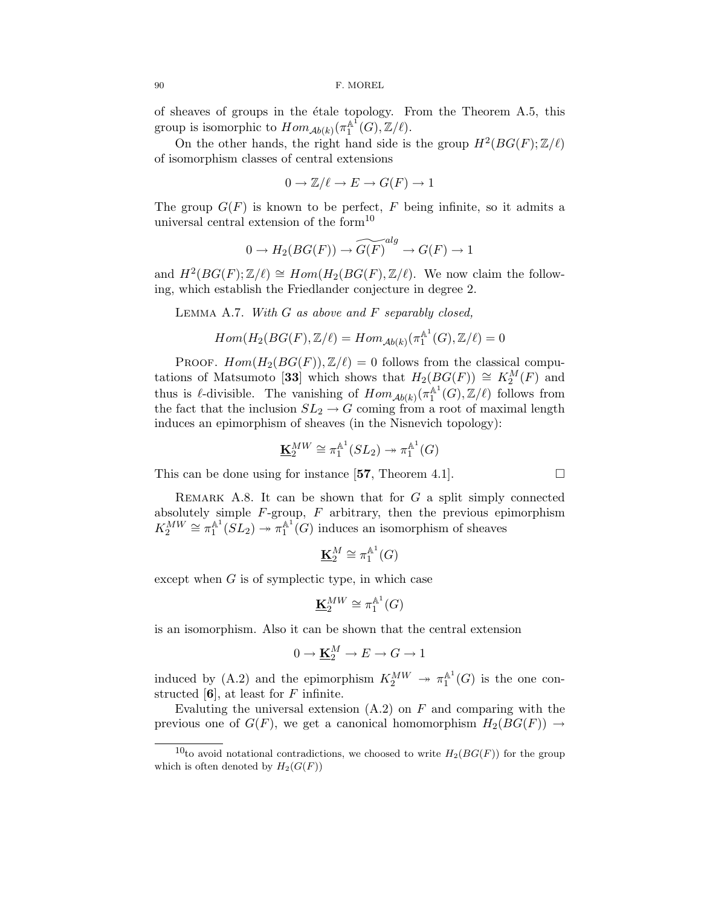of sheaves of groups in the étale topology. From the Theorem A.5, this group is isomorphic to $Hom_{\mathcal{A}b(k)}(\pi_1^{\mathbb{A}^1}(G), \mathbb{Z}/\ell)$.

On the other hands, the right hand side is the group $H^2(BG(F); \mathbb{Z}/\ell)$ of isomorphism classes of central extensions

$$0 \to \mathbb{Z}/\ell \to E \to G(F) \to 1$$

The group $G(F)$ is known to be perfect, $F$ being infinite, so it admits a universal central extension of the form[10]

$$0 \to H_2(BG(F)) \to \widetilde{G(F)}^{alg} \to G(F) \to 1$$

and $H^2(BG(F); \mathbb{Z}/\ell) \cong Hom(H_2(BG(F), \mathbb{Z}/\ell)$. We now claim the following, which establish the Friedlander conjecture in degree 2.

Lemma A.7. *With $G$ as above and $F$ separably closed,*

$$Hom(H_2(BG(F), \mathbb{Z}/\ell) = Hom_{\mathcal{A}b(k)}(\pi_1^{\mathbb{A}^1}(G), \mathbb{Z}/\ell) = 0$$

Proof. $Hom(H_2(BG(F)), \mathbb{Z}/\ell) = 0$ follows from the classical computations of Matsumoto [**33**] which shows that $H_2(BG(F)) \cong K_2^M(F)$ and thus is $\ell$-divisible. The vanishing of $Hom_{\mathcal{A}b(k)}(\pi_1^{\mathbb{A}^1}(G), \mathbb{Z}/\ell)$ follows from the fact that the inclusion $SL_2 \to G$ coming from a root of maximal length induces an epimorphism of sheaves (in the Nisnevich topology):

$$\underline{\mathbf{K}}_2^{MW} \cong \pi_1^{\mathbb{A}^1}(SL_2) \twoheadrightarrow \pi_1^{\mathbb{A}^1}(G)$$

This can be done using for instance [**57**, Theorem 4.1]. □

Remark A.8. It can be shown that for $G$ a split simply connected absolutely simple $F$-group, $F$ arbitrary, then the previous epimorphism $K_2^{MW} \cong \pi_1^{\mathbb{A}^1}(SL_2) \twoheadrightarrow \pi_1^{\mathbb{A}^1}(G)$ induces an isomorphism of sheaves

$$\underline{\mathbf{K}}_2^M \cong \pi_1^{\mathbb{A}^1}(G)$$

except when $G$ is of symplectic type, in which case

$$\underline{\mathbf{K}}_2^{MW} \cong \pi_1^{\mathbb{A}^1}(G)$$

is an isomorphism. Also it can be shown that the central extension

$$0 \to \underline{\mathbf{K}}_2^M \to E \to G \to 1$$

induced by (A.2) and the epimorphism $K_2^{MW} \twoheadrightarrow \pi_1^{\mathbb{A}^1}(G)$ is the one constructed [**6**], at least for $F$ infinite.

Evaluting the universal extension (A.2) on $F$ and comparing with the previous one of $G(F)$, we get a canonical homomorphism $H_2(BG(F)) \to$

[10] to avoid notational contradictions, we choosed to write $H_2(BG(F))$ for the group which is often denoted by $H_2(G(F))$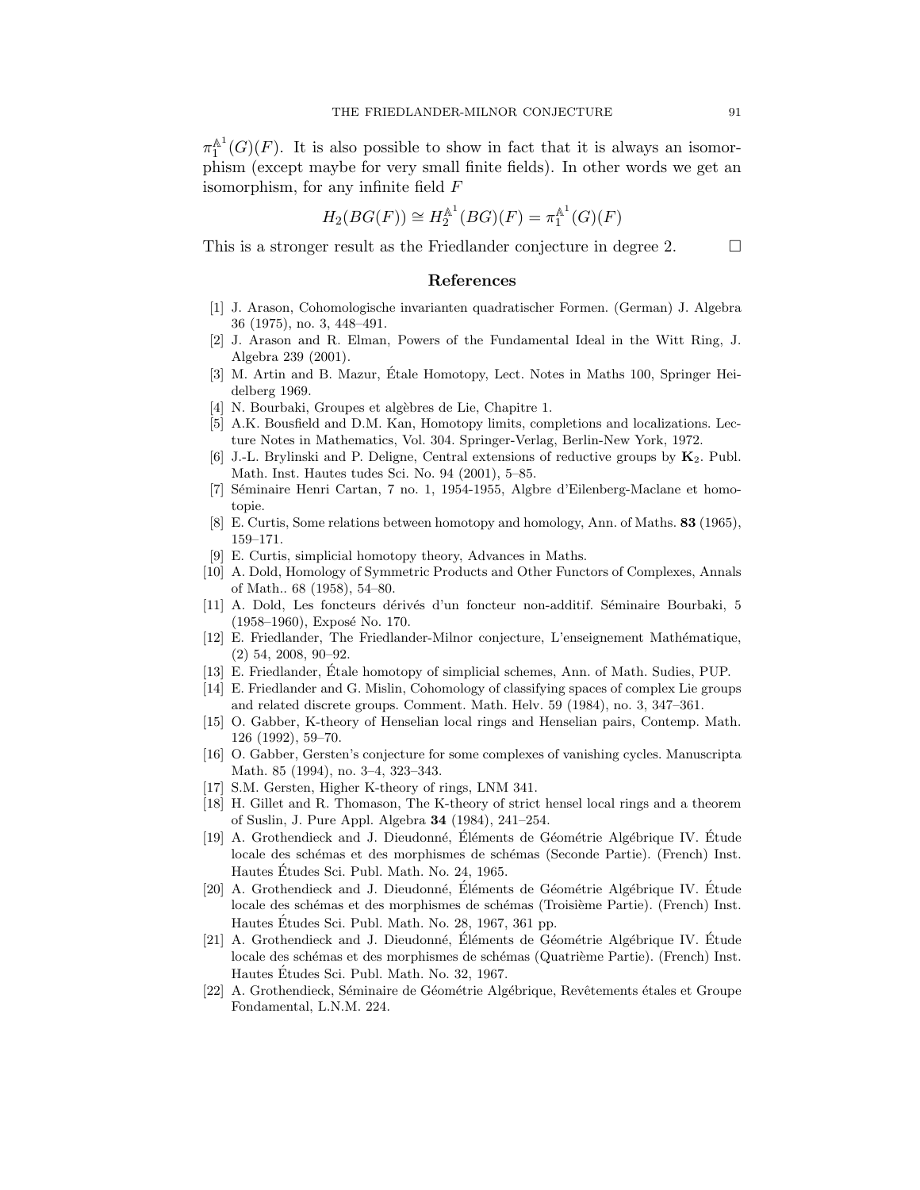$\pi_1^{\mathbb{A}^1}(G)(F)$. It is also possible to show in fact that it is always an isomorphism (except maybe for very small finite fields). In other words we get an isomorphism, for any infinite field $F$

$$H_2(BG(F)) \cong H_2^{\mathbb{A}^1}(BG)(F) = \pi_1^{\mathbb{A}^1}(G)(F)$$

This is a stronger result as the Friedlander conjecture in degree 2. $\square$

## References

[1] J. Arason, Cohomologische invarianten quadratischer Formen. (German) J. Algebra 36 (1975), no. 3, 448–491.

[2] J. Arason and R. Elman, Powers of the Fundamental Ideal in the Witt Ring, J. Algebra 239 (2001).

[3] M. Artin and B. Mazur, Étale Homotopy, Lect. Notes in Maths 100, Springer Heidelberg 1969.

[4] N. Bourbaki, Groupes et algèbres de Lie, Chapitre 1.

[5] A.K. Bousfield and D.M. Kan, Homotopy limits, completions and localizations. Lecture Notes in Mathematics, Vol. 304. Springer-Verlag, Berlin-New York, 1972.

[6] J.-L. Brylinski and P. Deligne, Central extensions of reductive groups by $\mathbf{K}_2$. Publ. Math. Inst. Hautes tudes Sci. No. 94 (2001), 5–85.

[7] Séminaire Henri Cartan, 7 no. 1, 1954-1955, Algbre d'Eilenberg-Maclane et homotopie.

[8] E. Curtis, Some relations between homotopy and homology, Ann. of Maths. **83** (1965), 159–171.

[9] E. Curtis, simplicial homotopy theory, Advances in Maths.

[10] A. Dold, Homology of Symmetric Products and Other Functors of Complexes, Annals of Math.. 68 (1958), 54–80.

[11] A. Dold, Les foncteurs dérivés d'un foncteur non-additif. Séminaire Bourbaki, 5 (1958–1960), Exposé No. 170.

[12] E. Friedlander, The Friedlander-Milnor conjecture, L'enseignement Mathématique, (2) 54, 2008, 90–92.

[13] E. Friedlander, Étale homotopy of simplicial schemes, Ann. of Math. Sudies, PUP.

[14] E. Friedlander and G. Mislin, Cohomology of classifying spaces of complex Lie groups and related discrete groups. Comment. Math. Helv. 59 (1984), no. 3, 347–361.

[15] O. Gabber, K-theory of Henselian local rings and Henselian pairs, Contemp. Math. 126 (1992), 59–70.

[16] O. Gabber, Gersten's conjecture for some complexes of vanishing cycles. Manuscripta Math. 85 (1994), no. 3–4, 323–343.

[17] S.M. Gersten, Higher K-theory of rings, LNM 341.

[18] H. Gillet and R. Thomason, The K-theory of strict hensel local rings and a theorem of Suslin, J. Pure Appl. Algebra **34** (1984), 241–254.

[19] A. Grothendieck and J. Dieudonné, Éléments de Géométrie Algébrique IV. Étude locale des schémas et des morphismes de schémas (Seconde Partie). (French) Inst. Hautes Études Sci. Publ. Math. No. 24, 1965.

[20] A. Grothendieck and J. Dieudonné, Éléments de Géométrie Algébrique IV. Étude locale des schémas et des morphismes de schémas (Troisième Partie). (French) Inst. Hautes Études Sci. Publ. Math. No. 28, 1967, 361 pp.

[21] A. Grothendieck and J. Dieudonné, Éléments de Géométrie Algébrique IV. Étude locale des schémas et des morphismes de schémas (Quatrième Partie). (French) Inst. Hautes Études Sci. Publ. Math. No. 32, 1967.

[22] A. Grothendieck, Séminaire de Géométrie Algébrique, Revêtements étales et Groupe Fondamental, L.N.M. 224.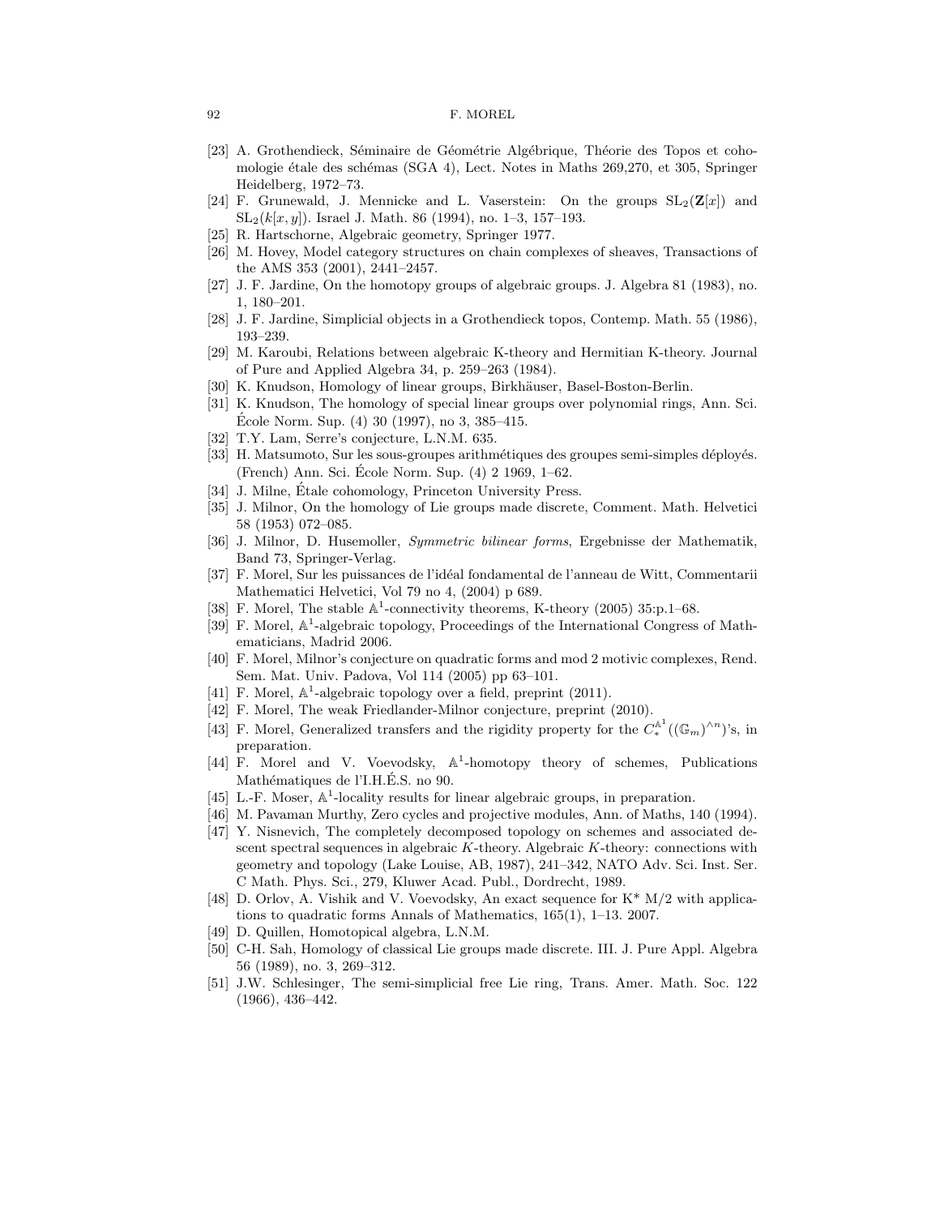[23] A. Grothendieck, Séminaire de Géométrie Algébrique, Théorie des Topos et cohomologie étale des schémas (SGA 4), Lect. Notes in Maths 269,270, et 305, Springer Heidelberg, 1972–73.

[24] F. Grunewald, J. Mennicke and L. Vaserstein: On the groups $\mathrm{SL}_2(\mathbf{Z}[x])$ and $\mathrm{SL}_2(k[x, y])$. Israel J. Math. 86 (1994), no. 1–3, 157–193.

[25] R. Hartshorne, Algebraic geometry, Springer 1977.

[26] M. Hovey, Model category structures on chain complexes of sheaves, Transactions of the AMS 353 (2001), 2441–2457.

[27] J. F. Jardine, On the homotopy groups of algebraic groups. J. Algebra 81 (1983), no. 1, 180–201.

[28] J. F. Jardine, Simplicial objects in a Grothendieck topos, Contemp. Math. 55 (1986), 193–239.

[29] M. Karoubi, Relations between algebraic K-theory and Hermitian K-theory. Journal of Pure and Applied Algebra 34, p. 259–263 (1984).

[30] K. Knudson, Homology of linear groups, Birkhäuser, Basel-Boston-Berlin.

[31] K. Knudson, The homology of special linear groups over polynomial rings, Ann. Sci. École Norm. Sup. (4) 30 (1997), no 3, 385–415.

[32] T.Y. Lam, Serre's conjecture, L.N.M. 635.

[33] H. Matsumoto, Sur les sous-groupes arithmétiques des groupes semi-simples déployés. (French) Ann. Sci. École Norm. Sup. (4) 2 1969, 1–62.

[34] J. Milne, Étale cohomology, Princeton University Press.

[35] J. Milnor, On the homology of Lie groups made discrete, Comment. Math. Helvetici 58 (1953) 072–085.

[36] J. Milnor, D. Husemoller, *Symmetric bilinear forms*, Ergebnisse der Mathematik, Band 73, Springer-Verlag.

[37] F. Morel, Sur les puissances de l'idéal fondamental de l'anneau de Witt, Commentarii Mathematici Helvetici, Vol 79 no 4, (2004) p 689.

[38] F. Morel, The stable $\mathbb{A}^1$-connectivity theorems, K-theory (2005) 35:p.1–68.

[39] F. Morel, $\mathbb{A}^1$-algebraic topology, Proceedings of the International Congress of Mathematicians, Madrid 2006.

[40] F. Morel, Milnor's conjecture on quadratic forms and mod 2 motivic complexes, Rend. Sem. Mat. Univ. Padova, Vol 114 (2005) pp 63–101.

[41] F. Morel, $\mathbb{A}^1$-algebraic topology over a field, preprint (2011).

[42] F. Morel, The weak Friedlander-Milnor conjecture, preprint (2010).

[43] F. Morel, Generalized transfers and the rigidity property for the $C_*^{\mathbb{A}^1}((\mathbb{G}_m)^{\wedge n})$'s, in preparation.

[44] F. Morel and V. Voevodsky, $\mathbb{A}^1$-homotopy theory of schemes, Publications Mathématiques de l'I.H.É.S. no 90.

[45] L.-F. Moser, $\mathbb{A}^1$-locality results for linear algebraic groups, in preparation.

[46] M. Pavaman Murthy, Zero cycles and projective modules, Ann. of Maths, 140 (1994).

[47] Y. Nisnevich, The completely decomposed topology on schemes and associated descent spectral sequences in algebraic $K$-theory. Algebraic $K$-theory: connections with geometry and topology (Lake Louise, AB, 1987), 241–342, NATO Adv. Sci. Inst. Ser. C Math. Phys. Sci., 279, Kluwer Acad. Publ., Dordrecht, 1989.

[48] D. Orlov, A. Vishik and V. Voevodsky, An exact sequence for K* M/2 with applications to quadratic forms Annals of Mathematics, 165(1), 1–13. 2007.

[49] D. Quillen, Homotopical algebra, L.N.M.

[50] C-H. Sah, Homology of classical Lie groups made discrete. III. J. Pure Appl. Algebra 56 (1989), no. 3, 269–312.

[51] J.W. Schlesinger, The semi-simplicial free Lie ring, Trans. Amer. Math. Soc. 122 (1966), 436–442.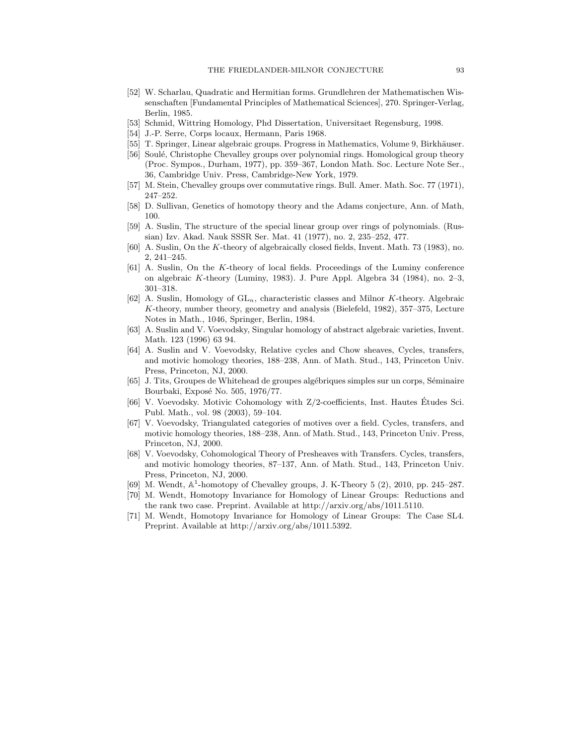[52] W. Scharlau, Quadratic and Hermitian forms. Grundlehren der Mathematischen Wissenschaften [Fundamental Principles of Mathematical Sciences], 270. Springer-Verlag, Berlin, 1985.

[53] Schmid, Wittring Homology, Phd Dissertation, Universitaet Regensburg, 1998.

[54] J.-P. Serre, Corps locaux, Hermann, Paris 1968.

[55] T. Springer, Linear algebraic groups. Progress in Mathematics, Volume 9, Birkhäuser.

[56] Soulé, Christophe Chevalley groups over polynomial rings. Homological group theory (Proc. Sympos., Durham, 1977), pp. 359–367, London Math. Soc. Lecture Note Ser., 36, Cambridge Univ. Press, Cambridge-New York, 1979.

[57] M. Stein, Chevalley groups over commutative rings. Bull. Amer. Math. Soc. 77 (1971), 247–252.

[58] D. Sullivan, Genetics of homotopy theory and the Adams conjecture, Ann. of Math, 100.

[59] A. Suslin, The structure of the special linear group over rings of polynomials. (Russian) Izv. Akad. Nauk SSSR Ser. Mat. 41 (1977), no. 2, 235–252, 477.

[60] A. Suslin, On the $K$-theory of algebraically closed fields, Invent. Math. 73 (1983), no. 2, 241–245.

[61] A. Suslin, On the $K$-theory of local fields. Proceedings of the Luminy conference on algebraic $K$-theory (Luminy, 1983). J. Pure Appl. Algebra 34 (1984), no. 2–3, 301–318.

[62] A. Suslin, Homology of $\mathrm{GL}_n$, characteristic classes and Milnor $K$-theory. Algebraic $K$-theory, number theory, geometry and analysis (Bielefeld, 1982), 357–375, Lecture Notes in Math., 1046, Springer, Berlin, 1984.

[63] A. Suslin and V. Voevodsky, Singular homology of abstract algebraic varieties, Invent. Math. 123 (1996) 63 94.

[64] A. Suslin and V. Voevodsky, Relative cycles and Chow sheaves, Cycles, transfers, and motivic homology theories, 188–238, Ann. of Math. Stud., 143, Princeton Univ. Press, Princeton, NJ, 2000.

[65] J. Tits, Groupes de Whitehead de groupes algébriques simples sur un corps, Séminaire Bourbaki, Exposé No. 505, 1976/77.

[66] V. Voevodsky. Motivic Cohomology with Z/2-coefficients, Inst. Hautes Études Sci. Publ. Math., vol. 98 (2003), 59–104.

[67] V. Voevodsky, Triangulated categories of motives over a field. Cycles, transfers, and motivic homology theories, 188–238, Ann. of Math. Stud., 143, Princeton Univ. Press, Princeton, NJ, 2000.

[68] V. Voevodsky, Cohomological Theory of Presheaves with Transfers. Cycles, transfers, and motivic homology theories, 87–137, Ann. of Math. Stud., 143, Princeton Univ. Press, Princeton, NJ, 2000.

[69] M. Wendt, $\mathbb{A}^1$-homotopy of Chevalley groups, J. K-Theory 5 (2), 2010, pp. 245–287.

[70] M. Wendt, Homotopy Invariance for Homology of Linear Groups: Reductions and the rank two case. Preprint. Available at http://arxiv.org/abs/1011.5110.

[71] M. Wendt, Homotopy Invariance for Homology of Linear Groups: The Case SL4. Preprint. Available at http://arxiv.org/abs/1011.5392.